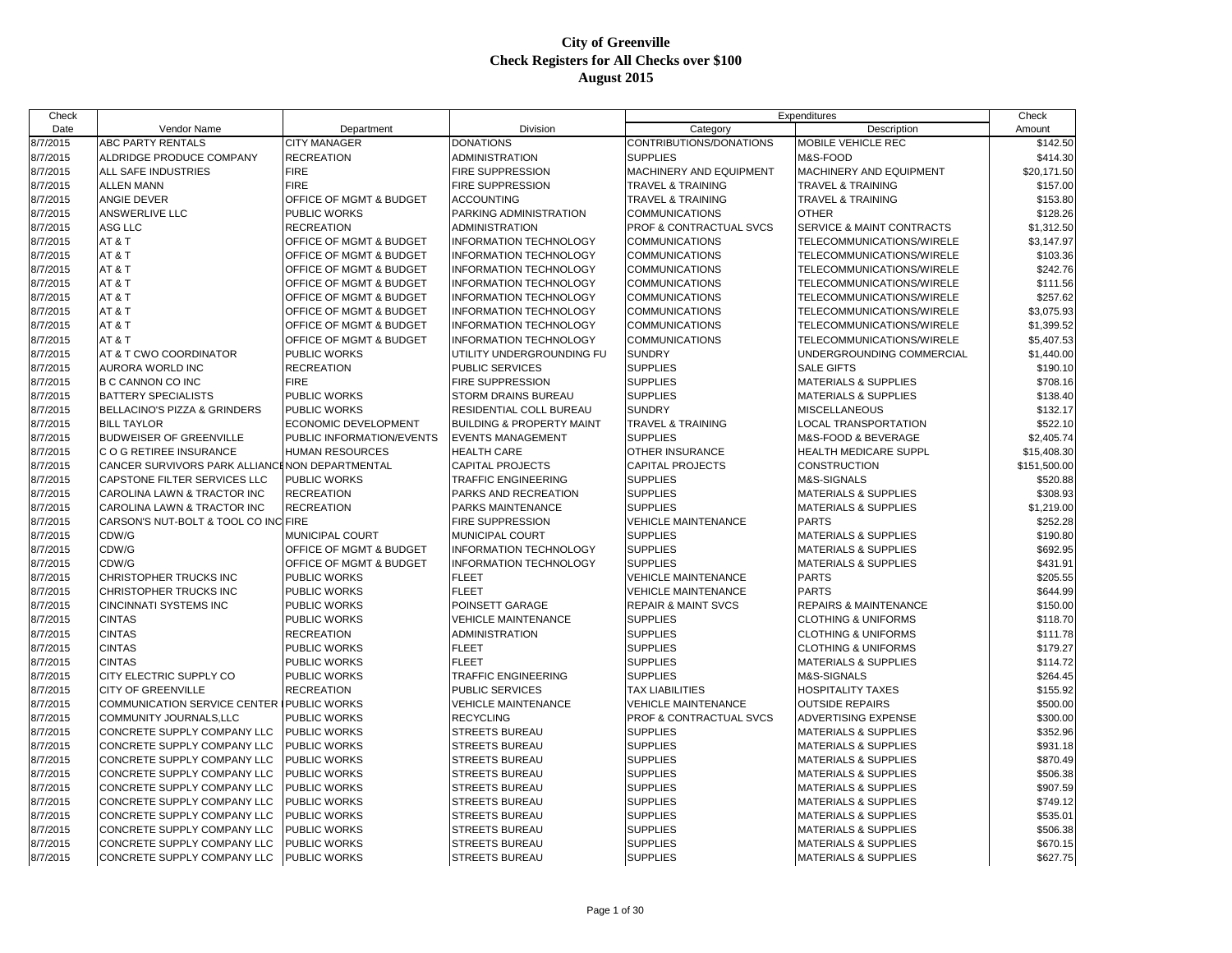# City of Greenville
## Check Registers for All Checks over $100
## August 2015

| Check Date | Vendor Name | Department | Division | Expenditures Category | Expenditures Description | Check Amount |
|---|---|---|---|---|---|---|
| 8/7/2015 | ABC PARTY RENTALS | CITY MANAGER | DONATIONS | CONTRIBUTIONS/DONATIONS | MOBILE VEHICLE REC | $142.50 |
| 8/7/2015 | ALDRIDGE PRODUCE COMPANY | RECREATION | ADMINISTRATION | SUPPLIES | M&S-FOOD | $414.30 |
| 8/7/2015 | ALL SAFE INDUSTRIES | FIRE | FIRE SUPPRESSION | MACHINERY AND EQUIPMENT | MACHINERY AND EQUIPMENT | $20,171.50 |
| 8/7/2015 | ALLEN MANN | FIRE | FIRE SUPPRESSION | TRAVEL & TRAINING | TRAVEL & TRAINING | $157.00 |
| 8/7/2015 | ANGIE DEVER | OFFICE OF MGMT & BUDGET | ACCOUNTING | TRAVEL & TRAINING | TRAVEL & TRAINING | $153.80 |
| 8/7/2015 | ANSWERLIVE LLC | PUBLIC WORKS | PARKING ADMINISTRATION | COMMUNICATIONS | OTHER | $128.26 |
| 8/7/2015 | ASG LLC | RECREATION | ADMINISTRATION | PROF & CONTRACTUAL SVCS | SERVICE & MAINT CONTRACTS | $1,312.50 |
| 8/7/2015 | AT & T | OFFICE OF MGMT & BUDGET | INFORMATION TECHNOLOGY | COMMUNICATIONS | TELECOMMUNICATIONS/WIRELE | $3,147.97 |
| 8/7/2015 | AT & T | OFFICE OF MGMT & BUDGET | INFORMATION TECHNOLOGY | COMMUNICATIONS | TELECOMMUNICATIONS/WIRELE | $103.36 |
| 8/7/2015 | AT & T | OFFICE OF MGMT & BUDGET | INFORMATION TECHNOLOGY | COMMUNICATIONS | TELECOMMUNICATIONS/WIRELE | $242.76 |
| 8/7/2015 | AT & T | OFFICE OF MGMT & BUDGET | INFORMATION TECHNOLOGY | COMMUNICATIONS | TELECOMMUNICATIONS/WIRELE | $111.56 |
| 8/7/2015 | AT & T | OFFICE OF MGMT & BUDGET | INFORMATION TECHNOLOGY | COMMUNICATIONS | TELECOMMUNICATIONS/WIRELE | $257.62 |
| 8/7/2015 | AT & T | OFFICE OF MGMT & BUDGET | INFORMATION TECHNOLOGY | COMMUNICATIONS | TELECOMMUNICATIONS/WIRELE | $3,075.93 |
| 8/7/2015 | AT & T | OFFICE OF MGMT & BUDGET | INFORMATION TECHNOLOGY | COMMUNICATIONS | TELECOMMUNICATIONS/WIRELE | $1,399.52 |
| 8/7/2015 | AT & T | OFFICE OF MGMT & BUDGET | INFORMATION TECHNOLOGY | COMMUNICATIONS | TELECOMMUNICATIONS/WIRELE | $5,407.53 |
| 8/7/2015 | AT & T CWO COORDINATOR | PUBLIC WORKS | UTILITY UNDERGROUNDING FU | SUNDRY | UNDERGROUNDING COMMERCIAL | $1,440.00 |
| 8/7/2015 | AURORA WORLD INC | RECREATION | PUBLIC SERVICES | SUPPLIES | SALE GIFTS | $190.10 |
| 8/7/2015 | B C CANNON CO INC | FIRE | FIRE SUPPRESSION | SUPPLIES | MATERIALS & SUPPLIES | $708.16 |
| 8/7/2015 | BATTERY SPECIALISTS | PUBLIC WORKS | STORM DRAINS BUREAU | SUPPLIES | MATERIALS & SUPPLIES | $138.40 |
| 8/7/2015 | BELLACINO'S PIZZA & GRINDERS | PUBLIC WORKS | RESIDENTIAL COLL BUREAU | SUNDRY | MISCELLANEOUS | $132.17 |
| 8/7/2015 | BILL TAYLOR | ECONOMIC DEVELOPMENT | BUILDING & PROPERTY MAINT | TRAVEL & TRAINING | LOCAL TRANSPORTATION | $522.10 |
| 8/7/2015 | BUDWEISER OF GREENVILLE | PUBLIC INFORMATION/EVENTS | EVENTS MANAGEMENT | SUPPLIES | M&S-FOOD & BEVERAGE | $2,405.74 |
| 8/7/2015 | C O G RETIREE INSURANCE | HUMAN RESOURCES | HEALTH CARE | OTHER INSURANCE | HEALTH MEDICARE SUPPL | $15,408.30 |
| 8/7/2015 | CANCER SURVIVORS PARK ALLIANCE | NON DEPARTMENTAL | CAPITAL PROJECTS | CAPITAL PROJECTS | CONSTRUCTION | $151,500.00 |
| 8/7/2015 | CAPSTONE FILTER SERVICES LLC | PUBLIC WORKS | TRAFFIC ENGINEERING | SUPPLIES | M&S-SIGNALS | $520.88 |
| 8/7/2015 | CAROLINA LAWN & TRACTOR INC | RECREATION | PARKS AND RECREATION | SUPPLIES | MATERIALS & SUPPLIES | $308.93 |
| 8/7/2015 | CAROLINA LAWN & TRACTOR INC | RECREATION | PARKS MAINTENANCE | SUPPLIES | MATERIALS & SUPPLIES | $1,219.00 |
| 8/7/2015 | CARSON'S NUT-BOLT & TOOL CO INC | FIRE | FIRE SUPPRESSION | VEHICLE MAINTENANCE | PARTS | $252.28 |
| 8/7/2015 | CDW/G | MUNICIPAL COURT | MUNICIPAL COURT | SUPPLIES | MATERIALS & SUPPLIES | $190.80 |
| 8/7/2015 | CDW/G | OFFICE OF MGMT & BUDGET | INFORMATION TECHNOLOGY | SUPPLIES | MATERIALS & SUPPLIES | $692.95 |
| 8/7/2015 | CDW/G | OFFICE OF MGMT & BUDGET | INFORMATION TECHNOLOGY | SUPPLIES | MATERIALS & SUPPLIES | $431.91 |
| 8/7/2015 | CHRISTOPHER TRUCKS INC | PUBLIC WORKS | FLEET | VEHICLE MAINTENANCE | PARTS | $205.55 |
| 8/7/2015 | CHRISTOPHER TRUCKS INC | PUBLIC WORKS | FLEET | VEHICLE MAINTENANCE | PARTS | $644.99 |
| 8/7/2015 | CINCINNATI SYSTEMS INC | PUBLIC WORKS | POINSETT GARAGE | REPAIR & MAINT SVCS | REPAIRS & MAINTENANCE | $150.00 |
| 8/7/2015 | CINTAS | PUBLIC WORKS | VEHICLE MAINTENANCE | SUPPLIES | CLOTHING & UNIFORMS | $118.70 |
| 8/7/2015 | CINTAS | RECREATION | ADMINISTRATION | SUPPLIES | CLOTHING & UNIFORMS | $111.78 |
| 8/7/2015 | CINTAS | PUBLIC WORKS | FLEET | SUPPLIES | CLOTHING & UNIFORMS | $179.27 |
| 8/7/2015 | CINTAS | PUBLIC WORKS | FLEET | SUPPLIES | MATERIALS & SUPPLIES | $114.72 |
| 8/7/2015 | CITY ELECTRIC SUPPLY CO | PUBLIC WORKS | TRAFFIC ENGINEERING | SUPPLIES | M&S-SIGNALS | $264.45 |
| 8/7/2015 | CITY OF GREENVILLE | RECREATION | PUBLIC SERVICES | TAX LIABILITIES | HOSPITALITY TAXES | $155.92 |
| 8/7/2015 | COMMUNICATION SERVICE CENTER I | PUBLIC WORKS | VEHICLE MAINTENANCE | VEHICLE MAINTENANCE | OUTSIDE REPAIRS | $500.00 |
| 8/7/2015 | COMMUNITY JOURNALS,LLC | PUBLIC WORKS | RECYCLING | PROF & CONTRACTUAL SVCS | ADVERTISING EXPENSE | $300.00 |
| 8/7/2015 | CONCRETE SUPPLY COMPANY LLC | PUBLIC WORKS | STREETS BUREAU | SUPPLIES | MATERIALS & SUPPLIES | $352.96 |
| 8/7/2015 | CONCRETE SUPPLY COMPANY LLC | PUBLIC WORKS | STREETS BUREAU | SUPPLIES | MATERIALS & SUPPLIES | $931.18 |
| 8/7/2015 | CONCRETE SUPPLY COMPANY LLC | PUBLIC WORKS | STREETS BUREAU | SUPPLIES | MATERIALS & SUPPLIES | $870.49 |
| 8/7/2015 | CONCRETE SUPPLY COMPANY LLC | PUBLIC WORKS | STREETS BUREAU | SUPPLIES | MATERIALS & SUPPLIES | $506.38 |
| 8/7/2015 | CONCRETE SUPPLY COMPANY LLC | PUBLIC WORKS | STREETS BUREAU | SUPPLIES | MATERIALS & SUPPLIES | $907.59 |
| 8/7/2015 | CONCRETE SUPPLY COMPANY LLC | PUBLIC WORKS | STREETS BUREAU | SUPPLIES | MATERIALS & SUPPLIES | $749.12 |
| 8/7/2015 | CONCRETE SUPPLY COMPANY LLC | PUBLIC WORKS | STREETS BUREAU | SUPPLIES | MATERIALS & SUPPLIES | $535.01 |
| 8/7/2015 | CONCRETE SUPPLY COMPANY LLC | PUBLIC WORKS | STREETS BUREAU | SUPPLIES | MATERIALS & SUPPLIES | $506.38 |
| 8/7/2015 | CONCRETE SUPPLY COMPANY LLC | PUBLIC WORKS | STREETS BUREAU | SUPPLIES | MATERIALS & SUPPLIES | $670.15 |
| 8/7/2015 | CONCRETE SUPPLY COMPANY LLC | PUBLIC WORKS | STREETS BUREAU | SUPPLIES | MATERIALS & SUPPLIES | $627.75 |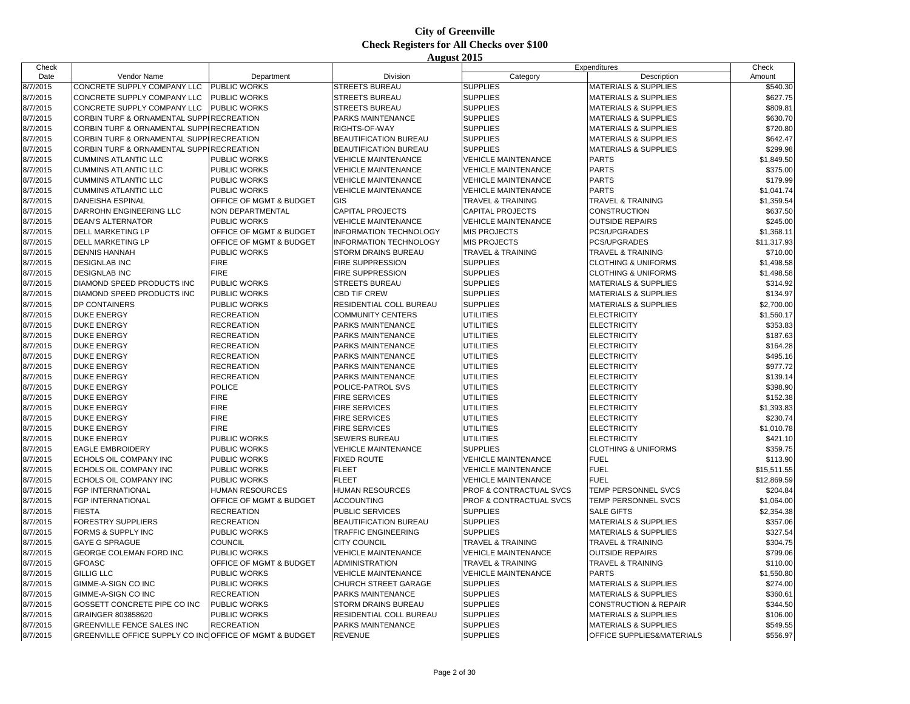# City of Greenville
## Check Registers for All Checks over $100
### August 2015

| Check Date | Vendor Name | Department | Division | Expenditures Category | Expenditures Description | Check Amount |
|---|---|---|---|---|---|---|
| 8/7/2015 | CONCRETE SUPPLY COMPANY LLC | PUBLIC WORKS | STREETS BUREAU | SUPPLIES | MATERIALS & SUPPLIES | $540.30 |
| 8/7/2015 | CONCRETE SUPPLY COMPANY LLC | PUBLIC WORKS | STREETS BUREAU | SUPPLIES | MATERIALS & SUPPLIES | $627.75 |
| 8/7/2015 | CONCRETE SUPPLY COMPANY LLC | PUBLIC WORKS | STREETS BUREAU | SUPPLIES | MATERIALS & SUPPLIES | $809.81 |
| 8/7/2015 | CORBIN TURF & ORNAMENTAL SUPPI | RECREATION | PARKS MAINTENANCE | SUPPLIES | MATERIALS & SUPPLIES | $630.70 |
| 8/7/2015 | CORBIN TURF & ORNAMENTAL SUPPI | RECREATION | RIGHTS-OF-WAY | SUPPLIES | MATERIALS & SUPPLIES | $720.80 |
| 8/7/2015 | CORBIN TURF & ORNAMENTAL SUPPI | RECREATION | BEAUTIFICATION BUREAU | SUPPLIES | MATERIALS & SUPPLIES | $642.47 |
| 8/7/2015 | CORBIN TURF & ORNAMENTAL SUPPI | RECREATION | BEAUTIFICATION BUREAU | SUPPLIES | MATERIALS & SUPPLIES | $299.98 |
| 8/7/2015 | CUMMINS ATLANTIC LLC | PUBLIC WORKS | VEHICLE MAINTENANCE | VEHICLE MAINTENANCE | PARTS | $1,849.50 |
| 8/7/2015 | CUMMINS ATLANTIC LLC | PUBLIC WORKS | VEHICLE MAINTENANCE | VEHICLE MAINTENANCE | PARTS | $375.00 |
| 8/7/2015 | CUMMINS ATLANTIC LLC | PUBLIC WORKS | VEHICLE MAINTENANCE | VEHICLE MAINTENANCE | PARTS | $179.99 |
| 8/7/2015 | CUMMINS ATLANTIC LLC | PUBLIC WORKS | VEHICLE MAINTENANCE | VEHICLE MAINTENANCE | PARTS | $1,041.74 |
| 8/7/2015 | DANEISHA ESPINAL | OFFICE OF MGMT & BUDGET | GIS | TRAVEL & TRAINING | TRAVEL & TRAINING | $1,359.54 |
| 8/7/2015 | DARROHN ENGINEERING LLC | NON DEPARTMENTAL | CAPITAL PROJECTS | CAPITAL PROJECTS | CONSTRUCTION | $637.50 |
| 8/7/2015 | DEAN'S ALTERNATOR | PUBLIC WORKS | VEHICLE MAINTENANCE | VEHICLE MAINTENANCE | OUTSIDE REPAIRS | $245.00 |
| 8/7/2015 | DELL MARKETING LP | OFFICE OF MGMT & BUDGET | INFORMATION TECHNOLOGY | MIS PROJECTS | PCS/UPGRADES | $1,368.11 |
| 8/7/2015 | DELL MARKETING LP | OFFICE OF MGMT & BUDGET | INFORMATION TECHNOLOGY | MIS PROJECTS | PCS/UPGRADES | $11,317.93 |
| 8/7/2015 | DENNIS HANNAH | PUBLIC WORKS | STORM DRAINS BUREAU | TRAVEL & TRAINING | TRAVEL & TRAINING | $710.00 |
| 8/7/2015 | DESIGNLAB INC | FIRE | FIRE SUPPRESSION | SUPPLIES | CLOTHING & UNIFORMS | $1,498.58 |
| 8/7/2015 | DESIGNLAB INC | FIRE | FIRE SUPPRESSION | SUPPLIES | CLOTHING & UNIFORMS | $1,498.58 |
| 8/7/2015 | DIAMOND SPEED PRODUCTS INC | PUBLIC WORKS | STREETS BUREAU | SUPPLIES | MATERIALS & SUPPLIES | $314.92 |
| 8/7/2015 | DIAMOND SPEED PRODUCTS INC | PUBLIC WORKS | CBD TIF CREW | SUPPLIES | MATERIALS & SUPPLIES | $134.97 |
| 8/7/2015 | DP CONTAINERS | PUBLIC WORKS | RESIDENTIAL COLL BUREAU | SUPPLIES | MATERIALS & SUPPLIES | $2,700.00 |
| 8/7/2015 | DUKE ENERGY | RECREATION | COMMUNITY CENTERS | UTILITIES | ELECTRICITY | $1,560.17 |
| 8/7/2015 | DUKE ENERGY | RECREATION | PARKS MAINTENANCE | UTILITIES | ELECTRICITY | $353.83 |
| 8/7/2015 | DUKE ENERGY | RECREATION | PARKS MAINTENANCE | UTILITIES | ELECTRICITY | $187.63 |
| 8/7/2015 | DUKE ENERGY | RECREATION | PARKS MAINTENANCE | UTILITIES | ELECTRICITY | $164.28 |
| 8/7/2015 | DUKE ENERGY | RECREATION | PARKS MAINTENANCE | UTILITIES | ELECTRICITY | $495.16 |
| 8/7/2015 | DUKE ENERGY | RECREATION | PARKS MAINTENANCE | UTILITIES | ELECTRICITY | $977.72 |
| 8/7/2015 | DUKE ENERGY | RECREATION | PARKS MAINTENANCE | UTILITIES | ELECTRICITY | $139.14 |
| 8/7/2015 | DUKE ENERGY | POLICE | POLICE-PATROL SVS | UTILITIES | ELECTRICITY | $398.90 |
| 8/7/2015 | DUKE ENERGY | FIRE | FIRE SERVICES | UTILITIES | ELECTRICITY | $152.38 |
| 8/7/2015 | DUKE ENERGY | FIRE | FIRE SERVICES | UTILITIES | ELECTRICITY | $1,393.83 |
| 8/7/2015 | DUKE ENERGY | FIRE | FIRE SERVICES | UTILITIES | ELECTRICITY | $230.74 |
| 8/7/2015 | DUKE ENERGY | FIRE | FIRE SERVICES | UTILITIES | ELECTRICITY | $1,010.78 |
| 8/7/2015 | DUKE ENERGY | PUBLIC WORKS | SEWERS BUREAU | UTILITIES | ELECTRICITY | $421.10 |
| 8/7/2015 | EAGLE EMBROIDERY | PUBLIC WORKS | VEHICLE MAINTENANCE | SUPPLIES | CLOTHING & UNIFORMS | $359.75 |
| 8/7/2015 | ECHOLS OIL COMPANY INC | PUBLIC WORKS | FIXED ROUTE | VEHICLE MAINTENANCE | FUEL | $113.90 |
| 8/7/2015 | ECHOLS OIL COMPANY INC | PUBLIC WORKS | FLEET | VEHICLE MAINTENANCE | FUEL | $15,511.55 |
| 8/7/2015 | ECHOLS OIL COMPANY INC | PUBLIC WORKS | FLEET | VEHICLE MAINTENANCE | FUEL | $12,869.59 |
| 8/7/2015 | FGP INTERNATIONAL | HUMAN RESOURCES | HUMAN RESOURCES | PROF & CONTRACTUAL SVCS | TEMP PERSONNEL SVCS | $204.84 |
| 8/7/2015 | FGP INTERNATIONAL | OFFICE OF MGMT & BUDGET | ACCOUNTING | PROF & CONTRACTUAL SVCS | TEMP PERSONNEL SVCS | $1,064.00 |
| 8/7/2015 | FIESTA | RECREATION | PUBLIC SERVICES | SUPPLIES | SALE GIFTS | $2,354.38 |
| 8/7/2015 | FORESTRY SUPPLIERS | RECREATION | BEAUTIFICATION BUREAU | SUPPLIES | MATERIALS & SUPPLIES | $357.06 |
| 8/7/2015 | FORMS & SUPPLY INC | PUBLIC WORKS | TRAFFIC ENGINEERING | SUPPLIES | MATERIALS & SUPPLIES | $327.54 |
| 8/7/2015 | GAYE G SPRAGUE | COUNCIL | CITY COUNCIL | TRAVEL & TRAINING | TRAVEL & TRAINING | $304.75 |
| 8/7/2015 | GEORGE COLEMAN FORD INC | PUBLIC WORKS | VEHICLE MAINTENANCE | VEHICLE MAINTENANCE | OUTSIDE REPAIRS | $799.06 |
| 8/7/2015 | GFOASC | OFFICE OF MGMT & BUDGET | ADMINISTRATION | TRAVEL & TRAINING | TRAVEL & TRAINING | $110.00 |
| 8/7/2015 | GILLIG LLC | PUBLIC WORKS | VEHICLE MAINTENANCE | VEHICLE MAINTENANCE | PARTS | $1,550.80 |
| 8/7/2015 | GIMME-A-SIGN CO INC | PUBLIC WORKS | CHURCH STREET GARAGE | SUPPLIES | MATERIALS & SUPPLIES | $274.00 |
| 8/7/2015 | GIMME-A-SIGN CO INC | RECREATION | PARKS MAINTENANCE | SUPPLIES | MATERIALS & SUPPLIES | $360.61 |
| 8/7/2015 | GOSSETT CONCRETE PIPE CO INC | PUBLIC WORKS | STORM DRAINS BUREAU | SUPPLIES | CONSTRUCTION & REPAIR | $344.50 |
| 8/7/2015 | GRAINGER 803858620 | PUBLIC WORKS | RESIDENTIAL COLL BUREAU | SUPPLIES | MATERIALS & SUPPLIES | $106.00 |
| 8/7/2015 | GREENVILLE FENCE SALES INC | RECREATION | PARKS MAINTENANCE | SUPPLIES | MATERIALS & SUPPLIES | $549.55 |
| 8/7/2015 | GREENVILLE OFFICE SUPPLY CO INC | OFFICE OF MGMT & BUDGET | REVENUE | SUPPLIES | OFFICE SUPPLIES&MATERIALS | $556.97 |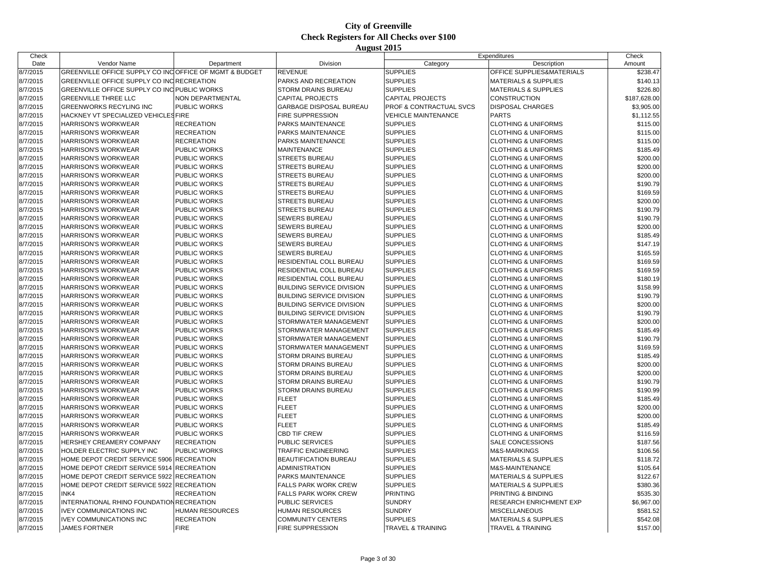# City of Greenville
## Check Registers for All Checks over $100
### August 2015

| Check Date | Vendor Name | Department | Division | Expenditures Category | Expenditures Description | Check Amount |
|---|---|---|---|---|---|---|
| 8/7/2015 | GREENVILLE OFFICE SUPPLY CO INC | OFFICE OF MGMT & BUDGET | REVENUE | SUPPLIES | OFFICE SUPPLIES&MATERIALS | $238.47 |
| 8/7/2015 | GREENVILLE OFFICE SUPPLY CO INC | RECREATION | PARKS AND RECREATION | SUPPLIES | MATERIALS & SUPPLIES | $140.13 |
| 8/7/2015 | GREENVILLE OFFICE SUPPLY CO INC | PUBLIC WORKS | STORM DRAINS BUREAU | SUPPLIES | MATERIALS & SUPPLIES | $226.80 |
| 8/7/2015 | GREENVILLE THREE LLC | NON DEPARTMENTAL | CAPITAL PROJECTS | CAPITAL PROJECTS | CONSTRUCTION | $187,628.00 |
| 8/7/2015 | GREENWORKS RECYLING INC | PUBLIC WORKS | GARBAGE DISPOSAL BUREAU | PROF & CONTRACTUAL SVCS | DISPOSAL CHARGES | $3,905.00 |
| 8/7/2015 | HACKNEY VT SPECIALIZED VEHICLES | FIRE | FIRE SUPPRESSION | VEHICLE MAINTENANCE | PARTS | $1,112.55 |
| 8/7/2015 | HARRISON'S WORKWEAR | RECREATION | PARKS MAINTENANCE | SUPPLIES | CLOTHING & UNIFORMS | $115.00 |
| 8/7/2015 | HARRISON'S WORKWEAR | RECREATION | PARKS MAINTENANCE | SUPPLIES | CLOTHING & UNIFORMS | $115.00 |
| 8/7/2015 | HARRISON'S WORKWEAR | RECREATION | PARKS MAINTENANCE | SUPPLIES | CLOTHING & UNIFORMS | $115.00 |
| 8/7/2015 | HARRISON'S WORKWEAR | PUBLIC WORKS | MAINTENANCE | SUPPLIES | CLOTHING & UNIFORMS | $185.49 |
| 8/7/2015 | HARRISON'S WORKWEAR | PUBLIC WORKS | STREETS BUREAU | SUPPLIES | CLOTHING & UNIFORMS | $200.00 |
| 8/7/2015 | HARRISON'S WORKWEAR | PUBLIC WORKS | STREETS BUREAU | SUPPLIES | CLOTHING & UNIFORMS | $200.00 |
| 8/7/2015 | HARRISON'S WORKWEAR | PUBLIC WORKS | STREETS BUREAU | SUPPLIES | CLOTHING & UNIFORMS | $200.00 |
| 8/7/2015 | HARRISON'S WORKWEAR | PUBLIC WORKS | STREETS BUREAU | SUPPLIES | CLOTHING & UNIFORMS | $190.79 |
| 8/7/2015 | HARRISON'S WORKWEAR | PUBLIC WORKS | STREETS BUREAU | SUPPLIES | CLOTHING & UNIFORMS | $169.59 |
| 8/7/2015 | HARRISON'S WORKWEAR | PUBLIC WORKS | STREETS BUREAU | SUPPLIES | CLOTHING & UNIFORMS | $200.00 |
| 8/7/2015 | HARRISON'S WORKWEAR | PUBLIC WORKS | STREETS BUREAU | SUPPLIES | CLOTHING & UNIFORMS | $190.79 |
| 8/7/2015 | HARRISON'S WORKWEAR | PUBLIC WORKS | SEWERS BUREAU | SUPPLIES | CLOTHING & UNIFORMS | $190.79 |
| 8/7/2015 | HARRISON'S WORKWEAR | PUBLIC WORKS | SEWERS BUREAU | SUPPLIES | CLOTHING & UNIFORMS | $200.00 |
| 8/7/2015 | HARRISON'S WORKWEAR | PUBLIC WORKS | SEWERS BUREAU | SUPPLIES | CLOTHING & UNIFORMS | $185.49 |
| 8/7/2015 | HARRISON'S WORKWEAR | PUBLIC WORKS | SEWERS BUREAU | SUPPLIES | CLOTHING & UNIFORMS | $147.19 |
| 8/7/2015 | HARRISON'S WORKWEAR | PUBLIC WORKS | SEWERS BUREAU | SUPPLIES | CLOTHING & UNIFORMS | $165.59 |
| 8/7/2015 | HARRISON'S WORKWEAR | PUBLIC WORKS | RESIDENTIAL COLL BUREAU | SUPPLIES | CLOTHING & UNIFORMS | $169.59 |
| 8/7/2015 | HARRISON'S WORKWEAR | PUBLIC WORKS | RESIDENTIAL COLL BUREAU | SUPPLIES | CLOTHING & UNIFORMS | $169.59 |
| 8/7/2015 | HARRISON'S WORKWEAR | PUBLIC WORKS | RESIDENTIAL COLL BUREAU | SUPPLIES | CLOTHING & UNIFORMS | $180.19 |
| 8/7/2015 | HARRISON'S WORKWEAR | PUBLIC WORKS | BUILDING SERVICE DIVISION | SUPPLIES | CLOTHING & UNIFORMS | $158.99 |
| 8/7/2015 | HARRISON'S WORKWEAR | PUBLIC WORKS | BUILDING SERVICE DIVISION | SUPPLIES | CLOTHING & UNIFORMS | $190.79 |
| 8/7/2015 | HARRISON'S WORKWEAR | PUBLIC WORKS | BUILDING SERVICE DIVISION | SUPPLIES | CLOTHING & UNIFORMS | $200.00 |
| 8/7/2015 | HARRISON'S WORKWEAR | PUBLIC WORKS | BUILDING SERVICE DIVISION | SUPPLIES | CLOTHING & UNIFORMS | $190.79 |
| 8/7/2015 | HARRISON'S WORKWEAR | PUBLIC WORKS | STORMWATER MANAGEMENT | SUPPLIES | CLOTHING & UNIFORMS | $200.00 |
| 8/7/2015 | HARRISON'S WORKWEAR | PUBLIC WORKS | STORMWATER MANAGEMENT | SUPPLIES | CLOTHING & UNIFORMS | $185.49 |
| 8/7/2015 | HARRISON'S WORKWEAR | PUBLIC WORKS | STORMWATER MANAGEMENT | SUPPLIES | CLOTHING & UNIFORMS | $190.79 |
| 8/7/2015 | HARRISON'S WORKWEAR | PUBLIC WORKS | STORMWATER MANAGEMENT | SUPPLIES | CLOTHING & UNIFORMS | $169.59 |
| 8/7/2015 | HARRISON'S WORKWEAR | PUBLIC WORKS | STORM DRAINS BUREAU | SUPPLIES | CLOTHING & UNIFORMS | $185.49 |
| 8/7/2015 | HARRISON'S WORKWEAR | PUBLIC WORKS | STORM DRAINS BUREAU | SUPPLIES | CLOTHING & UNIFORMS | $200.00 |
| 8/7/2015 | HARRISON'S WORKWEAR | PUBLIC WORKS | STORM DRAINS BUREAU | SUPPLIES | CLOTHING & UNIFORMS | $200.00 |
| 8/7/2015 | HARRISON'S WORKWEAR | PUBLIC WORKS | STORM DRAINS BUREAU | SUPPLIES | CLOTHING & UNIFORMS | $190.79 |
| 8/7/2015 | HARRISON'S WORKWEAR | PUBLIC WORKS | STORM DRAINS BUREAU | SUPPLIES | CLOTHING & UNIFORMS | $190.99 |
| 8/7/2015 | HARRISON'S WORKWEAR | PUBLIC WORKS | FLEET | SUPPLIES | CLOTHING & UNIFORMS | $185.49 |
| 8/7/2015 | HARRISON'S WORKWEAR | PUBLIC WORKS | FLEET | SUPPLIES | CLOTHING & UNIFORMS | $200.00 |
| 8/7/2015 | HARRISON'S WORKWEAR | PUBLIC WORKS | FLEET | SUPPLIES | CLOTHING & UNIFORMS | $200.00 |
| 8/7/2015 | HARRISON'S WORKWEAR | PUBLIC WORKS | FLEET | SUPPLIES | CLOTHING & UNIFORMS | $185.49 |
| 8/7/2015 | HARRISON'S WORKWEAR | PUBLIC WORKS | CBD TIF CREW | SUPPLIES | CLOTHING & UNIFORMS | $116.59 |
| 8/7/2015 | HERSHEY CREAMERY COMPANY | RECREATION | PUBLIC SERVICES | SUPPLIES | SALE CONCESSIONS | $187.56 |
| 8/7/2015 | HOLDER ELECTRIC SUPPLY INC | PUBLIC WORKS | TRAFFIC ENGINEERING | SUPPLIES | M&S-MARKINGS | $106.56 |
| 8/7/2015 | HOME DEPOT CREDIT SERVICE 5906 | RECREATION | BEAUTIFICATION BUREAU | SUPPLIES | MATERIALS & SUPPLIES | $118.72 |
| 8/7/2015 | HOME DEPOT CREDIT SERVICE 5914 | RECREATION | ADMINISTRATION | SUPPLIES | M&S-MAINTENANCE | $105.64 |
| 8/7/2015 | HOME DEPOT CREDIT SERVICE 5922 | RECREATION | PARKS MAINTENANCE | SUPPLIES | MATERIALS & SUPPLIES | $122.67 |
| 8/7/2015 | HOME DEPOT CREDIT SERVICE 5922 | RECREATION | FALLS PARK WORK CREW | SUPPLIES | MATERIALS & SUPPLIES | $380.36 |
| 8/7/2015 | INK4 | RECREATION | FALLS PARK WORK CREW | PRINTING | PRINTING & BINDING | $535.30 |
| 8/7/2015 | INTERNATIONAL RHINO FOUNDATION | RECREATION | PUBLIC SERVICES | SUNDRY | RESEARCH ENRICHMENT EXP | $6,967.00 |
| 8/7/2015 | IVEY COMMUNICATIONS INC | HUMAN RESOURCES | HUMAN RESOURCES | SUNDRY | MISCELLANEOUS | $581.52 |
| 8/7/2015 | IVEY COMMUNICATIONS INC | RECREATION | COMMUNITY CENTERS | SUPPLIES | MATERIALS & SUPPLIES | $542.08 |
| 8/7/2015 | JAMES FORTNER | FIRE | FIRE SUPPRESSION | TRAVEL & TRAINING | TRAVEL & TRAINING | $157.00 |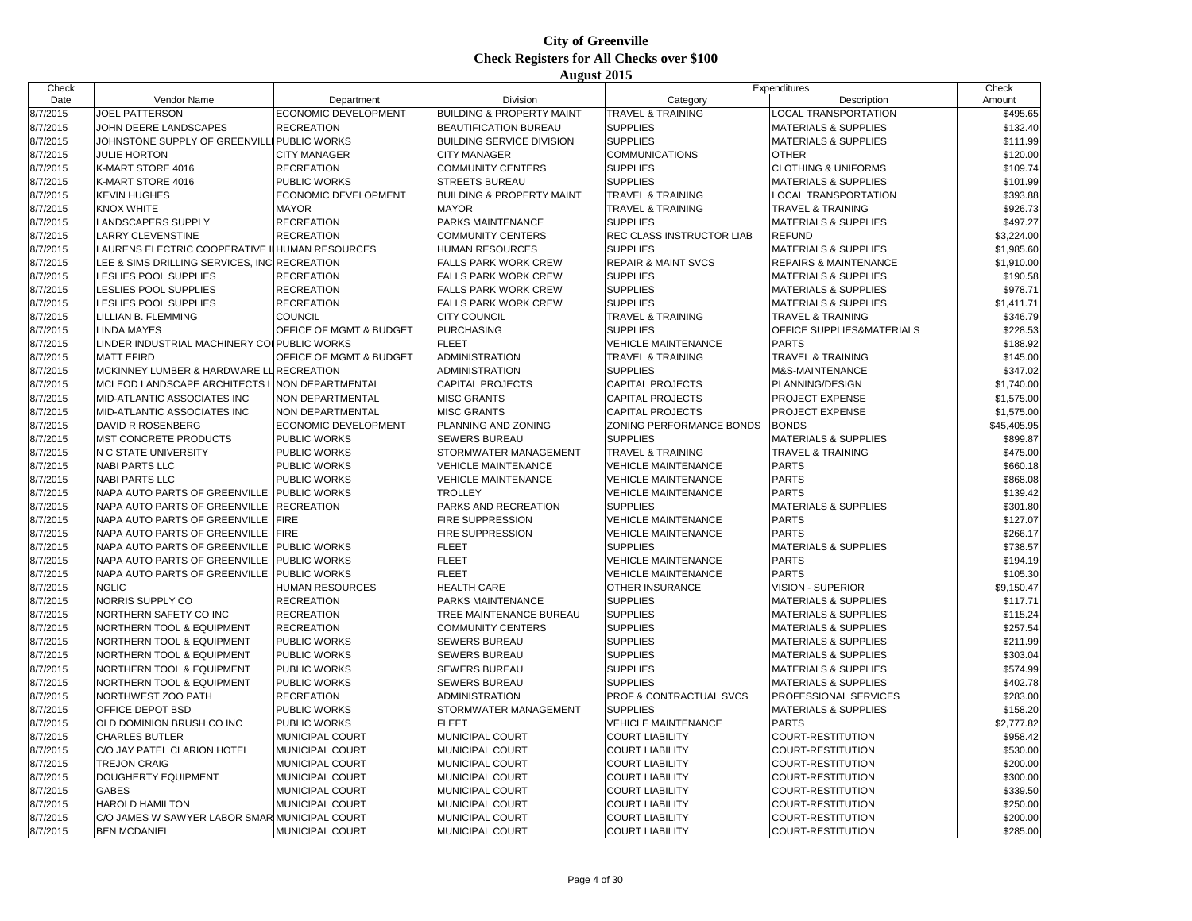# City of Greenville
## Check Registers for All Checks over $100
### August 2015

| Check Date | Vendor Name | Department | Division | Expenditures Category | Expenditures Description | Check Amount |
|---|---|---|---|---|---|---|
| 8/7/2015 | JOEL PATTERSON | ECONOMIC DEVELOPMENT | BUILDING & PROPERTY MAINT | TRAVEL & TRAINING | LOCAL TRANSPORTATION | $495.65 |
| 8/7/2015 | JOHN DEERE LANDSCAPES | RECREATION | BEAUTIFICATION BUREAU | SUPPLIES | MATERIALS & SUPPLIES | $132.40 |
| 8/7/2015 | JOHNSTONE SUPPLY OF GREENVILL | PUBLIC WORKS | BUILDING SERVICE DIVISION | SUPPLIES | MATERIALS & SUPPLIES | $111.99 |
| 8/7/2015 | JULIE HORTON | CITY MANAGER | CITY MANAGER | COMMUNICATIONS | OTHER | $120.00 |
| 8/7/2015 | K-MART STORE 4016 | RECREATION | COMMUNITY CENTERS | SUPPLIES | CLOTHING & UNIFORMS | $109.74 |
| 8/7/2015 | K-MART STORE 4016 | PUBLIC WORKS | STREETS BUREAU | SUPPLIES | MATERIALS & SUPPLIES | $101.99 |
| 8/7/2015 | KEVIN HUGHES | ECONOMIC DEVELOPMENT | BUILDING & PROPERTY MAINT | TRAVEL & TRAINING | LOCAL TRANSPORTATION | $393.88 |
| 8/7/2015 | KNOX WHITE | MAYOR | MAYOR | TRAVEL & TRAINING | TRAVEL & TRAINING | $926.73 |
| 8/7/2015 | LANDSCAPERS SUPPLY | RECREATION | PARKS MAINTENANCE | SUPPLIES | MATERIALS & SUPPLIES | $497.27 |
| 8/7/2015 | LARRY CLEVENSTINE | RECREATION | COMMUNITY CENTERS | REC CLASS INSTRUCTOR LIAB | REFUND | $3,224.00 |
| 8/7/2015 | LAURENS ELECTRIC COOPERATIVE I | HUMAN RESOURCES | HUMAN RESOURCES | SUPPLIES | MATERIALS & SUPPLIES | $1,985.60 |
| 8/7/2015 | LEE & SIMS DRILLING SERVICES, INC | RECREATION | FALLS PARK WORK CREW | REPAIR & MAINT SVCS | REPAIRS & MAINTENANCE | $1,910.00 |
| 8/7/2015 | LESLIES POOL SUPPLIES | RECREATION | FALLS PARK WORK CREW | SUPPLIES | MATERIALS & SUPPLIES | $190.58 |
| 8/7/2015 | LESLIES POOL SUPPLIES | RECREATION | FALLS PARK WORK CREW | SUPPLIES | MATERIALS & SUPPLIES | $978.71 |
| 8/7/2015 | LESLIES POOL SUPPLIES | RECREATION | FALLS PARK WORK CREW | SUPPLIES | MATERIALS & SUPPLIES | $1,411.71 |
| 8/7/2015 | LILLIAN B. FLEMMING | COUNCIL | CITY COUNCIL | TRAVEL & TRAINING | TRAVEL & TRAINING | $346.79 |
| 8/7/2015 | LINDA MAYES | OFFICE OF MGMT & BUDGET | PURCHASING | SUPPLIES | OFFICE SUPPLIES&MATERIALS | $228.53 |
| 8/7/2015 | LINDER INDUSTRIAL MACHINERY CO | PUBLIC WORKS | FLEET | VEHICLE MAINTENANCE | PARTS | $188.92 |
| 8/7/2015 | MATT EFIRD | OFFICE OF MGMT & BUDGET | ADMINISTRATION | TRAVEL & TRAINING | TRAVEL & TRAINING | $145.00 |
| 8/7/2015 | MCKINNEY LUMBER & HARDWARE LL | RECREATION | ADMINISTRATION | SUPPLIES | M&S-MAINTENANCE | $347.02 |
| 8/7/2015 | MCLEOD LANDSCAPE ARCHITECTS L | NON DEPARTMENTAL | CAPITAL PROJECTS | CAPITAL PROJECTS | PLANNING/DESIGN | $1,740.00 |
| 8/7/2015 | MID-ATLANTIC ASSOCIATES INC | NON DEPARTMENTAL | MISC GRANTS | CAPITAL PROJECTS | PROJECT EXPENSE | $1,575.00 |
| 8/7/2015 | MID-ATLANTIC ASSOCIATES INC | NON DEPARTMENTAL | MISC GRANTS | CAPITAL PROJECTS | PROJECT EXPENSE | $1,575.00 |
| 8/7/2015 | DAVID R ROSENBERG | ECONOMIC DEVELOPMENT | PLANNING AND ZONING | ZONING PERFORMANCE BONDS | BONDS | $45,405.95 |
| 8/7/2015 | MST CONCRETE PRODUCTS | PUBLIC WORKS | SEWERS BUREAU | SUPPLIES | MATERIALS & SUPPLIES | $899.87 |
| 8/7/2015 | N C STATE UNIVERSITY | PUBLIC WORKS | STORMWATER MANAGEMENT | TRAVEL & TRAINING | TRAVEL & TRAINING | $475.00 |
| 8/7/2015 | NABI PARTS LLC | PUBLIC WORKS | VEHICLE MAINTENANCE | VEHICLE MAINTENANCE | PARTS | $660.18 |
| 8/7/2015 | NABI PARTS LLC | PUBLIC WORKS | VEHICLE MAINTENANCE | VEHICLE MAINTENANCE | PARTS | $868.08 |
| 8/7/2015 | NAPA AUTO PARTS OF GREENVILLE | PUBLIC WORKS | TROLLEY | VEHICLE MAINTENANCE | PARTS | $139.42 |
| 8/7/2015 | NAPA AUTO PARTS OF GREENVILLE | RECREATION | PARKS AND RECREATION | SUPPLIES | MATERIALS & SUPPLIES | $301.80 |
| 8/7/2015 | NAPA AUTO PARTS OF GREENVILLE | FIRE | FIRE SUPPRESSION | VEHICLE MAINTENANCE | PARTS | $127.07 |
| 8/7/2015 | NAPA AUTO PARTS OF GREENVILLE | FIRE | FIRE SUPPRESSION | VEHICLE MAINTENANCE | PARTS | $266.17 |
| 8/7/2015 | NAPA AUTO PARTS OF GREENVILLE | PUBLIC WORKS | FLEET | SUPPLIES | MATERIALS & SUPPLIES | $738.57 |
| 8/7/2015 | NAPA AUTO PARTS OF GREENVILLE | PUBLIC WORKS | FLEET | VEHICLE MAINTENANCE | PARTS | $194.19 |
| 8/7/2015 | NAPA AUTO PARTS OF GREENVILLE | PUBLIC WORKS | FLEET | VEHICLE MAINTENANCE | PARTS | $105.30 |
| 8/7/2015 | NGLIC | HUMAN RESOURCES | HEALTH CARE | OTHER INSURANCE | VISION - SUPERIOR | $9,150.47 |
| 8/7/2015 | NORRIS SUPPLY CO | RECREATION | PARKS MAINTENANCE | SUPPLIES | MATERIALS & SUPPLIES | $117.71 |
| 8/7/2015 | NORTHERN SAFETY CO INC | RECREATION | TREE MAINTENANCE BUREAU | SUPPLIES | MATERIALS & SUPPLIES | $115.24 |
| 8/7/2015 | NORTHERN TOOL & EQUIPMENT | RECREATION | COMMUNITY CENTERS | SUPPLIES | MATERIALS & SUPPLIES | $257.54 |
| 8/7/2015 | NORTHERN TOOL & EQUIPMENT | PUBLIC WORKS | SEWERS BUREAU | SUPPLIES | MATERIALS & SUPPLIES | $211.99 |
| 8/7/2015 | NORTHERN TOOL & EQUIPMENT | PUBLIC WORKS | SEWERS BUREAU | SUPPLIES | MATERIALS & SUPPLIES | $303.04 |
| 8/7/2015 | NORTHERN TOOL & EQUIPMENT | PUBLIC WORKS | SEWERS BUREAU | SUPPLIES | MATERIALS & SUPPLIES | $574.99 |
| 8/7/2015 | NORTHERN TOOL & EQUIPMENT | PUBLIC WORKS | SEWERS BUREAU | SUPPLIES | MATERIALS & SUPPLIES | $402.78 |
| 8/7/2015 | NORTHWEST ZOO PATH | RECREATION | ADMINISTRATION | PROF & CONTRACTUAL SVCS | PROFESSIONAL SERVICES | $283.00 |
| 8/7/2015 | OFFICE DEPOT BSD | PUBLIC WORKS | STORMWATER MANAGEMENT | SUPPLIES | MATERIALS & SUPPLIES | $158.20 |
| 8/7/2015 | OLD DOMINION BRUSH CO INC | PUBLIC WORKS | FLEET | VEHICLE MAINTENANCE | PARTS | $2,777.82 |
| 8/7/2015 | CHARLES BUTLER | MUNICIPAL COURT | MUNICIPAL COURT | COURT LIABILITY | COURT-RESTITUTION | $958.42 |
| 8/7/2015 | C/O JAY PATEL CLARION HOTEL | MUNICIPAL COURT | MUNICIPAL COURT | COURT LIABILITY | COURT-RESTITUTION | $530.00 |
| 8/7/2015 | TREJON CRAIG | MUNICIPAL COURT | MUNICIPAL COURT | COURT LIABILITY | COURT-RESTITUTION | $200.00 |
| 8/7/2015 | DOUGHERTY EQUIPMENT | MUNICIPAL COURT | MUNICIPAL COURT | COURT LIABILITY | COURT-RESTITUTION | $300.00 |
| 8/7/2015 | GABES | MUNICIPAL COURT | MUNICIPAL COURT | COURT LIABILITY | COURT-RESTITUTION | $339.50 |
| 8/7/2015 | HAROLD HAMILTON | MUNICIPAL COURT | MUNICIPAL COURT | COURT LIABILITY | COURT-RESTITUTION | $250.00 |
| 8/7/2015 | C/O JAMES W SAWYER LABOR SMAR | MUNICIPAL COURT | MUNICIPAL COURT | COURT LIABILITY | COURT-RESTITUTION | $200.00 |
| 8/7/2015 | BEN MCDANIEL | MUNICIPAL COURT | MUNICIPAL COURT | COURT LIABILITY | COURT-RESTITUTION | $285.00 |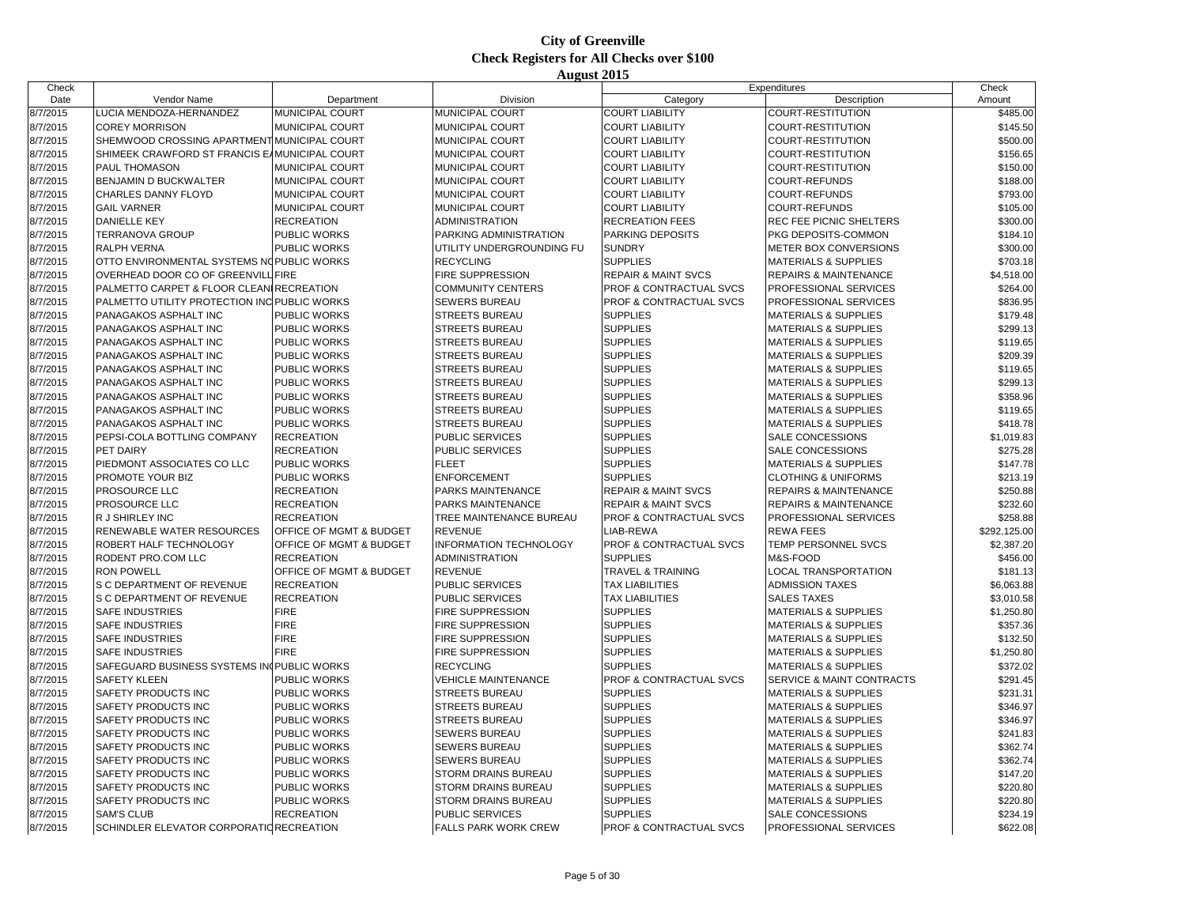# City of Greenville
## Check Registers for All Checks over $100
### August 2015

| Check Date | Vendor Name | Department | Division | Expenditures Category | Expenditures Description | Check Amount |
|---|---|---|---|---|---|---|
| 8/7/2015 | LUCIA MENDOZA-HERNANDEZ | MUNICIPAL COURT | MUNICIPAL COURT | COURT LIABILITY | COURT-RESTITUTION | $485.00 |
| 8/7/2015 | COREY MORRISON | MUNICIPAL COURT | MUNICIPAL COURT | COURT LIABILITY | COURT-RESTITUTION | $145.50 |
| 8/7/2015 | SHEMWOOD CROSSING APARTMENT | MUNICIPAL COURT | MUNICIPAL COURT | COURT LIABILITY | COURT-RESTITUTION | $500.00 |
| 8/7/2015 | SHIMEEK CRAWFORD ST FRANCIS E/ | MUNICIPAL COURT | MUNICIPAL COURT | COURT LIABILITY | COURT-RESTITUTION | $156.65 |
| 8/7/2015 | PAUL THOMASON | MUNICIPAL COURT | MUNICIPAL COURT | COURT LIABILITY | COURT-RESTITUTION | $150.00 |
| 8/7/2015 | BENJAMIN D BUCKWALTER | MUNICIPAL COURT | MUNICIPAL COURT | COURT LIABILITY | COURT-REFUNDS | $188.00 |
| 8/7/2015 | CHARLES DANNY FLOYD | MUNICIPAL COURT | MUNICIPAL COURT | COURT LIABILITY | COURT-REFUNDS | $793.00 |
| 8/7/2015 | GAIL VARNER | MUNICIPAL COURT | MUNICIPAL COURT | COURT LIABILITY | COURT-REFUNDS | $105.00 |
| 8/7/2015 | DANIELLE KEY | RECREATION | ADMINISTRATION | RECREATION FEES | REC FEE PICNIC SHELTERS | $300.00 |
| 8/7/2015 | TERRANOVA GROUP | PUBLIC WORKS | PARKING ADMINISTRATION | PARKING DEPOSITS | PKG DEPOSITS-COMMON | $184.10 |
| 8/7/2015 | RALPH VERNA | PUBLIC WORKS | UTILITY UNDERGROUNDING FU | SUNDRY | METER BOX CONVERSIONS | $300.00 |
| 8/7/2015 | OTTO ENVIRONMENTAL SYSTEMS NC | PUBLIC WORKS | RECYCLING | SUPPLIES | MATERIALS & SUPPLIES | $703.18 |
| 8/7/2015 | OVERHEAD DOOR CO OF GREENVILL | FIRE | FIRE SUPPRESSION | REPAIR & MAINT SVCS | REPAIRS & MAINTENANCE | $4,518.00 |
| 8/7/2015 | PALMETTO CARPET & FLOOR CLEAN | RECREATION | COMMUNITY CENTERS | PROF & CONTRACTUAL SVCS | PROFESSIONAL SERVICES | $264.00 |
| 8/7/2015 | PALMETTO UTILITY PROTECTION INC | PUBLIC WORKS | SEWERS BUREAU | PROF & CONTRACTUAL SVCS | PROFESSIONAL SERVICES | $836.95 |
| 8/7/2015 | PANAGAKOS ASPHALT INC | PUBLIC WORKS | STREETS BUREAU | SUPPLIES | MATERIALS & SUPPLIES | $179.48 |
| 8/7/2015 | PANAGAKOS ASPHALT INC | PUBLIC WORKS | STREETS BUREAU | SUPPLIES | MATERIALS & SUPPLIES | $299.13 |
| 8/7/2015 | PANAGAKOS ASPHALT INC | PUBLIC WORKS | STREETS BUREAU | SUPPLIES | MATERIALS & SUPPLIES | $119.65 |
| 8/7/2015 | PANAGAKOS ASPHALT INC | PUBLIC WORKS | STREETS BUREAU | SUPPLIES | MATERIALS & SUPPLIES | $209.39 |
| 8/7/2015 | PANAGAKOS ASPHALT INC | PUBLIC WORKS | STREETS BUREAU | SUPPLIES | MATERIALS & SUPPLIES | $119.65 |
| 8/7/2015 | PANAGAKOS ASPHALT INC | PUBLIC WORKS | STREETS BUREAU | SUPPLIES | MATERIALS & SUPPLIES | $299.13 |
| 8/7/2015 | PANAGAKOS ASPHALT INC | PUBLIC WORKS | STREETS BUREAU | SUPPLIES | MATERIALS & SUPPLIES | $358.96 |
| 8/7/2015 | PANAGAKOS ASPHALT INC | PUBLIC WORKS | STREETS BUREAU | SUPPLIES | MATERIALS & SUPPLIES | $119.65 |
| 8/7/2015 | PANAGAKOS ASPHALT INC | PUBLIC WORKS | STREETS BUREAU | SUPPLIES | MATERIALS & SUPPLIES | $418.78 |
| 8/7/2015 | PEPSI-COLA BOTTLING COMPANY | RECREATION | PUBLIC SERVICES | SUPPLIES | SALE CONCESSIONS | $1,019.83 |
| 8/7/2015 | PET DAIRY | RECREATION | PUBLIC SERVICES | SUPPLIES | SALE CONCESSIONS | $275.28 |
| 8/7/2015 | PIEDMONT ASSOCIATES CO LLC | PUBLIC WORKS | FLEET | SUPPLIES | MATERIALS & SUPPLIES | $147.78 |
| 8/7/2015 | PROMOTE YOUR BIZ | PUBLIC WORKS | ENFORCEMENT | SUPPLIES | CLOTHING & UNIFORMS | $213.19 |
| 8/7/2015 | PROSOURCE LLC | RECREATION | PARKS MAINTENANCE | REPAIR & MAINT SVCS | REPAIRS & MAINTENANCE | $250.88 |
| 8/7/2015 | PROSOURCE LLC | RECREATION | PARKS MAINTENANCE | REPAIR & MAINT SVCS | REPAIRS & MAINTENANCE | $232.60 |
| 8/7/2015 | R J SHIRLEY INC | RECREATION | TREE MAINTENANCE BUREAU | PROF & CONTRACTUAL SVCS | PROFESSIONAL SERVICES | $258.88 |
| 8/7/2015 | RENEWABLE WATER RESOURCES | OFFICE OF MGMT & BUDGET | REVENUE | LIAB-REWA | REWA FEES | $292,125.00 |
| 8/7/2015 | ROBERT HALF TECHNOLOGY | OFFICE OF MGMT & BUDGET | INFORMATION TECHNOLOGY | PROF & CONTRACTUAL SVCS | TEMP PERSONNEL SVCS | $2,387.20 |
| 8/7/2015 | RODENT PRO.COM LLC | RECREATION | ADMINISTRATION | SUPPLIES | M&S-FOOD | $456.00 |
| 8/7/2015 | RON POWELL | OFFICE OF MGMT & BUDGET | REVENUE | TRAVEL & TRAINING | LOCAL TRANSPORTATION | $181.13 |
| 8/7/2015 | S C DEPARTMENT OF REVENUE | RECREATION | PUBLIC SERVICES | TAX LIABILITIES | ADMISSION TAXES | $6,063.88 |
| 8/7/2015 | S C DEPARTMENT OF REVENUE | RECREATION | PUBLIC SERVICES | TAX LIABILITIES | SALES TAXES | $3,010.58 |
| 8/7/2015 | SAFE INDUSTRIES | FIRE | FIRE SUPPRESSION | SUPPLIES | MATERIALS & SUPPLIES | $1,250.80 |
| 8/7/2015 | SAFE INDUSTRIES | FIRE | FIRE SUPPRESSION | SUPPLIES | MATERIALS & SUPPLIES | $357.36 |
| 8/7/2015 | SAFE INDUSTRIES | FIRE | FIRE SUPPRESSION | SUPPLIES | MATERIALS & SUPPLIES | $132.50 |
| 8/7/2015 | SAFE INDUSTRIES | FIRE | FIRE SUPPRESSION | SUPPLIES | MATERIALS & SUPPLIES | $1,250.80 |
| 8/7/2015 | SAFEGUARD BUSINESS SYSTEMS IN | PUBLIC WORKS | RECYCLING | SUPPLIES | MATERIALS & SUPPLIES | $372.02 |
| 8/7/2015 | SAFETY KLEEN | PUBLIC WORKS | VEHICLE MAINTENANCE | PROF & CONTRACTUAL SVCS | SERVICE & MAINT CONTRACTS | $291.45 |
| 8/7/2015 | SAFETY PRODUCTS INC | PUBLIC WORKS | STREETS BUREAU | SUPPLIES | MATERIALS & SUPPLIES | $231.31 |
| 8/7/2015 | SAFETY PRODUCTS INC | PUBLIC WORKS | STREETS BUREAU | SUPPLIES | MATERIALS & SUPPLIES | $346.97 |
| 8/7/2015 | SAFETY PRODUCTS INC | PUBLIC WORKS | STREETS BUREAU | SUPPLIES | MATERIALS & SUPPLIES | $346.97 |
| 8/7/2015 | SAFETY PRODUCTS INC | PUBLIC WORKS | SEWERS BUREAU | SUPPLIES | MATERIALS & SUPPLIES | $241.83 |
| 8/7/2015 | SAFETY PRODUCTS INC | PUBLIC WORKS | SEWERS BUREAU | SUPPLIES | MATERIALS & SUPPLIES | $362.74 |
| 8/7/2015 | SAFETY PRODUCTS INC | PUBLIC WORKS | SEWERS BUREAU | SUPPLIES | MATERIALS & SUPPLIES | $362.74 |
| 8/7/2015 | SAFETY PRODUCTS INC | PUBLIC WORKS | STORM DRAINS BUREAU | SUPPLIES | MATERIALS & SUPPLIES | $147.20 |
| 8/7/2015 | SAFETY PRODUCTS INC | PUBLIC WORKS | STORM DRAINS BUREAU | SUPPLIES | MATERIALS & SUPPLIES | $220.80 |
| 8/7/2015 | SAFETY PRODUCTS INC | PUBLIC WORKS | STORM DRAINS BUREAU | SUPPLIES | MATERIALS & SUPPLIES | $220.80 |
| 8/7/2015 | SAM'S CLUB | RECREATION | PUBLIC SERVICES | SUPPLIES | SALE CONCESSIONS | $234.19 |
| 8/7/2015 | SCHINDLER ELEVATOR CORPORATIO | RECREATION | FALLS PARK WORK CREW | PROF & CONTRACTUAL SVCS | PROFESSIONAL SERVICES | $622.08 |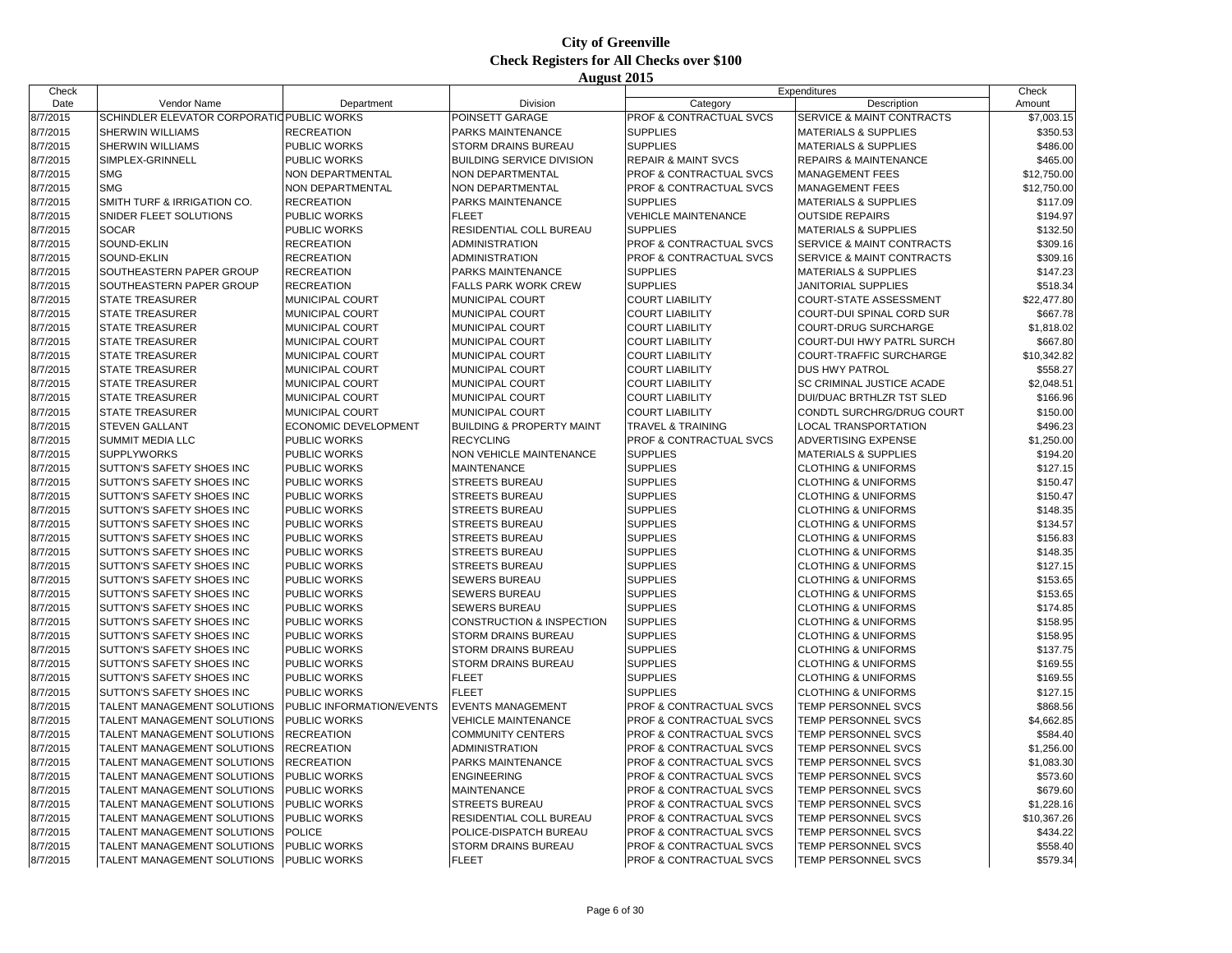# City of Greenville
## Check Registers for All Checks over $100
### August 2015

| Check Date | Vendor Name | Department | Division | Expenditures Category | Expenditures Description | Check Amount |
|---|---|---|---|---|---|---|
| 8/7/2015 | SCHINDLER ELEVATOR CORPORATIO | PUBLIC WORKS | POINSETT GARAGE | PROF & CONTRACTUAL SVCS | SERVICE & MAINT CONTRACTS | $7,003.15 |
| 8/7/2015 | SHERWIN WILLIAMS | RECREATION | PARKS MAINTENANCE | SUPPLIES | MATERIALS & SUPPLIES | $350.53 |
| 8/7/2015 | SHERWIN WILLIAMS | PUBLIC WORKS | STORM DRAINS BUREAU | SUPPLIES | MATERIALS & SUPPLIES | $486.00 |
| 8/7/2015 | SIMPLEX-GRINNELL | PUBLIC WORKS | BUILDING SERVICE DIVISION | REPAIR & MAINT SVCS | REPAIRS & MAINTENANCE | $465.00 |
| 8/7/2015 | SMG | NON DEPARTMENTAL | NON DEPARTMENTAL | PROF & CONTRACTUAL SVCS | MANAGEMENT FEES | $12,750.00 |
| 8/7/2015 | SMG | NON DEPARTMENTAL | NON DEPARTMENTAL | PROF & CONTRACTUAL SVCS | MANAGEMENT FEES | $12,750.00 |
| 8/7/2015 | SMITH TURF & IRRIGATION CO. | RECREATION | PARKS MAINTENANCE | SUPPLIES | MATERIALS & SUPPLIES | $117.09 |
| 8/7/2015 | SNIDER FLEET SOLUTIONS | PUBLIC WORKS | FLEET | VEHICLE MAINTENANCE | OUTSIDE REPAIRS | $194.97 |
| 8/7/2015 | SOCAR | PUBLIC WORKS | RESIDENTIAL COLL BUREAU | SUPPLIES | MATERIALS & SUPPLIES | $132.50 |
| 8/7/2015 | SOUND-EKLIN | RECREATION | ADMINISTRATION | PROF & CONTRACTUAL SVCS | SERVICE & MAINT CONTRACTS | $309.16 |
| 8/7/2015 | SOUND-EKLIN | RECREATION | ADMINISTRATION | PROF & CONTRACTUAL SVCS | SERVICE & MAINT CONTRACTS | $309.16 |
| 8/7/2015 | SOUTHEASTERN PAPER GROUP | RECREATION | PARKS MAINTENANCE | SUPPLIES | MATERIALS & SUPPLIES | $147.23 |
| 8/7/2015 | SOUTHEASTERN PAPER GROUP | RECREATION | FALLS PARK WORK CREW | SUPPLIES | JANITORIAL SUPPLIES | $518.34 |
| 8/7/2015 | STATE TREASURER | MUNICIPAL COURT | MUNICIPAL COURT | COURT LIABILITY | COURT-STATE ASSESSMENT | $22,477.80 |
| 8/7/2015 | STATE TREASURER | MUNICIPAL COURT | MUNICIPAL COURT | COURT LIABILITY | COURT-DUI SPINAL CORD SUR | $667.78 |
| 8/7/2015 | STATE TREASURER | MUNICIPAL COURT | MUNICIPAL COURT | COURT LIABILITY | COURT-DRUG SURCHARGE | $1,818.02 |
| 8/7/2015 | STATE TREASURER | MUNICIPAL COURT | MUNICIPAL COURT | COURT LIABILITY | COURT-DUI HWY PATRL SURCH | $667.80 |
| 8/7/2015 | STATE TREASURER | MUNICIPAL COURT | MUNICIPAL COURT | COURT LIABILITY | COURT-TRAFFIC SURCHARGE | $10,342.82 |
| 8/7/2015 | STATE TREASURER | MUNICIPAL COURT | MUNICIPAL COURT | COURT LIABILITY | DUS HWY PATROL | $558.27 |
| 8/7/2015 | STATE TREASURER | MUNICIPAL COURT | MUNICIPAL COURT | COURT LIABILITY | SC CRIMINAL JUSTICE ACADE | $2,048.51 |
| 8/7/2015 | STATE TREASURER | MUNICIPAL COURT | MUNICIPAL COURT | COURT LIABILITY | DUI/DUAC BRTHLZR TST SLED | $166.96 |
| 8/7/2015 | STATE TREASURER | MUNICIPAL COURT | MUNICIPAL COURT | COURT LIABILITY | CONDTL SURCHRG/DRUG COURT | $150.00 |
| 8/7/2015 | STEVEN GALLANT | ECONOMIC DEVELOPMENT | BUILDING & PROPERTY MAINT | TRAVEL & TRAINING | LOCAL TRANSPORTATION | $496.23 |
| 8/7/2015 | SUMMIT MEDIA LLC | PUBLIC WORKS | RECYCLING | PROF & CONTRACTUAL SVCS | ADVERTISING EXPENSE | $1,250.00 |
| 8/7/2015 | SUPPLYWORKS | PUBLIC WORKS | NON VEHICLE MAINTENANCE | SUPPLIES | MATERIALS & SUPPLIES | $194.20 |
| 8/7/2015 | SUTTON'S SAFETY SHOES INC | PUBLIC WORKS | MAINTENANCE | SUPPLIES | CLOTHING & UNIFORMS | $127.15 |
| 8/7/2015 | SUTTON'S SAFETY SHOES INC | PUBLIC WORKS | STREETS BUREAU | SUPPLIES | CLOTHING & UNIFORMS | $150.47 |
| 8/7/2015 | SUTTON'S SAFETY SHOES INC | PUBLIC WORKS | STREETS BUREAU | SUPPLIES | CLOTHING & UNIFORMS | $150.47 |
| 8/7/2015 | SUTTON'S SAFETY SHOES INC | PUBLIC WORKS | STREETS BUREAU | SUPPLIES | CLOTHING & UNIFORMS | $148.35 |
| 8/7/2015 | SUTTON'S SAFETY SHOES INC | PUBLIC WORKS | STREETS BUREAU | SUPPLIES | CLOTHING & UNIFORMS | $134.57 |
| 8/7/2015 | SUTTON'S SAFETY SHOES INC | PUBLIC WORKS | STREETS BUREAU | SUPPLIES | CLOTHING & UNIFORMS | $156.83 |
| 8/7/2015 | SUTTON'S SAFETY SHOES INC | PUBLIC WORKS | STREETS BUREAU | SUPPLIES | CLOTHING & UNIFORMS | $148.35 |
| 8/7/2015 | SUTTON'S SAFETY SHOES INC | PUBLIC WORKS | STREETS BUREAU | SUPPLIES | CLOTHING & UNIFORMS | $127.15 |
| 8/7/2015 | SUTTON'S SAFETY SHOES INC | PUBLIC WORKS | SEWERS BUREAU | SUPPLIES | CLOTHING & UNIFORMS | $153.65 |
| 8/7/2015 | SUTTON'S SAFETY SHOES INC | PUBLIC WORKS | SEWERS BUREAU | SUPPLIES | CLOTHING & UNIFORMS | $153.65 |
| 8/7/2015 | SUTTON'S SAFETY SHOES INC | PUBLIC WORKS | SEWERS BUREAU | SUPPLIES | CLOTHING & UNIFORMS | $174.85 |
| 8/7/2015 | SUTTON'S SAFETY SHOES INC | PUBLIC WORKS | CONSTRUCTION & INSPECTION | SUPPLIES | CLOTHING & UNIFORMS | $158.95 |
| 8/7/2015 | SUTTON'S SAFETY SHOES INC | PUBLIC WORKS | STORM DRAINS BUREAU | SUPPLIES | CLOTHING & UNIFORMS | $158.95 |
| 8/7/2015 | SUTTON'S SAFETY SHOES INC | PUBLIC WORKS | STORM DRAINS BUREAU | SUPPLIES | CLOTHING & UNIFORMS | $137.75 |
| 8/7/2015 | SUTTON'S SAFETY SHOES INC | PUBLIC WORKS | STORM DRAINS BUREAU | SUPPLIES | CLOTHING & UNIFORMS | $169.55 |
| 8/7/2015 | SUTTON'S SAFETY SHOES INC | PUBLIC WORKS | FLEET | SUPPLIES | CLOTHING & UNIFORMS | $169.55 |
| 8/7/2015 | SUTTON'S SAFETY SHOES INC | PUBLIC WORKS | FLEET | SUPPLIES | CLOTHING & UNIFORMS | $127.15 |
| 8/7/2015 | TALENT MANAGEMENT SOLUTIONS | PUBLIC INFORMATION/EVENTS | EVENTS MANAGEMENT | PROF & CONTRACTUAL SVCS | TEMP PERSONNEL SVCS | $868.56 |
| 8/7/2015 | TALENT MANAGEMENT SOLUTIONS | PUBLIC WORKS | VEHICLE MAINTENANCE | PROF & CONTRACTUAL SVCS | TEMP PERSONNEL SVCS | $4,662.85 |
| 8/7/2015 | TALENT MANAGEMENT SOLUTIONS | RECREATION | COMMUNITY CENTERS | PROF & CONTRACTUAL SVCS | TEMP PERSONNEL SVCS | $584.40 |
| 8/7/2015 | TALENT MANAGEMENT SOLUTIONS | RECREATION | ADMINISTRATION | PROF & CONTRACTUAL SVCS | TEMP PERSONNEL SVCS | $1,256.00 |
| 8/7/2015 | TALENT MANAGEMENT SOLUTIONS | RECREATION | PARKS MAINTENANCE | PROF & CONTRACTUAL SVCS | TEMP PERSONNEL SVCS | $1,083.30 |
| 8/7/2015 | TALENT MANAGEMENT SOLUTIONS | PUBLIC WORKS | ENGINEERING | PROF & CONTRACTUAL SVCS | TEMP PERSONNEL SVCS | $573.60 |
| 8/7/2015 | TALENT MANAGEMENT SOLUTIONS | PUBLIC WORKS | MAINTENANCE | PROF & CONTRACTUAL SVCS | TEMP PERSONNEL SVCS | $679.60 |
| 8/7/2015 | TALENT MANAGEMENT SOLUTIONS | PUBLIC WORKS | STREETS BUREAU | PROF & CONTRACTUAL SVCS | TEMP PERSONNEL SVCS | $1,228.16 |
| 8/7/2015 | TALENT MANAGEMENT SOLUTIONS | PUBLIC WORKS | RESIDENTIAL COLL BUREAU | PROF & CONTRACTUAL SVCS | TEMP PERSONNEL SVCS | $10,367.26 |
| 8/7/2015 | TALENT MANAGEMENT SOLUTIONS | POLICE | POLICE-DISPATCH BUREAU | PROF & CONTRACTUAL SVCS | TEMP PERSONNEL SVCS | $434.22 |
| 8/7/2015 | TALENT MANAGEMENT SOLUTIONS | PUBLIC WORKS | STORM DRAINS BUREAU | PROF & CONTRACTUAL SVCS | TEMP PERSONNEL SVCS | $558.40 |
| 8/7/2015 | TALENT MANAGEMENT SOLUTIONS | PUBLIC WORKS | FLEET | PROF & CONTRACTUAL SVCS | TEMP PERSONNEL SVCS | $579.34 |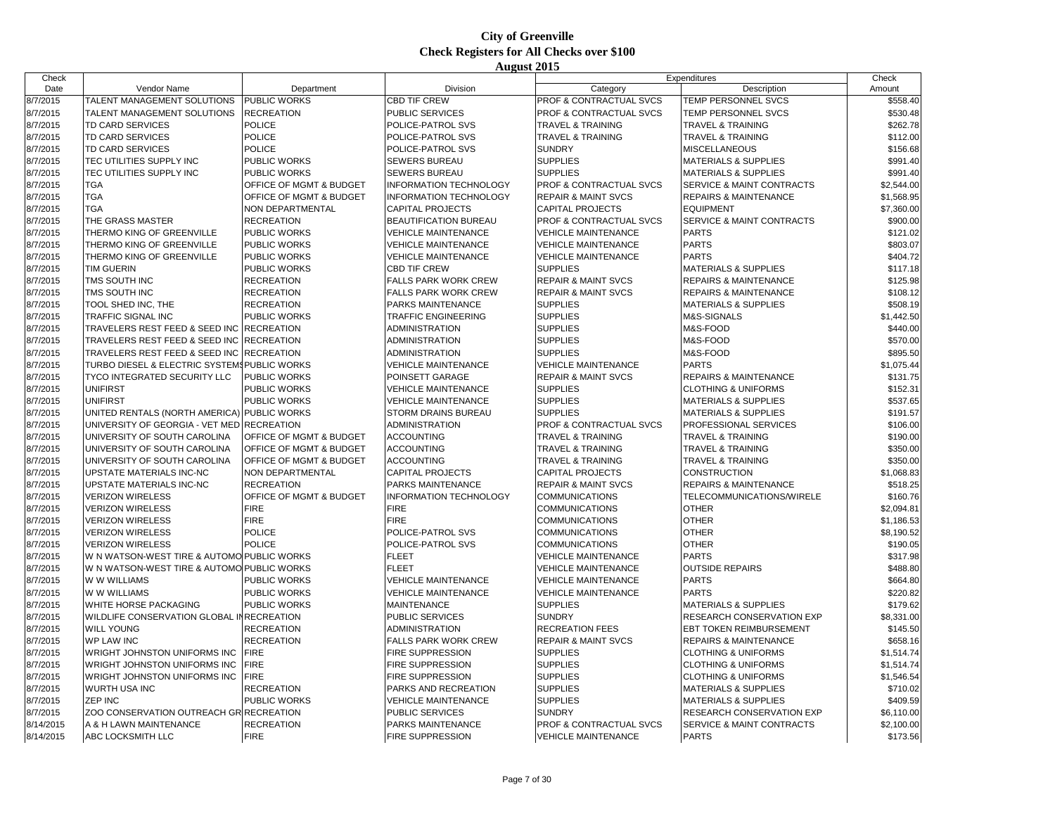# City of Greenville
## Check Registers for All Checks over $100
### August 2015

| Check Date | Vendor Name | Department | Division | Expenditures Category | Expenditures Description | Check Amount |
|---|---|---|---|---|---|---|
| 8/7/2015 | TALENT MANAGEMENT SOLUTIONS | PUBLIC WORKS | CBD TIF CREW | PROF & CONTRACTUAL SVCS | TEMP PERSONNEL SVCS | $558.40 |
| 8/7/2015 | TALENT MANAGEMENT SOLUTIONS | RECREATION | PUBLIC SERVICES | PROF & CONTRACTUAL SVCS | TEMP PERSONNEL SVCS | $530.48 |
| 8/7/2015 | TD CARD SERVICES | POLICE | POLICE-PATROL SVS | TRAVEL & TRAINING | TRAVEL & TRAINING | $262.78 |
| 8/7/2015 | TD CARD SERVICES | POLICE | POLICE-PATROL SVS | TRAVEL & TRAINING | TRAVEL & TRAINING | $112.00 |
| 8/7/2015 | TD CARD SERVICES | POLICE | POLICE-PATROL SVS | SUNDRY | MISCELLANEOUS | $156.68 |
| 8/7/2015 | TEC UTILITIES SUPPLY INC | PUBLIC WORKS | SEWERS BUREAU | SUPPLIES | MATERIALS & SUPPLIES | $991.40 |
| 8/7/2015 | TEC UTILITIES SUPPLY INC | PUBLIC WORKS | SEWERS BUREAU | SUPPLIES | MATERIALS & SUPPLIES | $991.40 |
| 8/7/2015 | TGA | OFFICE OF MGMT & BUDGET | INFORMATION TECHNOLOGY | PROF & CONTRACTUAL SVCS | SERVICE & MAINT CONTRACTS | $2,544.00 |
| 8/7/2015 | TGA | OFFICE OF MGMT & BUDGET | INFORMATION TECHNOLOGY | REPAIR & MAINT SVCS | REPAIRS & MAINTENANCE | $1,568.95 |
| 8/7/2015 | TGA | NON DEPARTMENTAL | CAPITAL PROJECTS | CAPITAL PROJECTS | EQUIPMENT | $7,360.00 |
| 8/7/2015 | THE GRASS MASTER | RECREATION | BEAUTIFICATION BUREAU | PROF & CONTRACTUAL SVCS | SERVICE & MAINT CONTRACTS | $900.00 |
| 8/7/2015 | THERMO KING OF GREENVILLE | PUBLIC WORKS | VEHICLE MAINTENANCE | VEHICLE MAINTENANCE | PARTS | $121.02 |
| 8/7/2015 | THERMO KING OF GREENVILLE | PUBLIC WORKS | VEHICLE MAINTENANCE | VEHICLE MAINTENANCE | PARTS | $803.07 |
| 8/7/2015 | THERMO KING OF GREENVILLE | PUBLIC WORKS | VEHICLE MAINTENANCE | VEHICLE MAINTENANCE | PARTS | $404.72 |
| 8/7/2015 | TIM GUERIN | PUBLIC WORKS | CBD TIF CREW | SUPPLIES | MATERIALS & SUPPLIES | $117.18 |
| 8/7/2015 | TMS SOUTH INC | RECREATION | FALLS PARK WORK CREW | REPAIR & MAINT SVCS | REPAIRS & MAINTENANCE | $125.98 |
| 8/7/2015 | TMS SOUTH INC | RECREATION | FALLS PARK WORK CREW | REPAIR & MAINT SVCS | REPAIRS & MAINTENANCE | $108.12 |
| 8/7/2015 | TOOL SHED INC, THE | RECREATION | PARKS MAINTENANCE | SUPPLIES | MATERIALS & SUPPLIES | $508.19 |
| 8/7/2015 | TRAFFIC SIGNAL INC | PUBLIC WORKS | TRAFFIC ENGINEERING | SUPPLIES | M&S-SIGNALS | $1,442.50 |
| 8/7/2015 | TRAVELERS REST FEED & SEED INC | RECREATION | ADMINISTRATION | SUPPLIES | M&S-FOOD | $440.00 |
| 8/7/2015 | TRAVELERS REST FEED & SEED INC | RECREATION | ADMINISTRATION | SUPPLIES | M&S-FOOD | $570.00 |
| 8/7/2015 | TRAVELERS REST FEED & SEED INC | RECREATION | ADMINISTRATION | SUPPLIES | M&S-FOOD | $895.50 |
| 8/7/2015 | TURBO DIESEL & ELECTRIC SYSTEMS | PUBLIC WORKS | VEHICLE MAINTENANCE | VEHICLE MAINTENANCE | PARTS | $1,075.44 |
| 8/7/2015 | TYCO INTEGRATED SECURITY LLC | PUBLIC WORKS | POINSETT GARAGE | REPAIR & MAINT SVCS | REPAIRS & MAINTENANCE | $131.75 |
| 8/7/2015 | UNIFIRST | PUBLIC WORKS | VEHICLE MAINTENANCE | SUPPLIES | CLOTHING & UNIFORMS | $152.31 |
| 8/7/2015 | UNIFIRST | PUBLIC WORKS | VEHICLE MAINTENANCE | SUPPLIES | MATERIALS & SUPPLIES | $537.65 |
| 8/7/2015 | UNITED RENTALS (NORTH AMERICA) | PUBLIC WORKS | STORM DRAINS BUREAU | SUPPLIES | MATERIALS & SUPPLIES | $191.57 |
| 8/7/2015 | UNIVERSITY OF GEORGIA - VET MED | RECREATION | ADMINISTRATION | PROF & CONTRACTUAL SVCS | PROFESSIONAL SERVICES | $106.00 |
| 8/7/2015 | UNIVERSITY OF SOUTH CAROLINA | OFFICE OF MGMT & BUDGET | ACCOUNTING | TRAVEL & TRAINING | TRAVEL & TRAINING | $190.00 |
| 8/7/2015 | UNIVERSITY OF SOUTH CAROLINA | OFFICE OF MGMT & BUDGET | ACCOUNTING | TRAVEL & TRAINING | TRAVEL & TRAINING | $350.00 |
| 8/7/2015 | UNIVERSITY OF SOUTH CAROLINA | OFFICE OF MGMT & BUDGET | ACCOUNTING | TRAVEL & TRAINING | TRAVEL & TRAINING | $350.00 |
| 8/7/2015 | UPSTATE MATERIALS INC-NC | NON DEPARTMENTAL | CAPITAL PROJECTS | CAPITAL PROJECTS | CONSTRUCTION | $1,068.83 |
| 8/7/2015 | UPSTATE MATERIALS INC-NC | RECREATION | PARKS MAINTENANCE | REPAIR & MAINT SVCS | REPAIRS & MAINTENANCE | $518.25 |
| 8/7/2015 | VERIZON WIRELESS | OFFICE OF MGMT & BUDGET | INFORMATION TECHNOLOGY | COMMUNICATIONS | TELECOMMUNICATIONS/WIRELE | $160.76 |
| 8/7/2015 | VERIZON WIRELESS | FIRE | FIRE | COMMUNICATIONS | OTHER | $2,094.81 |
| 8/7/2015 | VERIZON WIRELESS | FIRE | FIRE | COMMUNICATIONS | OTHER | $1,186.53 |
| 8/7/2015 | VERIZON WIRELESS | POLICE | POLICE-PATROL SVS | COMMUNICATIONS | OTHER | $8,190.52 |
| 8/7/2015 | VERIZON WIRELESS | POLICE | POLICE-PATROL SVS | COMMUNICATIONS | OTHER | $190.05 |
| 8/7/2015 | W N WATSON-WEST TIRE & AUTOMO | PUBLIC WORKS | FLEET | VEHICLE MAINTENANCE | PARTS | $317.98 |
| 8/7/2015 | W N WATSON-WEST TIRE & AUTOMO | PUBLIC WORKS | FLEET | VEHICLE MAINTENANCE | OUTSIDE REPAIRS | $488.80 |
| 8/7/2015 | W W WILLIAMS | PUBLIC WORKS | VEHICLE MAINTENANCE | VEHICLE MAINTENANCE | PARTS | $664.80 |
| 8/7/2015 | W W WILLIAMS | PUBLIC WORKS | VEHICLE MAINTENANCE | VEHICLE MAINTENANCE | PARTS | $220.82 |
| 8/7/2015 | WHITE HORSE PACKAGING | PUBLIC WORKS | MAINTENANCE | SUPPLIES | MATERIALS & SUPPLIES | $179.62 |
| 8/7/2015 | WILDLIFE CONSERVATION GLOBAL IN | RECREATION | PUBLIC SERVICES | SUNDRY | RESEARCH CONSERVATION EXP | $8,331.00 |
| 8/7/2015 | WILL YOUNG | RECREATION | ADMINISTRATION | RECREATION FEES | EBT TOKEN REIMBURSEMENT | $145.50 |
| 8/7/2015 | WP LAW INC | RECREATION | FALLS PARK WORK CREW | REPAIR & MAINT SVCS | REPAIRS & MAINTENANCE | $658.16 |
| 8/7/2015 | WRIGHT JOHNSTON UNIFORMS INC | FIRE | FIRE SUPPRESSION | SUPPLIES | CLOTHING & UNIFORMS | $1,514.74 |
| 8/7/2015 | WRIGHT JOHNSTON UNIFORMS INC | FIRE | FIRE SUPPRESSION | SUPPLIES | CLOTHING & UNIFORMS | $1,514.74 |
| 8/7/2015 | WRIGHT JOHNSTON UNIFORMS INC | FIRE | FIRE SUPPRESSION | SUPPLIES | CLOTHING & UNIFORMS | $1,546.54 |
| 8/7/2015 | WURTH USA INC | RECREATION | PARKS AND RECREATION | SUPPLIES | MATERIALS & SUPPLIES | $710.02 |
| 8/7/2015 | ZEP INC | PUBLIC WORKS | VEHICLE MAINTENANCE | SUPPLIES | MATERIALS & SUPPLIES | $409.59 |
| 8/7/2015 | ZOO CONSERVATION OUTREACH GR | RECREATION | PUBLIC SERVICES | SUNDRY | RESEARCH CONSERVATION EXP | $6,110.00 |
| 8/14/2015 | A & H LAWN MAINTENANCE | RECREATION | PARKS MAINTENANCE | PROF & CONTRACTUAL SVCS | SERVICE & MAINT CONTRACTS | $2,100.00 |
| 8/14/2015 | ABC LOCKSMITH LLC | FIRE | FIRE SUPPRESSION | VEHICLE MAINTENANCE | PARTS | $173.56 |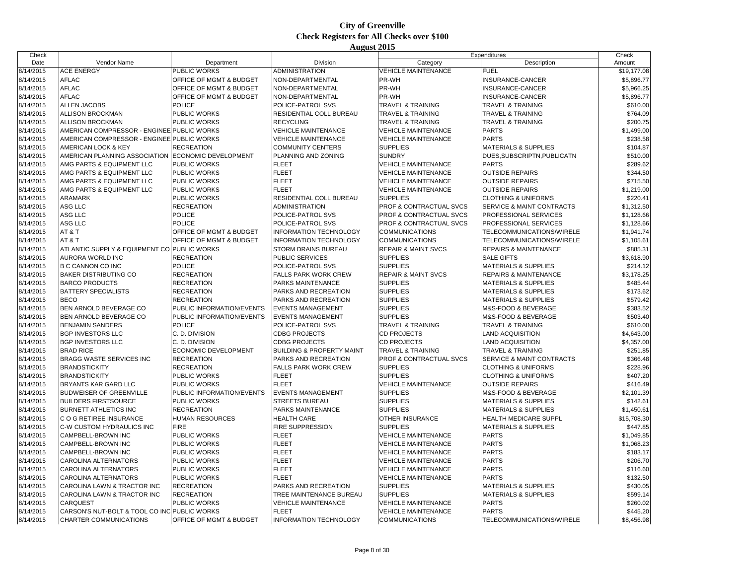# City of Greenville

## Check Registers for All Checks over $100

### August 2015

| Check Date | Vendor Name | Department | Division | Expenditures Category | Expenditures Description | Check Amount |
|---|---|---|---|---|---|---|
| 8/14/2015 | ACE ENERGY | PUBLIC WORKS | ADMINISTRATION | VEHICLE MAINTENANCE | FUEL | $19,177.08 |
| 8/14/2015 | AFLAC | OFFICE OF MGMT & BUDGET | NON-DEPARTMENTAL | PR-WH | INSURANCE-CANCER | $5,896.77 |
| 8/14/2015 | AFLAC | OFFICE OF MGMT & BUDGET | NON-DEPARTMENTAL | PR-WH | INSURANCE-CANCER | $5,966.25 |
| 8/14/2015 | AFLAC | OFFICE OF MGMT & BUDGET | NON-DEPARTMENTAL | PR-WH | INSURANCE-CANCER | $5,896.77 |
| 8/14/2015 | ALLEN JACOBS | POLICE | POLICE-PATROL SVS | TRAVEL & TRAINING | TRAVEL & TRAINING | $610.00 |
| 8/14/2015 | ALLISON BROCKMAN | PUBLIC WORKS | RESIDENTIAL COLL BUREAU | TRAVEL & TRAINING | TRAVEL & TRAINING | $764.09 |
| 8/14/2015 | ALLISON BROCKMAN | PUBLIC WORKS | RECYCLING | TRAVEL & TRAINING | TRAVEL & TRAINING | $200.75 |
| 8/14/2015 | AMERICAN COMPRESSOR - ENGINEE | PUBLIC WORKS | VEHICLE MAINTENANCE | VEHICLE MAINTENANCE | PARTS | $1,499.00 |
| 8/14/2015 | AMERICAN COMPRESSOR - ENGINEE | PUBLIC WORKS | VEHICLE MAINTENANCE | VEHICLE MAINTENANCE | PARTS | $238.58 |
| 8/14/2015 | AMERICAN LOCK & KEY | RECREATION | COMMUNITY CENTERS | SUPPLIES | MATERIALS & SUPPLIES | $104.87 |
| 8/14/2015 | AMERICAN PLANNING ASSOCIATION | ECONOMIC DEVELOPMENT | PLANNING AND ZONING | SUNDRY | DUES,SUBSCRIPTN,PUBLICATN | $510.00 |
| 8/14/2015 | AMG PARTS & EQUIPMENT LLC | PUBLIC WORKS | FLEET | VEHICLE MAINTENANCE | PARTS | $289.62 |
| 8/14/2015 | AMG PARTS & EQUIPMENT LLC | PUBLIC WORKS | FLEET | VEHICLE MAINTENANCE | OUTSIDE REPAIRS | $344.50 |
| 8/14/2015 | AMG PARTS & EQUIPMENT LLC | PUBLIC WORKS | FLEET | VEHICLE MAINTENANCE | OUTSIDE REPAIRS | $715.50 |
| 8/14/2015 | AMG PARTS & EQUIPMENT LLC | PUBLIC WORKS | FLEET | VEHICLE MAINTENANCE | OUTSIDE REPAIRS | $1,219.00 |
| 8/14/2015 | ARAMARK | PUBLIC WORKS | RESIDENTIAL COLL BUREAU | SUPPLIES | CLOTHING & UNIFORMS | $220.41 |
| 8/14/2015 | ASG LLC | RECREATION | ADMINISTRATION | PROF & CONTRACTUAL SVCS | SERVICE & MAINT CONTRACTS | $1,312.50 |
| 8/14/2015 | ASG LLC | POLICE | POLICE-PATROL SVS | PROF & CONTRACTUAL SVCS | PROFESSIONAL SERVICES | $1,128.66 |
| 8/14/2015 | ASG LLC | POLICE | POLICE-PATROL SVS | PROF & CONTRACTUAL SVCS | PROFESSIONAL SERVICES | $1,128.66 |
| 8/14/2015 | AT & T | OFFICE OF MGMT & BUDGET | INFORMATION TECHNOLOGY | COMMUNICATIONS | TELECOMMUNICATIONS/WIRELE | $1,941.74 |
| 8/14/2015 | AT & T | OFFICE OF MGMT & BUDGET | INFORMATION TECHNOLOGY | COMMUNICATIONS | TELECOMMUNICATIONS/WIRELE | $1,105.61 |
| 8/14/2015 | ATLANTIC SUPPLY & EQUIPMENT CO | PUBLIC WORKS | STORM DRAINS BUREAU | REPAIR & MAINT SVCS | REPAIRS & MAINTENANCE | $885.31 |
| 8/14/2015 | AURORA WORLD INC | RECREATION | PUBLIC SERVICES | SUPPLIES | SALE GIFTS | $3,618.90 |
| 8/14/2015 | B C CANNON CO INC | POLICE | POLICE-PATROL SVS | SUPPLIES | MATERIALS & SUPPLIES | $214.12 |
| 8/14/2015 | BAKER DISTRIBUTING CO | RECREATION | FALLS PARK WORK CREW | REPAIR & MAINT SVCS | REPAIRS & MAINTENANCE | $3,178.25 |
| 8/14/2015 | BARCO PRODUCTS | RECREATION | PARKS MAINTENANCE | SUPPLIES | MATERIALS & SUPPLIES | $485.44 |
| 8/14/2015 | BATTERY SPECIALISTS | RECREATION | PARKS AND RECREATION | SUPPLIES | MATERIALS & SUPPLIES | $173.62 |
| 8/14/2015 | BECO | RECREATION | PARKS AND RECREATION | SUPPLIES | MATERIALS & SUPPLIES | $579.42 |
| 8/14/2015 | BEN ARNOLD BEVERAGE CO | PUBLIC INFORMATION/EVENTS | EVENTS MANAGEMENT | SUPPLIES | M&S-FOOD & BEVERAGE | $383.52 |
| 8/14/2015 | BEN ARNOLD BEVERAGE CO | PUBLIC INFORMATION/EVENTS | EVENTS MANAGEMENT | SUPPLIES | M&S-FOOD & BEVERAGE | $503.40 |
| 8/14/2015 | BENJAMIN SANDERS | POLICE | POLICE-PATROL SVS | TRAVEL & TRAINING | TRAVEL & TRAINING | $610.00 |
| 8/14/2015 | BGP INVESTORS LLC | C. D. DIVISION | CDBG PROJECTS | CD PROJECTS | LAND ACQUISITION | $4,643.00 |
| 8/14/2015 | BGP INVESTORS LLC | C. D. DIVISION | CDBG PROJECTS | CD PROJECTS | LAND ACQUISITION | $4,357.00 |
| 8/14/2015 | BRAD RICE | ECONOMIC DEVELOPMENT | BUILDING & PROPERTY MAINT | TRAVEL & TRAINING | TRAVEL & TRAINING | $251.85 |
| 8/14/2015 | BRAGG WASTE SERVICES INC | RECREATION | PARKS AND RECREATION | PROF & CONTRACTUAL SVCS | SERVICE & MAINT CONTRACTS | $366.48 |
| 8/14/2015 | BRANDSTICKITY | RECREATION | FALLS PARK WORK CREW | SUPPLIES | CLOTHING & UNIFORMS | $228.96 |
| 8/14/2015 | BRANDSTICKITY | PUBLIC WORKS | FLEET | SUPPLIES | CLOTHING & UNIFORMS | $407.20 |
| 8/14/2015 | BRYANTS KAR GARD LLC | PUBLIC WORKS | FLEET | VEHICLE MAINTENANCE | OUTSIDE REPAIRS | $416.49 |
| 8/14/2015 | BUDWEISER OF GREENVILLE | PUBLIC INFORMATION/EVENTS | EVENTS MANAGEMENT | SUPPLIES | M&S-FOOD & BEVERAGE | $2,101.39 |
| 8/14/2015 | BUILDERS FIRSTSOURCE | PUBLIC WORKS | STREETS BUREAU | SUPPLIES | MATERIALS & SUPPLIES | $142.61 |
| 8/14/2015 | BURNETT ATHLETICS INC | RECREATION | PARKS MAINTENANCE | SUPPLIES | MATERIALS & SUPPLIES | $1,450.61 |
| 8/14/2015 | C O G RETIREE INSURANCE | HUMAN RESOURCES | HEALTH CARE | OTHER INSURANCE | HEALTH MEDICARE SUPPL | $15,708.30 |
| 8/14/2015 | C-W CUSTOM HYDRAULICS INC | FIRE | FIRE SUPPRESSION | SUPPLIES | MATERIALS & SUPPLIES | $447.85 |
| 8/14/2015 | CAMPBELL-BROWN INC | PUBLIC WORKS | FLEET | VEHICLE MAINTENANCE | PARTS | $1,049.85 |
| 8/14/2015 | CAMPBELL-BROWN INC | PUBLIC WORKS | FLEET | VEHICLE MAINTENANCE | PARTS | $1,068.23 |
| 8/14/2015 | CAMPBELL-BROWN INC | PUBLIC WORKS | FLEET | VEHICLE MAINTENANCE | PARTS | $183.17 |
| 8/14/2015 | CAROLINA ALTERNATORS | PUBLIC WORKS | FLEET | VEHICLE MAINTENANCE | PARTS | $206.70 |
| 8/14/2015 | CAROLINA ALTERNATORS | PUBLIC WORKS | FLEET | VEHICLE MAINTENANCE | PARTS | $116.60 |
| 8/14/2015 | CAROLINA ALTERNATORS | PUBLIC WORKS | FLEET | VEHICLE MAINTENANCE | PARTS | $132.50 |
| 8/14/2015 | CAROLINA LAWN & TRACTOR INC | RECREATION | PARKS AND RECREATION | SUPPLIES | MATERIALS & SUPPLIES | $430.05 |
| 8/14/2015 | CAROLINA LAWN & TRACTOR INC | RECREATION | TREE MAINTENANCE BUREAU | SUPPLIES | MATERIALS & SUPPLIES | $599.14 |
| 8/14/2015 | CARQUEST | PUBLIC WORKS | VEHICLE MAINTENANCE | VEHICLE MAINTENANCE | PARTS | $260.02 |
| 8/14/2015 | CARSON'S NUT-BOLT & TOOL CO INC | PUBLIC WORKS | FLEET | VEHICLE MAINTENANCE | PARTS | $445.20 |
| 8/14/2015 | CHARTER COMMUNICATIONS | OFFICE OF MGMT & BUDGET | INFORMATION TECHNOLOGY | COMMUNICATIONS | TELECOMMUNICATIONS/WIRELE | $8,456.98 |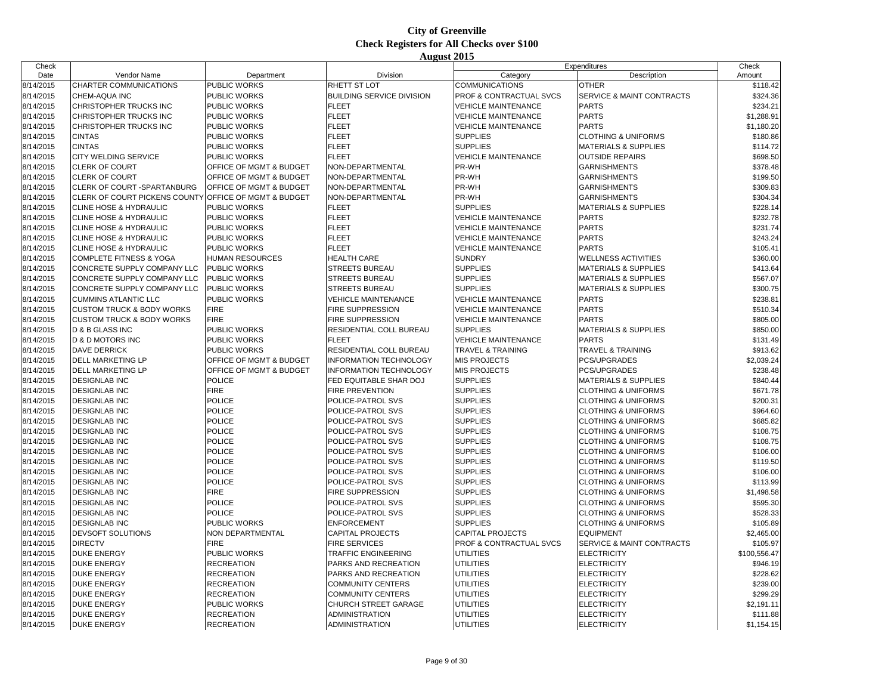# City of Greenville
## Check Registers for All Checks over $100
### August 2015

| Check Date | Vendor Name | Department | Division | Expenditures Category | Expenditures Description | Check Amount |
|---|---|---|---|---|---|---|
| 8/14/2015 | CHARTER COMMUNICATIONS | PUBLIC WORKS | RHETT ST LOT | COMMUNICATIONS | OTHER | $118.42 |
| 8/14/2015 | CHEM-AQUA INC | PUBLIC WORKS | BUILDING SERVICE DIVISION | PROF & CONTRACTUAL SVCS | SERVICE & MAINT CONTRACTS | $324.36 |
| 8/14/2015 | CHRISTOPHER TRUCKS INC | PUBLIC WORKS | FLEET | VEHICLE MAINTENANCE | PARTS | $234.21 |
| 8/14/2015 | CHRISTOPHER TRUCKS INC | PUBLIC WORKS | FLEET | VEHICLE MAINTENANCE | PARTS | $1,288.91 |
| 8/14/2015 | CHRISTOPHER TRUCKS INC | PUBLIC WORKS | FLEET | VEHICLE MAINTENANCE | PARTS | $1,180.20 |
| 8/14/2015 | CINTAS | PUBLIC WORKS | FLEET | SUPPLIES | CLOTHING & UNIFORMS | $180.86 |
| 8/14/2015 | CINTAS | PUBLIC WORKS | FLEET | SUPPLIES | MATERIALS & SUPPLIES | $114.72 |
| 8/14/2015 | CITY WELDING SERVICE | PUBLIC WORKS | FLEET | VEHICLE MAINTENANCE | OUTSIDE REPAIRS | $698.50 |
| 8/14/2015 | CLERK OF COURT | OFFICE OF MGMT & BUDGET | NON-DEPARTMENTAL | PR-WH | GARNISHMENTS | $378.48 |
| 8/14/2015 | CLERK OF COURT | OFFICE OF MGMT & BUDGET | NON-DEPARTMENTAL | PR-WH | GARNISHMENTS | $199.50 |
| 8/14/2015 | CLERK OF COURT -SPARTANBURG | OFFICE OF MGMT & BUDGET | NON-DEPARTMENTAL | PR-WH | GARNISHMENTS | $309.83 |
| 8/14/2015 | CLERK OF COURT PICKENS COUNTY | OFFICE OF MGMT & BUDGET | NON-DEPARTMENTAL | PR-WH | GARNISHMENTS | $304.34 |
| 8/14/2015 | CLINE HOSE & HYDRAULIC | PUBLIC WORKS | FLEET | SUPPLIES | MATERIALS & SUPPLIES | $228.14 |
| 8/14/2015 | CLINE HOSE & HYDRAULIC | PUBLIC WORKS | FLEET | VEHICLE MAINTENANCE | PARTS | $232.78 |
| 8/14/2015 | CLINE HOSE & HYDRAULIC | PUBLIC WORKS | FLEET | VEHICLE MAINTENANCE | PARTS | $231.74 |
| 8/14/2015 | CLINE HOSE & HYDRAULIC | PUBLIC WORKS | FLEET | VEHICLE MAINTENANCE | PARTS | $243.24 |
| 8/14/2015 | CLINE HOSE & HYDRAULIC | PUBLIC WORKS | FLEET | VEHICLE MAINTENANCE | PARTS | $105.41 |
| 8/14/2015 | COMPLETE FITNESS & YOGA | HUMAN RESOURCES | HEALTH CARE | SUNDRY | WELLNESS ACTIVITIES | $360.00 |
| 8/14/2015 | CONCRETE SUPPLY COMPANY LLC | PUBLIC WORKS | STREETS BUREAU | SUPPLIES | MATERIALS & SUPPLIES | $413.64 |
| 8/14/2015 | CONCRETE SUPPLY COMPANY LLC | PUBLIC WORKS | STREETS BUREAU | SUPPLIES | MATERIALS & SUPPLIES | $567.07 |
| 8/14/2015 | CONCRETE SUPPLY COMPANY LLC | PUBLIC WORKS | STREETS BUREAU | SUPPLIES | MATERIALS & SUPPLIES | $300.75 |
| 8/14/2015 | CUMMINS ATLANTIC LLC | PUBLIC WORKS | VEHICLE MAINTENANCE | VEHICLE MAINTENANCE | PARTS | $238.81 |
| 8/14/2015 | CUSTOM TRUCK & BODY WORKS | FIRE | FIRE SUPPRESSION | VEHICLE MAINTENANCE | PARTS | $510.34 |
| 8/14/2015 | CUSTOM TRUCK & BODY WORKS | FIRE | FIRE SUPPRESSION | VEHICLE MAINTENANCE | PARTS | $805.00 |
| 8/14/2015 | D & B GLASS INC | PUBLIC WORKS | RESIDENTIAL COLL BUREAU | SUPPLIES | MATERIALS & SUPPLIES | $850.00 |
| 8/14/2015 | D & D MOTORS INC | PUBLIC WORKS | FLEET | VEHICLE MAINTENANCE | PARTS | $131.49 |
| 8/14/2015 | DAVE DERRICK | PUBLIC WORKS | RESIDENTIAL COLL BUREAU | TRAVEL & TRAINING | TRAVEL & TRAINING | $913.62 |
| 8/14/2015 | DELL MARKETING LP | OFFICE OF MGMT & BUDGET | INFORMATION TECHNOLOGY | MIS PROJECTS | PCS/UPGRADES | $2,039.24 |
| 8/14/2015 | DELL MARKETING LP | OFFICE OF MGMT & BUDGET | INFORMATION TECHNOLOGY | MIS PROJECTS | PCS/UPGRADES | $238.48 |
| 8/14/2015 | DESIGNLAB INC | POLICE | FED EQUITABLE SHAR DOJ | SUPPLIES | MATERIALS & SUPPLIES | $840.44 |
| 8/14/2015 | DESIGNLAB INC | FIRE | FIRE PREVENTION | SUPPLIES | CLOTHING & UNIFORMS | $671.78 |
| 8/14/2015 | DESIGNLAB INC | POLICE | POLICE-PATROL SVS | SUPPLIES | CLOTHING & UNIFORMS | $200.31 |
| 8/14/2015 | DESIGNLAB INC | POLICE | POLICE-PATROL SVS | SUPPLIES | CLOTHING & UNIFORMS | $964.60 |
| 8/14/2015 | DESIGNLAB INC | POLICE | POLICE-PATROL SVS | SUPPLIES | CLOTHING & UNIFORMS | $685.82 |
| 8/14/2015 | DESIGNLAB INC | POLICE | POLICE-PATROL SVS | SUPPLIES | CLOTHING & UNIFORMS | $108.75 |
| 8/14/2015 | DESIGNLAB INC | POLICE | POLICE-PATROL SVS | SUPPLIES | CLOTHING & UNIFORMS | $108.75 |
| 8/14/2015 | DESIGNLAB INC | POLICE | POLICE-PATROL SVS | SUPPLIES | CLOTHING & UNIFORMS | $106.00 |
| 8/14/2015 | DESIGNLAB INC | POLICE | POLICE-PATROL SVS | SUPPLIES | CLOTHING & UNIFORMS | $119.50 |
| 8/14/2015 | DESIGNLAB INC | POLICE | POLICE-PATROL SVS | SUPPLIES | CLOTHING & UNIFORMS | $106.00 |
| 8/14/2015 | DESIGNLAB INC | POLICE | POLICE-PATROL SVS | SUPPLIES | CLOTHING & UNIFORMS | $113.99 |
| 8/14/2015 | DESIGNLAB INC | FIRE | FIRE SUPPRESSION | SUPPLIES | CLOTHING & UNIFORMS | $1,498.58 |
| 8/14/2015 | DESIGNLAB INC | POLICE | POLICE-PATROL SVS | SUPPLIES | CLOTHING & UNIFORMS | $595.30 |
| 8/14/2015 | DESIGNLAB INC | POLICE | POLICE-PATROL SVS | SUPPLIES | CLOTHING & UNIFORMS | $528.33 |
| 8/14/2015 | DESIGNLAB INC | PUBLIC WORKS | ENFORCEMENT | SUPPLIES | CLOTHING & UNIFORMS | $105.89 |
| 8/14/2015 | DEVSOFT SOLUTIONS | NON DEPARTMENTAL | CAPITAL PROJECTS | CAPITAL PROJECTS | EQUIPMENT | $2,465.00 |
| 8/14/2015 | DIRECTV | FIRE | FIRE SERVICES | PROF & CONTRACTUAL SVCS | SERVICE & MAINT CONTRACTS | $105.97 |
| 8/14/2015 | DUKE ENERGY | PUBLIC WORKS | TRAFFIC ENGINEERING | UTILITIES | ELECTRICITY | $100,556.47 |
| 8/14/2015 | DUKE ENERGY | RECREATION | PARKS AND RECREATION | UTILITIES | ELECTRICITY | $946.19 |
| 8/14/2015 | DUKE ENERGY | RECREATION | PARKS AND RECREATION | UTILITIES | ELECTRICITY | $228.62 |
| 8/14/2015 | DUKE ENERGY | RECREATION | COMMUNITY CENTERS | UTILITIES | ELECTRICITY | $239.00 |
| 8/14/2015 | DUKE ENERGY | RECREATION | COMMUNITY CENTERS | UTILITIES | ELECTRICITY | $299.29 |
| 8/14/2015 | DUKE ENERGY | PUBLIC WORKS | CHURCH STREET GARAGE | UTILITIES | ELECTRICITY | $2,191.11 |
| 8/14/2015 | DUKE ENERGY | RECREATION | ADMINISTRATION | UTILITIES | ELECTRICITY | $111.88 |
| 8/14/2015 | DUKE ENERGY | RECREATION | ADMINISTRATION | UTILITIES | ELECTRICITY | $1,154.15 |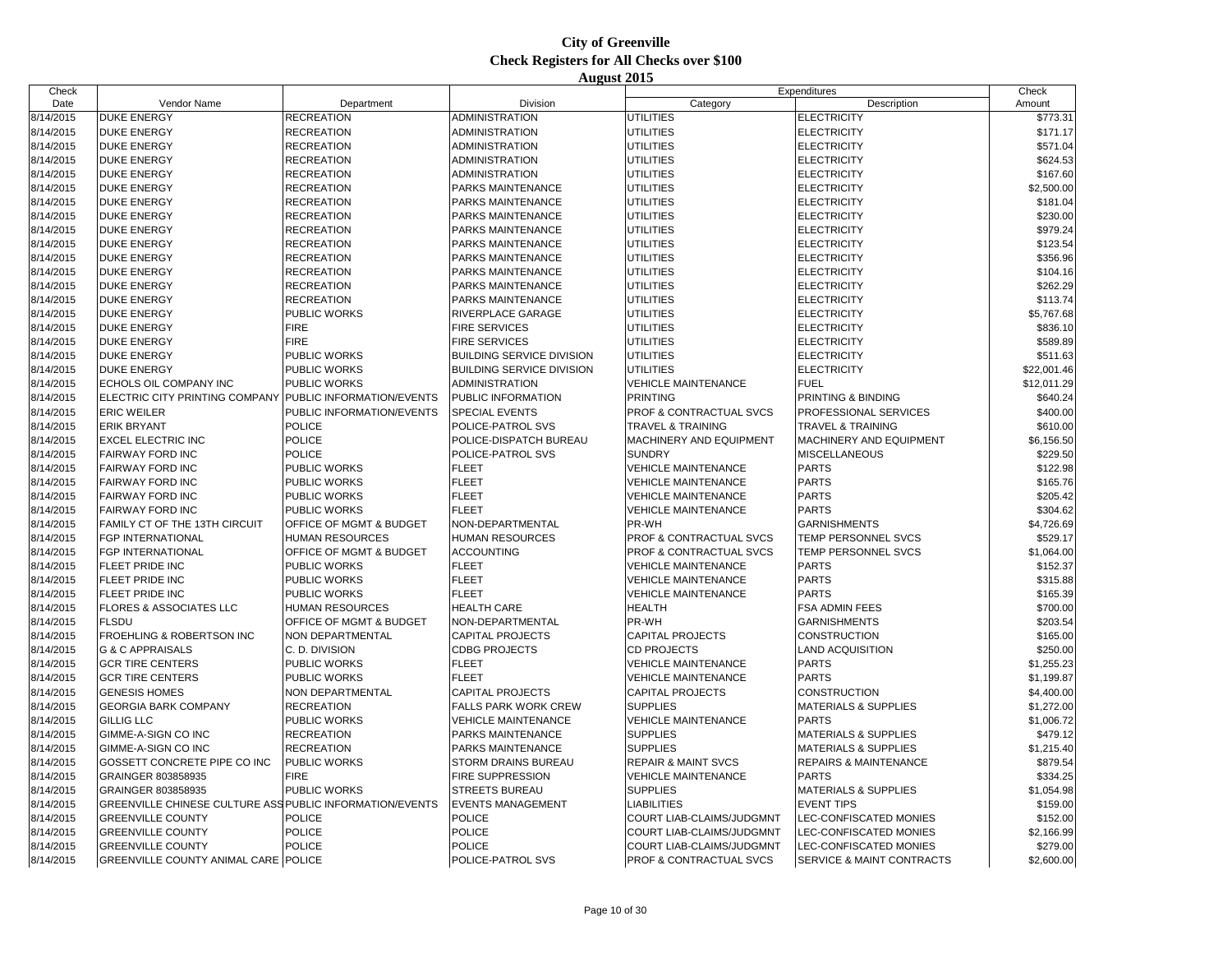# City of Greenville
## Check Registers for All Checks over $100
### August 2015

| Check Date | Vendor Name | Department | Division | Expenditures Category | Expenditures Description | Check Amount |
|---|---|---|---|---|---|---|
| 8/14/2015 | DUKE ENERGY | RECREATION | ADMINISTRATION | UTILITIES | ELECTRICITY | $773.31 |
| 8/14/2015 | DUKE ENERGY | RECREATION | ADMINISTRATION | UTILITIES | ELECTRICITY | $171.17 |
| 8/14/2015 | DUKE ENERGY | RECREATION | ADMINISTRATION | UTILITIES | ELECTRICITY | $571.04 |
| 8/14/2015 | DUKE ENERGY | RECREATION | ADMINISTRATION | UTILITIES | ELECTRICITY | $624.53 |
| 8/14/2015 | DUKE ENERGY | RECREATION | ADMINISTRATION | UTILITIES | ELECTRICITY | $167.60 |
| 8/14/2015 | DUKE ENERGY | RECREATION | PARKS MAINTENANCE | UTILITIES | ELECTRICITY | $2,500.00 |
| 8/14/2015 | DUKE ENERGY | RECREATION | PARKS MAINTENANCE | UTILITIES | ELECTRICITY | $181.04 |
| 8/14/2015 | DUKE ENERGY | RECREATION | PARKS MAINTENANCE | UTILITIES | ELECTRICITY | $230.00 |
| 8/14/2015 | DUKE ENERGY | RECREATION | PARKS MAINTENANCE | UTILITIES | ELECTRICITY | $979.24 |
| 8/14/2015 | DUKE ENERGY | RECREATION | PARKS MAINTENANCE | UTILITIES | ELECTRICITY | $123.54 |
| 8/14/2015 | DUKE ENERGY | RECREATION | PARKS MAINTENANCE | UTILITIES | ELECTRICITY | $356.96 |
| 8/14/2015 | DUKE ENERGY | RECREATION | PARKS MAINTENANCE | UTILITIES | ELECTRICITY | $104.16 |
| 8/14/2015 | DUKE ENERGY | RECREATION | PARKS MAINTENANCE | UTILITIES | ELECTRICITY | $262.29 |
| 8/14/2015 | DUKE ENERGY | RECREATION | PARKS MAINTENANCE | UTILITIES | ELECTRICITY | $113.74 |
| 8/14/2015 | DUKE ENERGY | PUBLIC WORKS | RIVERPLACE GARAGE | UTILITIES | ELECTRICITY | $5,767.68 |
| 8/14/2015 | DUKE ENERGY | FIRE | FIRE SERVICES | UTILITIES | ELECTRICITY | $836.10 |
| 8/14/2015 | DUKE ENERGY | FIRE | FIRE SERVICES | UTILITIES | ELECTRICITY | $589.89 |
| 8/14/2015 | DUKE ENERGY | PUBLIC WORKS | BUILDING SERVICE DIVISION | UTILITIES | ELECTRICITY | $511.63 |
| 8/14/2015 | DUKE ENERGY | PUBLIC WORKS | BUILDING SERVICE DIVISION | UTILITIES | ELECTRICITY | $22,001.46 |
| 8/14/2015 | ECHOLS OIL COMPANY INC | PUBLIC WORKS | ADMINISTRATION | VEHICLE MAINTENANCE | FUEL | $12,011.29 |
| 8/14/2015 | ELECTRIC CITY PRINTING COMPANY | PUBLIC INFORMATION/EVENTS | PUBLIC INFORMATION | PRINTING | PRINTING & BINDING | $640.24 |
| 8/14/2015 | ERIC WEILER | PUBLIC INFORMATION/EVENTS | SPECIAL EVENTS | PROF & CONTRACTUAL SVCS | PROFESSIONAL SERVICES | $400.00 |
| 8/14/2015 | ERIK BRYANT | POLICE | POLICE-PATROL SVS | TRAVEL & TRAINING | TRAVEL & TRAINING | $610.00 |
| 8/14/2015 | EXCEL ELECTRIC INC | POLICE | POLICE-DISPATCH BUREAU | MACHINERY AND EQUIPMENT | MACHINERY AND EQUIPMENT | $6,156.50 |
| 8/14/2015 | FAIRWAY FORD INC | POLICE | POLICE-PATROL SVS | SUNDRY | MISCELLANEOUS | $229.50 |
| 8/14/2015 | FAIRWAY FORD INC | PUBLIC WORKS | FLEET | VEHICLE MAINTENANCE | PARTS | $122.98 |
| 8/14/2015 | FAIRWAY FORD INC | PUBLIC WORKS | FLEET | VEHICLE MAINTENANCE | PARTS | $165.76 |
| 8/14/2015 | FAIRWAY FORD INC | PUBLIC WORKS | FLEET | VEHICLE MAINTENANCE | PARTS | $205.42 |
| 8/14/2015 | FAIRWAY FORD INC | PUBLIC WORKS | FLEET | VEHICLE MAINTENANCE | PARTS | $304.62 |
| 8/14/2015 | FAMILY CT OF THE 13TH CIRCUIT | OFFICE OF MGMT & BUDGET | NON-DEPARTMENTAL | PR-WH | GARNISHMENTS | $4,726.69 |
| 8/14/2015 | FGP INTERNATIONAL | HUMAN RESOURCES | HUMAN RESOURCES | PROF & CONTRACTUAL SVCS | TEMP PERSONNEL SVCS | $529.17 |
| 8/14/2015 | FGP INTERNATIONAL | OFFICE OF MGMT & BUDGET | ACCOUNTING | PROF & CONTRACTUAL SVCS | TEMP PERSONNEL SVCS | $1,064.00 |
| 8/14/2015 | FLEET PRIDE INC | PUBLIC WORKS | FLEET | VEHICLE MAINTENANCE | PARTS | $152.37 |
| 8/14/2015 | FLEET PRIDE INC | PUBLIC WORKS | FLEET | VEHICLE MAINTENANCE | PARTS | $315.88 |
| 8/14/2015 | FLEET PRIDE INC | PUBLIC WORKS | FLEET | VEHICLE MAINTENANCE | PARTS | $165.39 |
| 8/14/2015 | FLORES & ASSOCIATES LLC | HUMAN RESOURCES | HEALTH CARE | HEALTH | FSA ADMIN FEES | $700.00 |
| 8/14/2015 | FLSDU | OFFICE OF MGMT & BUDGET | NON-DEPARTMENTAL | PR-WH | GARNISHMENTS | $203.54 |
| 8/14/2015 | FROEHLING & ROBERTSON INC | NON DEPARTMENTAL | CAPITAL PROJECTS | CAPITAL PROJECTS | CONSTRUCTION | $165.00 |
| 8/14/2015 | G & C APPRAISALS | C. D. DIVISION | CDBG PROJECTS | CD PROJECTS | LAND ACQUISITION | $250.00 |
| 8/14/2015 | GCR TIRE CENTERS | PUBLIC WORKS | FLEET | VEHICLE MAINTENANCE | PARTS | $1,255.23 |
| 8/14/2015 | GCR TIRE CENTERS | PUBLIC WORKS | FLEET | VEHICLE MAINTENANCE | PARTS | $1,199.87 |
| 8/14/2015 | GENESIS HOMES | NON DEPARTMENTAL | CAPITAL PROJECTS | CAPITAL PROJECTS | CONSTRUCTION | $4,400.00 |
| 8/14/2015 | GEORGIA BARK COMPANY | RECREATION | FALLS PARK WORK CREW | SUPPLIES | MATERIALS & SUPPLIES | $1,272.00 |
| 8/14/2015 | GILLIG LLC | PUBLIC WORKS | VEHICLE MAINTENANCE | VEHICLE MAINTENANCE | PARTS | $1,006.72 |
| 8/14/2015 | GIMME-A-SIGN CO INC | RECREATION | PARKS MAINTENANCE | SUPPLIES | MATERIALS & SUPPLIES | $479.12 |
| 8/14/2015 | GIMME-A-SIGN CO INC | RECREATION | PARKS MAINTENANCE | SUPPLIES | MATERIALS & SUPPLIES | $1,215.40 |
| 8/14/2015 | GOSSETT CONCRETE PIPE CO INC | PUBLIC WORKS | STORM DRAINS BUREAU | REPAIR & MAINT SVCS | REPAIRS & MAINTENANCE | $879.54 |
| 8/14/2015 | GRAINGER 803858935 | FIRE | FIRE SUPPRESSION | VEHICLE MAINTENANCE | PARTS | $334.25 |
| 8/14/2015 | GRAINGER 803858935 | PUBLIC WORKS | STREETS BUREAU | SUPPLIES | MATERIALS & SUPPLIES | $1,054.98 |
| 8/14/2015 | GREENVILLE CHINESE CULTURE ASS | PUBLIC INFORMATION/EVENTS | EVENTS MANAGEMENT | LIABILITIES | EVENT TIPS | $159.00 |
| 8/14/2015 | GREENVILLE COUNTY | POLICE | POLICE | COURT LIAB-CLAIMS/JUDGMNT | LEC-CONFISCATED MONIES | $152.00 |
| 8/14/2015 | GREENVILLE COUNTY | POLICE | POLICE | COURT LIAB-CLAIMS/JUDGMNT | LEC-CONFISCATED MONIES | $2,166.99 |
| 8/14/2015 | GREENVILLE COUNTY | POLICE | POLICE | COURT LIAB-CLAIMS/JUDGMNT | LEC-CONFISCATED MONIES | $279.00 |
| 8/14/2015 | GREENVILLE COUNTY ANIMAL CARE | POLICE | POLICE-PATROL SVS | PROF & CONTRACTUAL SVCS | SERVICE & MAINT CONTRACTS | $2,600.00 |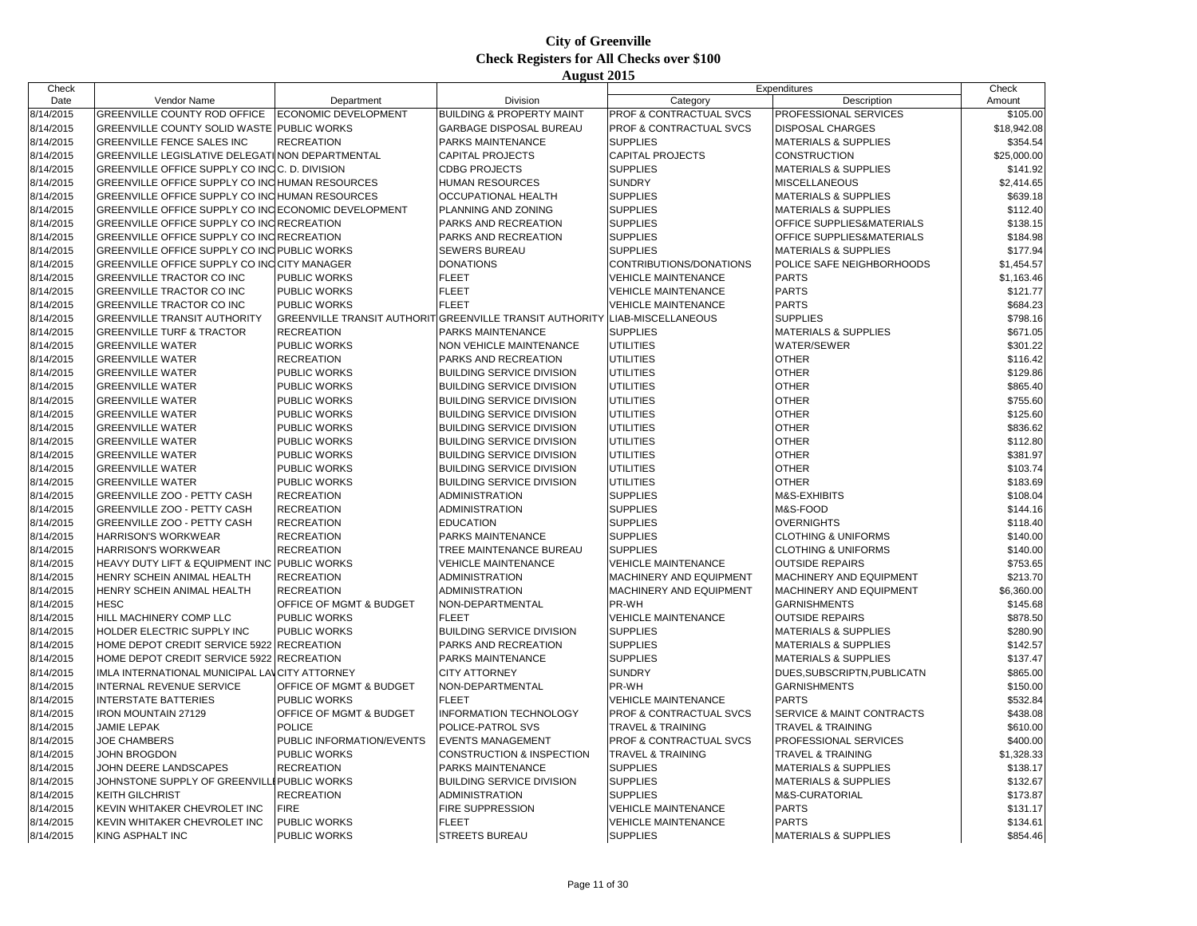# City of Greenville
## Check Registers for All Checks over $100
### August 2015

| Check Date | Vendor Name | Department | Division | Expenditures Category | Expenditures Description | Check Amount |
|---|---|---|---|---|---|---|
| 8/14/2015 | GREENVILLE COUNTY ROD OFFICE | ECONOMIC DEVELOPMENT | BUILDING & PROPERTY MAINT | PROF & CONTRACTUAL SVCS | PROFESSIONAL SERVICES | $105.00 |
| 8/14/2015 | GREENVILLE COUNTY SOLID WASTE | PUBLIC WORKS | GARBAGE DISPOSAL BUREAU | PROF & CONTRACTUAL SVCS | DISPOSAL CHARGES | $18,942.08 |
| 8/14/2015 | GREENVILLE FENCE SALES INC | RECREATION | PARKS MAINTENANCE | SUPPLIES | MATERIALS & SUPPLIES | $354.54 |
| 8/14/2015 | GREENVILLE LEGISLATIVE DELEGATI | NON DEPARTMENTAL | CAPITAL PROJECTS | CAPITAL PROJECTS | CONSTRUCTION | $25,000.00 |
| 8/14/2015 | GREENVILLE OFFICE SUPPLY CO INC | C. D. DIVISION | CDBG PROJECTS | SUPPLIES | MATERIALS & SUPPLIES | $141.92 |
| 8/14/2015 | GREENVILLE OFFICE SUPPLY CO INC | HUMAN RESOURCES | HUMAN RESOURCES | SUNDRY | MISCELLANEOUS | $2,414.65 |
| 8/14/2015 | GREENVILLE OFFICE SUPPLY CO INC | HUMAN RESOURCES | OCCUPATIONAL HEALTH | SUPPLIES | MATERIALS & SUPPLIES | $639.18 |
| 8/14/2015 | GREENVILLE OFFICE SUPPLY CO INC | ECONOMIC DEVELOPMENT | PLANNING AND ZONING | SUPPLIES | MATERIALS & SUPPLIES | $112.40 |
| 8/14/2015 | GREENVILLE OFFICE SUPPLY CO INC | RECREATION | PARKS AND RECREATION | SUPPLIES | OFFICE SUPPLIES&MATERIALS | $138.15 |
| 8/14/2015 | GREENVILLE OFFICE SUPPLY CO INC | RECREATION | PARKS AND RECREATION | SUPPLIES | OFFICE SUPPLIES&MATERIALS | $184.98 |
| 8/14/2015 | GREENVILLE OFFICE SUPPLY CO INC | PUBLIC WORKS | SEWERS BUREAU | SUPPLIES | MATERIALS & SUPPLIES | $177.94 |
| 8/14/2015 | GREENVILLE OFFICE SUPPLY CO INC | CITY MANAGER | DONATIONS | CONTRIBUTIONS/DONATIONS | POLICE SAFE NEIGHBORHOODS | $1,454.57 |
| 8/14/2015 | GREENVILLE TRACTOR CO INC | PUBLIC WORKS | FLEET | VEHICLE MAINTENANCE | PARTS | $1,163.46 |
| 8/14/2015 | GREENVILLE TRACTOR CO INC | PUBLIC WORKS | FLEET | VEHICLE MAINTENANCE | PARTS | $121.77 |
| 8/14/2015 | GREENVILLE TRACTOR CO INC | PUBLIC WORKS | FLEET | VEHICLE MAINTENANCE | PARTS | $684.23 |
| 8/14/2015 | GREENVILLE TRANSIT AUTHORITY | GREENVILLE TRANSIT AUTHORIT | GREENVILLE TRANSIT AUTHORITY | LIAB-MISCELLANEOUS | SUPPLIES | $798.16 |
| 8/14/2015 | GREENVILLE TURF & TRACTOR | RECREATION | PARKS MAINTENANCE | SUPPLIES | MATERIALS & SUPPLIES | $671.05 |
| 8/14/2015 | GREENVILLE WATER | PUBLIC WORKS | NON VEHICLE MAINTENANCE | UTILITIES | WATER/SEWER | $301.22 |
| 8/14/2015 | GREENVILLE WATER | RECREATION | PARKS AND RECREATION | UTILITIES | OTHER | $116.42 |
| 8/14/2015 | GREENVILLE WATER | PUBLIC WORKS | BUILDING SERVICE DIVISION | UTILITIES | OTHER | $129.86 |
| 8/14/2015 | GREENVILLE WATER | PUBLIC WORKS | BUILDING SERVICE DIVISION | UTILITIES | OTHER | $865.40 |
| 8/14/2015 | GREENVILLE WATER | PUBLIC WORKS | BUILDING SERVICE DIVISION | UTILITIES | OTHER | $755.60 |
| 8/14/2015 | GREENVILLE WATER | PUBLIC WORKS | BUILDING SERVICE DIVISION | UTILITIES | OTHER | $125.60 |
| 8/14/2015 | GREENVILLE WATER | PUBLIC WORKS | BUILDING SERVICE DIVISION | UTILITIES | OTHER | $836.62 |
| 8/14/2015 | GREENVILLE WATER | PUBLIC WORKS | BUILDING SERVICE DIVISION | UTILITIES | OTHER | $112.80 |
| 8/14/2015 | GREENVILLE WATER | PUBLIC WORKS | BUILDING SERVICE DIVISION | UTILITIES | OTHER | $381.97 |
| 8/14/2015 | GREENVILLE WATER | PUBLIC WORKS | BUILDING SERVICE DIVISION | UTILITIES | OTHER | $103.74 |
| 8/14/2015 | GREENVILLE WATER | PUBLIC WORKS | BUILDING SERVICE DIVISION | UTILITIES | OTHER | $183.69 |
| 8/14/2015 | GREENVILLE ZOO - PETTY CASH | RECREATION | ADMINISTRATION | SUPPLIES | M&S-EXHIBITS | $108.04 |
| 8/14/2015 | GREENVILLE ZOO - PETTY CASH | RECREATION | ADMINISTRATION | SUPPLIES | M&S-FOOD | $144.16 |
| 8/14/2015 | GREENVILLE ZOO - PETTY CASH | RECREATION | EDUCATION | SUPPLIES | OVERNIGHTS | $118.40 |
| 8/14/2015 | HARRISON'S WORKWEAR | RECREATION | PARKS MAINTENANCE | SUPPLIES | CLOTHING & UNIFORMS | $140.00 |
| 8/14/2015 | HARRISON'S WORKWEAR | RECREATION | TREE MAINTENANCE BUREAU | SUPPLIES | CLOTHING & UNIFORMS | $140.00 |
| 8/14/2015 | HEAVY DUTY LIFT & EQUIPMENT INC | PUBLIC WORKS | VEHICLE MAINTENANCE | VEHICLE MAINTENANCE | OUTSIDE REPAIRS | $753.65 |
| 8/14/2015 | HENRY SCHEIN ANIMAL HEALTH | RECREATION | ADMINISTRATION | MACHINERY AND EQUIPMENT | MACHINERY AND EQUIPMENT | $213.70 |
| 8/14/2015 | HENRY SCHEIN ANIMAL HEALTH | RECREATION | ADMINISTRATION | MACHINERY AND EQUIPMENT | MACHINERY AND EQUIPMENT | $6,360.00 |
| 8/14/2015 | HESC | OFFICE OF MGMT & BUDGET | NON-DEPARTMENTAL | PR-WH | GARNISHMENTS | $145.68 |
| 8/14/2015 | HILL MACHINERY COMP LLC | PUBLIC WORKS | FLEET | VEHICLE MAINTENANCE | OUTSIDE REPAIRS | $878.50 |
| 8/14/2015 | HOLDER ELECTRIC SUPPLY INC | PUBLIC WORKS | BUILDING SERVICE DIVISION | SUPPLIES | MATERIALS & SUPPLIES | $280.90 |
| 8/14/2015 | HOME DEPOT CREDIT SERVICE 5922 | RECREATION | PARKS AND RECREATION | SUPPLIES | MATERIALS & SUPPLIES | $142.57 |
| 8/14/2015 | HOME DEPOT CREDIT SERVICE 5922 | RECREATION | PARKS MAINTENANCE | SUPPLIES | MATERIALS & SUPPLIES | $137.47 |
| 8/14/2015 | IMLA INTERNATIONAL MUNICIPAL LAV | CITY ATTORNEY | CITY ATTORNEY | SUNDRY | DUES,SUBSCRIPTN,PUBLICATN | $865.00 |
| 8/14/2015 | INTERNAL REVENUE SERVICE | OFFICE OF MGMT & BUDGET | NON-DEPARTMENTAL | PR-WH | GARNISHMENTS | $150.00 |
| 8/14/2015 | INTERSTATE BATTERIES | PUBLIC WORKS | FLEET | VEHICLE MAINTENANCE | PARTS | $532.84 |
| 8/14/2015 | IRON MOUNTAIN 27129 | OFFICE OF MGMT & BUDGET | INFORMATION TECHNOLOGY | PROF & CONTRACTUAL SVCS | SERVICE & MAINT CONTRACTS | $438.08 |
| 8/14/2015 | JAMIE LEPAK | POLICE | POLICE-PATROL SVS | TRAVEL & TRAINING | TRAVEL & TRAINING | $610.00 |
| 8/14/2015 | JOE CHAMBERS | PUBLIC INFORMATION/EVENTS | EVENTS MANAGEMENT | PROF & CONTRACTUAL SVCS | PROFESSIONAL SERVICES | $400.00 |
| 8/14/2015 | JOHN BROGDON | PUBLIC WORKS | CONSTRUCTION & INSPECTION | TRAVEL & TRAINING | TRAVEL & TRAINING | $1,328.33 |
| 8/14/2015 | JOHN DEERE LANDSCAPES | RECREATION | PARKS MAINTENANCE | SUPPLIES | MATERIALS & SUPPLIES | $138.17 |
| 8/14/2015 | JOHNSTONE SUPPLY OF GREENVILLI | PUBLIC WORKS | BUILDING SERVICE DIVISION | SUPPLIES | MATERIALS & SUPPLIES | $132.67 |
| 8/14/2015 | KEITH GILCHRIST | RECREATION | ADMINISTRATION | SUPPLIES | M&S-CURATORIAL | $173.87 |
| 8/14/2015 | KEVIN WHITAKER CHEVROLET INC | FIRE | FIRE SUPPRESSION | VEHICLE MAINTENANCE | PARTS | $131.17 |
| 8/14/2015 | KEVIN WHITAKER CHEVROLET INC | PUBLIC WORKS | FLEET | VEHICLE MAINTENANCE | PARTS | $134.61 |
| 8/14/2015 | KING ASPHALT INC | PUBLIC WORKS | STREETS BUREAU | SUPPLIES | MATERIALS & SUPPLIES | $854.46 |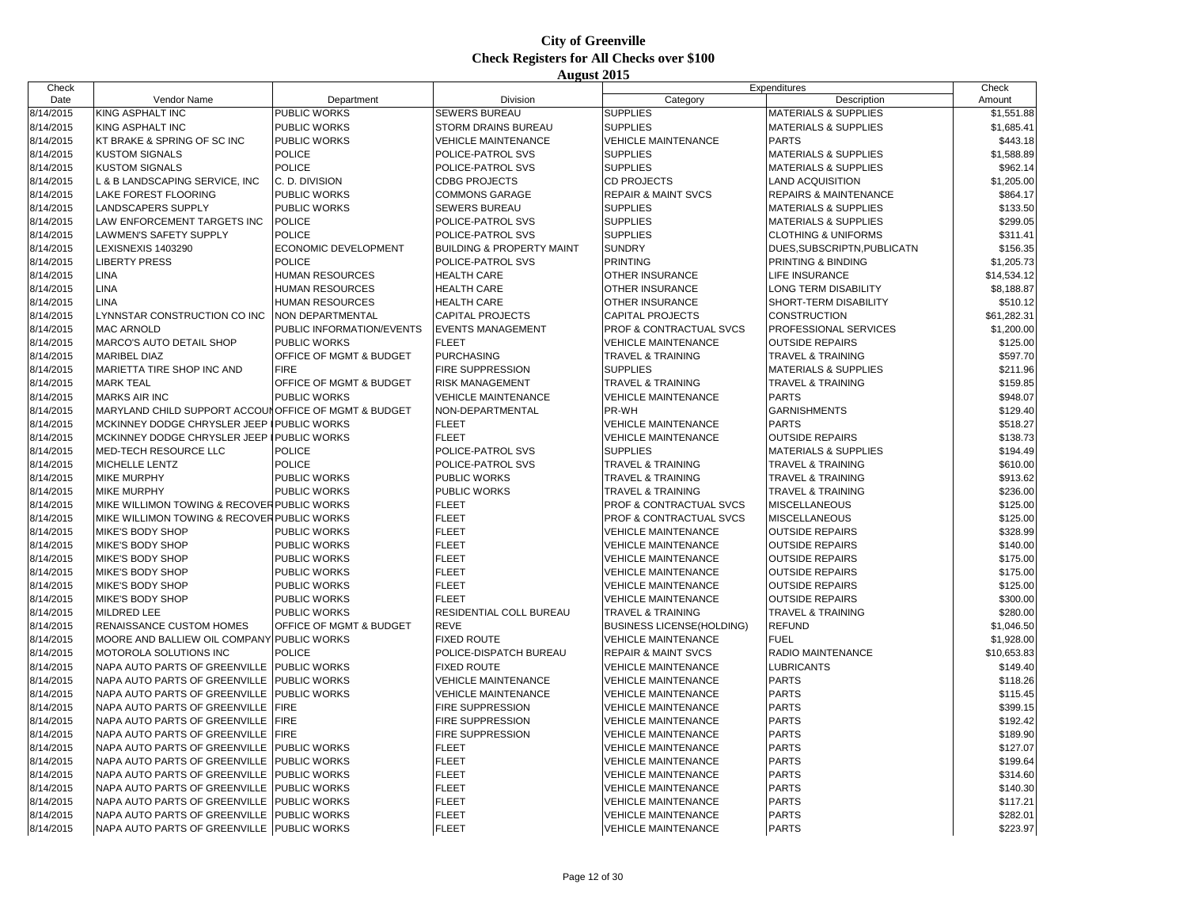# City of Greenville
## Check Registers for All Checks over $100
### August 2015

| Check Date | Vendor Name | Department | Division | Expenditures Category | Expenditures Description | Check Amount |
|---|---|---|---|---|---|---|
| 8/14/2015 | KING ASPHALT INC | PUBLIC WORKS | SEWERS BUREAU | SUPPLIES | MATERIALS & SUPPLIES | $1,551.88 |
| 8/14/2015 | KING ASPHALT INC | PUBLIC WORKS | STORM DRAINS BUREAU | SUPPLIES | MATERIALS & SUPPLIES | $1,685.41 |
| 8/14/2015 | KT BRAKE & SPRING OF SC INC | PUBLIC WORKS | VEHICLE MAINTENANCE | VEHICLE MAINTENANCE | PARTS | $443.18 |
| 8/14/2015 | KUSTOM SIGNALS | POLICE | POLICE-PATROL SVS | SUPPLIES | MATERIALS & SUPPLIES | $1,588.89 |
| 8/14/2015 | KUSTOM SIGNALS | POLICE | POLICE-PATROL SVS | SUPPLIES | MATERIALS & SUPPLIES | $962.14 |
| 8/14/2015 | L & B LANDSCAPING SERVICE, INC | C. D. DIVISION | CDBG PROJECTS | CD PROJECTS | LAND ACQUISITION | $1,205.00 |
| 8/14/2015 | LAKE FOREST FLOORING | PUBLIC WORKS | COMMONS GARAGE | REPAIR & MAINT SVCS | REPAIRS & MAINTENANCE | $864.17 |
| 8/14/2015 | LANDSCAPERS SUPPLY | PUBLIC WORKS | SEWERS BUREAU | SUPPLIES | MATERIALS & SUPPLIES | $133.50 |
| 8/14/2015 | LAW ENFORCEMENT TARGETS INC | POLICE | POLICE-PATROL SVS | SUPPLIES | MATERIALS & SUPPLIES | $299.05 |
| 8/14/2015 | LAWMEN'S SAFETY SUPPLY | POLICE | POLICE-PATROL SVS | SUPPLIES | CLOTHING & UNIFORMS | $311.41 |
| 8/14/2015 | LEXISNEXIS 1403290 | ECONOMIC DEVELOPMENT | BUILDING & PROPERTY MAINT | SUNDRY | DUES,SUBSCRIPTN,PUBLICATN | $156.35 |
| 8/14/2015 | LIBERTY PRESS | POLICE | POLICE-PATROL SVS | PRINTING | PRINTING & BINDING | $1,205.73 |
| 8/14/2015 | LINA | HUMAN RESOURCES | HEALTH CARE | OTHER INSURANCE | LIFE INSURANCE | $14,534.12 |
| 8/14/2015 | LINA | HUMAN RESOURCES | HEALTH CARE | OTHER INSURANCE | LONG TERM DISABILITY | $8,188.87 |
| 8/14/2015 | LINA | HUMAN RESOURCES | HEALTH CARE | OTHER INSURANCE | SHORT-TERM DISABILITY | $510.12 |
| 8/14/2015 | LYNNSTAR CONSTRUCTION CO INC | NON DEPARTMENTAL | CAPITAL PROJECTS | CAPITAL PROJECTS | CONSTRUCTION | $61,282.31 |
| 8/14/2015 | MAC ARNOLD | PUBLIC INFORMATION/EVENTS | EVENTS MANAGEMENT | PROF & CONTRACTUAL SVCS | PROFESSIONAL SERVICES | $1,200.00 |
| 8/14/2015 | MARCO'S AUTO DETAIL SHOP | PUBLIC WORKS | FLEET | VEHICLE MAINTENANCE | OUTSIDE REPAIRS | $125.00 |
| 8/14/2015 | MARIBEL DIAZ | OFFICE OF MGMT & BUDGET | PURCHASING | TRAVEL & TRAINING | TRAVEL & TRAINING | $597.70 |
| 8/14/2015 | MARIETTA TIRE SHOP INC AND | FIRE | FIRE SUPPRESSION | SUPPLIES | MATERIALS & SUPPLIES | $211.96 |
| 8/14/2015 | MARK TEAL | OFFICE OF MGMT & BUDGET | RISK MANAGEMENT | TRAVEL & TRAINING | TRAVEL & TRAINING | $159.85 |
| 8/14/2015 | MARKS AIR INC | PUBLIC WORKS | VEHICLE MAINTENANCE | VEHICLE MAINTENANCE | PARTS | $948.07 |
| 8/14/2015 | MARYLAND CHILD SUPPORT ACCOUN | OFFICE OF MGMT & BUDGET | NON-DEPARTMENTAL | PR-WH | GARNISHMENTS | $129.40 |
| 8/14/2015 | MCKINNEY DODGE CHRYSLER JEEP | PUBLIC WORKS | FLEET | VEHICLE MAINTENANCE | PARTS | $518.27 |
| 8/14/2015 | MCKINNEY DODGE CHRYSLER JEEP | PUBLIC WORKS | FLEET | VEHICLE MAINTENANCE | OUTSIDE REPAIRS | $138.73 |
| 8/14/2015 | MED-TECH RESOURCE LLC | POLICE | POLICE-PATROL SVS | SUPPLIES | MATERIALS & SUPPLIES | $194.49 |
| 8/14/2015 | MICHELLE LENTZ | POLICE | POLICE-PATROL SVS | TRAVEL & TRAINING | TRAVEL & TRAINING | $610.00 |
| 8/14/2015 | MIKE MURPHY | PUBLIC WORKS | PUBLIC WORKS | TRAVEL & TRAINING | TRAVEL & TRAINING | $913.62 |
| 8/14/2015 | MIKE MURPHY | PUBLIC WORKS | PUBLIC WORKS | TRAVEL & TRAINING | TRAVEL & TRAINING | $236.00 |
| 8/14/2015 | MIKE WILLIMON TOWING & RECOVER | PUBLIC WORKS | FLEET | PROF & CONTRACTUAL SVCS | MISCELLANEOUS | $125.00 |
| 8/14/2015 | MIKE WILLIMON TOWING & RECOVER | PUBLIC WORKS | FLEET | PROF & CONTRACTUAL SVCS | MISCELLANEOUS | $125.00 |
| 8/14/2015 | MIKE'S BODY SHOP | PUBLIC WORKS | FLEET | VEHICLE MAINTENANCE | OUTSIDE REPAIRS | $328.99 |
| 8/14/2015 | MIKE'S BODY SHOP | PUBLIC WORKS | FLEET | VEHICLE MAINTENANCE | OUTSIDE REPAIRS | $140.00 |
| 8/14/2015 | MIKE'S BODY SHOP | PUBLIC WORKS | FLEET | VEHICLE MAINTENANCE | OUTSIDE REPAIRS | $175.00 |
| 8/14/2015 | MIKE'S BODY SHOP | PUBLIC WORKS | FLEET | VEHICLE MAINTENANCE | OUTSIDE REPAIRS | $175.00 |
| 8/14/2015 | MIKE'S BODY SHOP | PUBLIC WORKS | FLEET | VEHICLE MAINTENANCE | OUTSIDE REPAIRS | $125.00 |
| 8/14/2015 | MIKE'S BODY SHOP | PUBLIC WORKS | FLEET | VEHICLE MAINTENANCE | OUTSIDE REPAIRS | $300.00 |
| 8/14/2015 | MILDRED LEE | PUBLIC WORKS | RESIDENTIAL COLL BUREAU | TRAVEL & TRAINING | TRAVEL & TRAINING | $280.00 |
| 8/14/2015 | RENAISSANCE CUSTOM HOMES | OFFICE OF MGMT & BUDGET | REVE | BUSINESS LICENSE(HOLDING) | REFUND | $1,046.50 |
| 8/14/2015 | MOORE AND BALLIEW OIL COMPANY | PUBLIC WORKS | FIXED ROUTE | VEHICLE MAINTENANCE | FUEL | $1,928.00 |
| 8/14/2015 | MOTOROLA SOLUTIONS INC | POLICE | POLICE-DISPATCH BUREAU | REPAIR & MAINT SVCS | RADIO MAINTENANCE | $10,653.83 |
| 8/14/2015 | NAPA AUTO PARTS OF GREENVILLE | PUBLIC WORKS | FIXED ROUTE | VEHICLE MAINTENANCE | LUBRICANTS | $149.40 |
| 8/14/2015 | NAPA AUTO PARTS OF GREENVILLE | PUBLIC WORKS | VEHICLE MAINTENANCE | VEHICLE MAINTENANCE | PARTS | $118.26 |
| 8/14/2015 | NAPA AUTO PARTS OF GREENVILLE | PUBLIC WORKS | VEHICLE MAINTENANCE | VEHICLE MAINTENANCE | PARTS | $115.45 |
| 8/14/2015 | NAPA AUTO PARTS OF GREENVILLE | FIRE | FIRE SUPPRESSION | VEHICLE MAINTENANCE | PARTS | $399.15 |
| 8/14/2015 | NAPA AUTO PARTS OF GREENVILLE | FIRE | FIRE SUPPRESSION | VEHICLE MAINTENANCE | PARTS | $192.42 |
| 8/14/2015 | NAPA AUTO PARTS OF GREENVILLE | FIRE | FIRE SUPPRESSION | VEHICLE MAINTENANCE | PARTS | $189.90 |
| 8/14/2015 | NAPA AUTO PARTS OF GREENVILLE | PUBLIC WORKS | FLEET | VEHICLE MAINTENANCE | PARTS | $127.07 |
| 8/14/2015 | NAPA AUTO PARTS OF GREENVILLE | PUBLIC WORKS | FLEET | VEHICLE MAINTENANCE | PARTS | $199.64 |
| 8/14/2015 | NAPA AUTO PARTS OF GREENVILLE | PUBLIC WORKS | FLEET | VEHICLE MAINTENANCE | PARTS | $314.60 |
| 8/14/2015 | NAPA AUTO PARTS OF GREENVILLE | PUBLIC WORKS | FLEET | VEHICLE MAINTENANCE | PARTS | $140.30 |
| 8/14/2015 | NAPA AUTO PARTS OF GREENVILLE | PUBLIC WORKS | FLEET | VEHICLE MAINTENANCE | PARTS | $117.21 |
| 8/14/2015 | NAPA AUTO PARTS OF GREENVILLE | PUBLIC WORKS | FLEET | VEHICLE MAINTENANCE | PARTS | $282.01 |
| 8/14/2015 | NAPA AUTO PARTS OF GREENVILLE | PUBLIC WORKS | FLEET | VEHICLE MAINTENANCE | PARTS | $223.97 |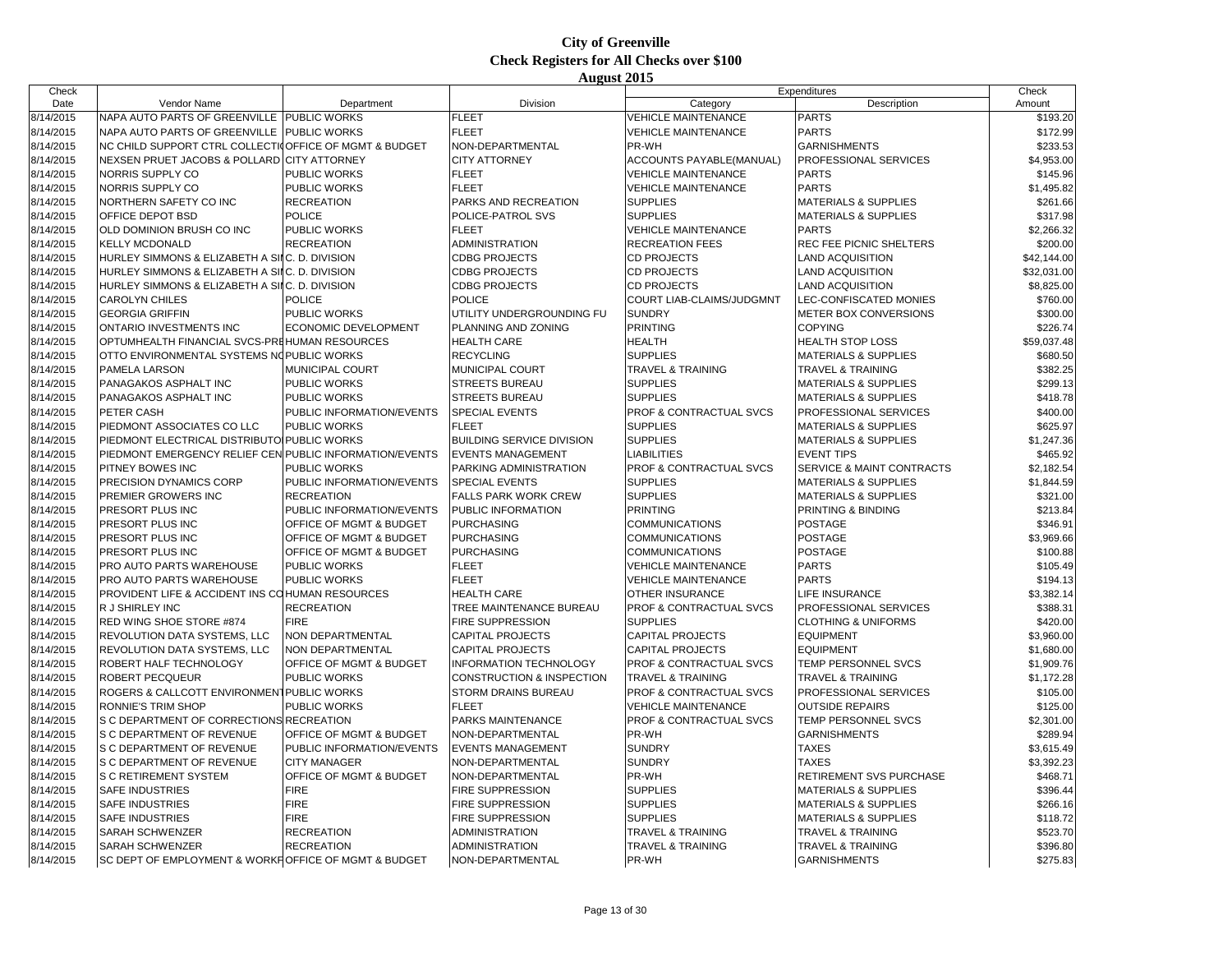# City of Greenville

## Check Registers for All Checks over $100

### August 2015

| Check Date | Vendor Name | Department | Division | Expenditures Category | Expenditures Description | Check Amount |
|---|---|---|---|---|---|---|
| 8/14/2015 | NAPA AUTO PARTS OF GREENVILLE | PUBLIC WORKS | FLEET | VEHICLE MAINTENANCE | PARTS | $193.20 |
| 8/14/2015 | NAPA AUTO PARTS OF GREENVILLE | PUBLIC WORKS | FLEET | VEHICLE MAINTENANCE | PARTS | $172.99 |
| 8/14/2015 | NC CHILD SUPPORT CTRL COLLECTI | OFFICE OF MGMT & BUDGET | NON-DEPARTMENTAL | PR-WH | GARNISHMENTS | $233.53 |
| 8/14/2015 | NEXSEN PRUET JACOBS & POLLARD | CITY ATTORNEY | CITY ATTORNEY | ACCOUNTS PAYABLE(MANUAL) | PROFESSIONAL SERVICES | $4,953.00 |
| 8/14/2015 | NORRIS SUPPLY CO | PUBLIC WORKS | FLEET | VEHICLE MAINTENANCE | PARTS | $145.96 |
| 8/14/2015 | NORRIS SUPPLY CO | PUBLIC WORKS | FLEET | VEHICLE MAINTENANCE | PARTS | $1,495.82 |
| 8/14/2015 | NORTHERN SAFETY CO INC | RECREATION | PARKS AND RECREATION | SUPPLIES | MATERIALS & SUPPLIES | $261.66 |
| 8/14/2015 | OFFICE DEPOT BSD | POLICE | POLICE-PATROL SVS | SUPPLIES | MATERIALS & SUPPLIES | $317.98 |
| 8/14/2015 | OLD DOMINION BRUSH CO INC | PUBLIC WORKS | FLEET | VEHICLE MAINTENANCE | PARTS | $2,266.32 |
| 8/14/2015 | KELLY MCDONALD | RECREATION | ADMINISTRATION | RECREATION FEES | REC FEE PICNIC SHELTERS | $200.00 |
| 8/14/2015 | HURLEY SIMMONS & ELIZABETH A SI | C. D. DIVISION | CDBG PROJECTS | CD PROJECTS | LAND ACQUISITION | $42,144.00 |
| 8/14/2015 | HURLEY SIMMONS & ELIZABETH A SI | C. D. DIVISION | CDBG PROJECTS | CD PROJECTS | LAND ACQUISITION | $32,031.00 |
| 8/14/2015 | HURLEY SIMMONS & ELIZABETH A SI | C. D. DIVISION | CDBG PROJECTS | CD PROJECTS | LAND ACQUISITION | $8,825.00 |
| 8/14/2015 | CAROLYN CHILES | POLICE | POLICE | COURT LIAB-CLAIMS/JUDGMNT | LEC-CONFISCATED MONIES | $760.00 |
| 8/14/2015 | GEORGIA GRIFFIN | PUBLIC WORKS | UTILITY UNDERGROUNDING FU | SUNDRY | METER BOX CONVERSIONS | $300.00 |
| 8/14/2015 | ONTARIO INVESTMENTS INC | ECONOMIC DEVELOPMENT | PLANNING AND ZONING | PRINTING | COPYING | $226.74 |
| 8/14/2015 | OPTUMHEALTH FINANCIAL SVCS-PRE | HUMAN RESOURCES | HEALTH CARE | HEALTH | HEALTH STOP LOSS | $59,037.48 |
| 8/14/2015 | OTTO ENVIRONMENTAL SYSTEMS NC | PUBLIC WORKS | RECYCLING | SUPPLIES | MATERIALS & SUPPLIES | $680.50 |
| 8/14/2015 | PAMELA LARSON | MUNICIPAL COURT | MUNICIPAL COURT | TRAVEL & TRAINING | TRAVEL & TRAINING | $382.25 |
| 8/14/2015 | PANAGAKOS ASPHALT INC | PUBLIC WORKS | STREETS BUREAU | SUPPLIES | MATERIALS & SUPPLIES | $299.13 |
| 8/14/2015 | PANAGAKOS ASPHALT INC | PUBLIC WORKS | STREETS BUREAU | SUPPLIES | MATERIALS & SUPPLIES | $418.78 |
| 8/14/2015 | PETER CASH | PUBLIC INFORMATION/EVENTS | SPECIAL EVENTS | PROF & CONTRACTUAL SVCS | PROFESSIONAL SERVICES | $400.00 |
| 8/14/2015 | PIEDMONT ASSOCIATES CO LLC | PUBLIC WORKS | FLEET | SUPPLIES | MATERIALS & SUPPLIES | $625.97 |
| 8/14/2015 | PIEDMONT ELECTRICAL DISTRIBUTO | PUBLIC WORKS | BUILDING SERVICE DIVISION | SUPPLIES | MATERIALS & SUPPLIES | $1,247.36 |
| 8/14/2015 | PIEDMONT EMERGENCY RELIEF CEN | PUBLIC INFORMATION/EVENTS | EVENTS MANAGEMENT | LIABILITIES | EVENT TIPS | $465.92 |
| 8/14/2015 | PITNEY BOWES INC | PUBLIC WORKS | PARKING ADMINISTRATION | PROF & CONTRACTUAL SVCS | SERVICE & MAINT CONTRACTS | $2,182.54 |
| 8/14/2015 | PRECISION DYNAMICS CORP | PUBLIC INFORMATION/EVENTS | SPECIAL EVENTS | SUPPLIES | MATERIALS & SUPPLIES | $1,844.59 |
| 8/14/2015 | PREMIER GROWERS INC | RECREATION | FALLS PARK WORK CREW | SUPPLIES | MATERIALS & SUPPLIES | $321.00 |
| 8/14/2015 | PRESORT PLUS INC | PUBLIC INFORMATION/EVENTS | PUBLIC INFORMATION | PRINTING | PRINTING & BINDING | $213.84 |
| 8/14/2015 | PRESORT PLUS INC | OFFICE OF MGMT & BUDGET | PURCHASING | COMMUNICATIONS | POSTAGE | $346.91 |
| 8/14/2015 | PRESORT PLUS INC | OFFICE OF MGMT & BUDGET | PURCHASING | COMMUNICATIONS | POSTAGE | $3,969.66 |
| 8/14/2015 | PRESORT PLUS INC | OFFICE OF MGMT & BUDGET | PURCHASING | COMMUNICATIONS | POSTAGE | $100.88 |
| 8/14/2015 | PRO AUTO PARTS WAREHOUSE | PUBLIC WORKS | FLEET | VEHICLE MAINTENANCE | PARTS | $105.49 |
| 8/14/2015 | PRO AUTO PARTS WAREHOUSE | PUBLIC WORKS | FLEET | VEHICLE MAINTENANCE | PARTS | $194.13 |
| 8/14/2015 | PROVIDENT LIFE & ACCIDENT INS CO | HUMAN RESOURCES | HEALTH CARE | OTHER INSURANCE | LIFE INSURANCE | $3,382.14 |
| 8/14/2015 | R J SHIRLEY INC | RECREATION | TREE MAINTENANCE BUREAU | PROF & CONTRACTUAL SVCS | PROFESSIONAL SERVICES | $388.31 |
| 8/14/2015 | RED WING SHOE STORE #874 | FIRE | FIRE SUPPRESSION | SUPPLIES | CLOTHING & UNIFORMS | $420.00 |
| 8/14/2015 | REVOLUTION DATA SYSTEMS, LLC | NON DEPARTMENTAL | CAPITAL PROJECTS | CAPITAL PROJECTS | EQUIPMENT | $3,960.00 |
| 8/14/2015 | REVOLUTION DATA SYSTEMS, LLC | NON DEPARTMENTAL | CAPITAL PROJECTS | CAPITAL PROJECTS | EQUIPMENT | $1,680.00 |
| 8/14/2015 | ROBERT HALF TECHNOLOGY | OFFICE OF MGMT & BUDGET | INFORMATION TECHNOLOGY | PROF & CONTRACTUAL SVCS | TEMP PERSONNEL SVCS | $1,909.76 |
| 8/14/2015 | ROBERT PECQUEUR | PUBLIC WORKS | CONSTRUCTION & INSPECTION | TRAVEL & TRAINING | TRAVEL & TRAINING | $1,172.28 |
| 8/14/2015 | ROGERS & CALLCOTT ENVIRONMENT | PUBLIC WORKS | STORM DRAINS BUREAU | PROF & CONTRACTUAL SVCS | PROFESSIONAL SERVICES | $105.00 |
| 8/14/2015 | RONNIE'S TRIM SHOP | PUBLIC WORKS | FLEET | VEHICLE MAINTENANCE | OUTSIDE REPAIRS | $125.00 |
| 8/14/2015 | S C DEPARTMENT OF CORRECTIONS | RECREATION | PARKS MAINTENANCE | PROF & CONTRACTUAL SVCS | TEMP PERSONNEL SVCS | $2,301.00 |
| 8/14/2015 | S C DEPARTMENT OF REVENUE | OFFICE OF MGMT & BUDGET | NON-DEPARTMENTAL | PR-WH | GARNISHMENTS | $289.94 |
| 8/14/2015 | S C DEPARTMENT OF REVENUE | PUBLIC INFORMATION/EVENTS | EVENTS MANAGEMENT | SUNDRY | TAXES | $3,615.49 |
| 8/14/2015 | S C DEPARTMENT OF REVENUE | CITY MANAGER | NON-DEPARTMENTAL | SUNDRY | TAXES | $3,392.23 |
| 8/14/2015 | S C RETIREMENT SYSTEM | OFFICE OF MGMT & BUDGET | NON-DEPARTMENTAL | PR-WH | RETIREMENT SVS PURCHASE | $468.71 |
| 8/14/2015 | SAFE INDUSTRIES | FIRE | FIRE SUPPRESSION | SUPPLIES | MATERIALS & SUPPLIES | $396.44 |
| 8/14/2015 | SAFE INDUSTRIES | FIRE | FIRE SUPPRESSION | SUPPLIES | MATERIALS & SUPPLIES | $266.16 |
| 8/14/2015 | SAFE INDUSTRIES | FIRE | FIRE SUPPRESSION | SUPPLIES | MATERIALS & SUPPLIES | $118.72 |
| 8/14/2015 | SARAH SCHWENZER | RECREATION | ADMINISTRATION | TRAVEL & TRAINING | TRAVEL & TRAINING | $523.70 |
| 8/14/2015 | SARAH SCHWENZER | RECREATION | ADMINISTRATION | TRAVEL & TRAINING | TRAVEL & TRAINING | $396.80 |
| 8/14/2015 | SC DEPT OF EMPLOYMENT & WORKF | OFFICE OF MGMT & BUDGET | NON-DEPARTMENTAL | PR-WH | GARNISHMENTS | $275.83 |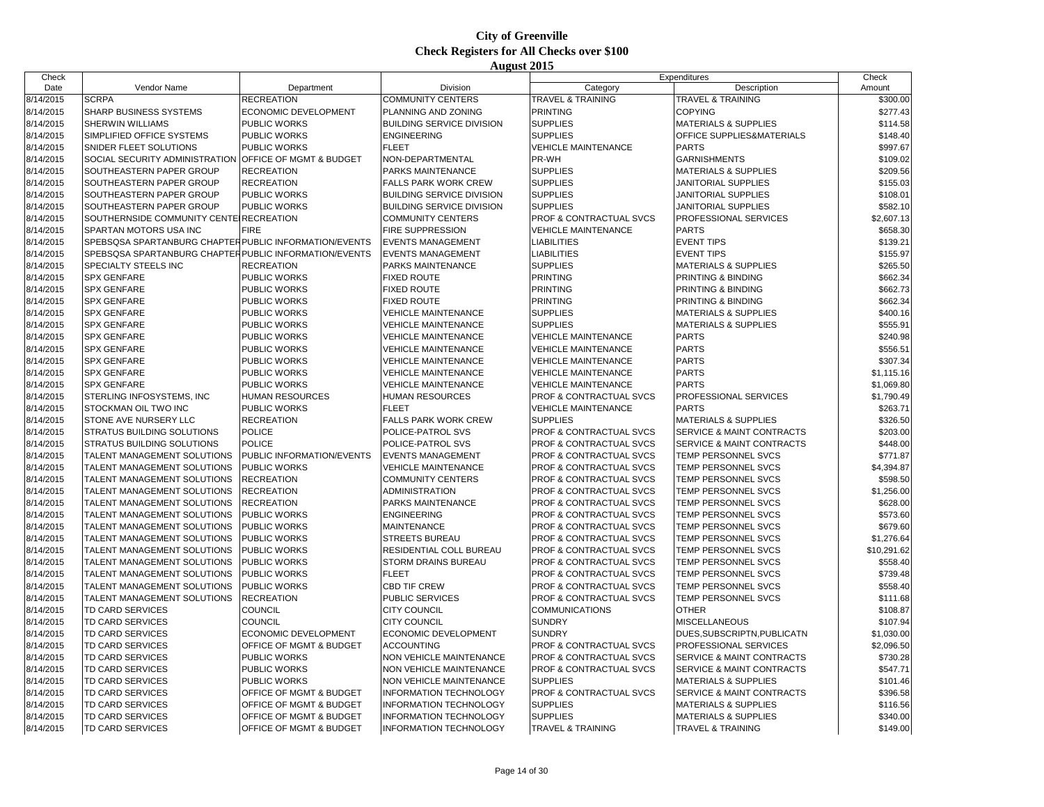# City of Greenville

## Check Registers for All Checks over $100

### August 2015

| Check Date | Vendor Name | Department | Division | Expenditures Category | Expenditures Description | Check Amount |
|---|---|---|---|---|---|---|
| 8/14/2015 | SCRPA | RECREATION | COMMUNITY CENTERS | TRAVEL & TRAINING | TRAVEL & TRAINING | $300.00 |
| 8/14/2015 | SHARP BUSINESS SYSTEMS | ECONOMIC DEVELOPMENT | PLANNING AND ZONING | PRINTING | COPYING | $277.43 |
| 8/14/2015 | SHERWIN WILLIAMS | PUBLIC WORKS | BUILDING SERVICE DIVISION | SUPPLIES | MATERIALS & SUPPLIES | $114.58 |
| 8/14/2015 | SIMPLIFIED OFFICE SYSTEMS | PUBLIC WORKS | ENGINEERING | SUPPLIES | OFFICE SUPPLIES&MATERIALS | $148.40 |
| 8/14/2015 | SNIDER FLEET SOLUTIONS | PUBLIC WORKS | FLEET | VEHICLE MAINTENANCE | PARTS | $997.67 |
| 8/14/2015 | SOCIAL SECURITY ADMINISTRATION | OFFICE OF MGMT & BUDGET | NON-DEPARTMENTAL | PR-WH | GARNISHMENTS | $109.02 |
| 8/14/2015 | SOUTHEASTERN PAPER GROUP | RECREATION | PARKS MAINTENANCE | SUPPLIES | MATERIALS & SUPPLIES | $209.56 |
| 8/14/2015 | SOUTHEASTERN PAPER GROUP | RECREATION | FALLS PARK WORK CREW | SUPPLIES | JANITORIAL SUPPLIES | $155.03 |
| 8/14/2015 | SOUTHEASTERN PAPER GROUP | PUBLIC WORKS | BUILDING SERVICE DIVISION | SUPPLIES | JANITORIAL SUPPLIES | $108.01 |
| 8/14/2015 | SOUTHEASTERN PAPER GROUP | PUBLIC WORKS | BUILDING SERVICE DIVISION | SUPPLIES | JANITORIAL SUPPLIES | $582.10 |
| 8/14/2015 | SOUTHERNSIDE COMMUNITY CENTER | RECREATION | COMMUNITY CENTERS | PROF & CONTRACTUAL SVCS | PROFESSIONAL SERVICES | $2,607.13 |
| 8/14/2015 | SPARTAN MOTORS USA INC | FIRE | FIRE SUPPRESSION | VEHICLE MAINTENANCE | PARTS | $658.30 |
| 8/14/2015 | SPEBSQSA SPARTANBURG CHAPTER | PUBLIC INFORMATION/EVENTS | EVENTS MANAGEMENT | LIABILITIES | EVENT TIPS | $139.21 |
| 8/14/2015 | SPEBSQSA SPARTANBURG CHAPTER | PUBLIC INFORMATION/EVENTS | EVENTS MANAGEMENT | LIABILITIES | EVENT TIPS | $155.97 |
| 8/14/2015 | SPECIALTY STEELS INC | RECREATION | PARKS MAINTENANCE | SUPPLIES | MATERIALS & SUPPLIES | $265.50 |
| 8/14/2015 | SPX GENFARE | PUBLIC WORKS | FIXED ROUTE | PRINTING | PRINTING & BINDING | $662.34 |
| 8/14/2015 | SPX GENFARE | PUBLIC WORKS | FIXED ROUTE | PRINTING | PRINTING & BINDING | $662.73 |
| 8/14/2015 | SPX GENFARE | PUBLIC WORKS | FIXED ROUTE | PRINTING | PRINTING & BINDING | $662.34 |
| 8/14/2015 | SPX GENFARE | PUBLIC WORKS | VEHICLE MAINTENANCE | SUPPLIES | MATERIALS & SUPPLIES | $400.16 |
| 8/14/2015 | SPX GENFARE | PUBLIC WORKS | VEHICLE MAINTENANCE | SUPPLIES | MATERIALS & SUPPLIES | $555.91 |
| 8/14/2015 | SPX GENFARE | PUBLIC WORKS | VEHICLE MAINTENANCE | VEHICLE MAINTENANCE | PARTS | $240.98 |
| 8/14/2015 | SPX GENFARE | PUBLIC WORKS | VEHICLE MAINTENANCE | VEHICLE MAINTENANCE | PARTS | $556.51 |
| 8/14/2015 | SPX GENFARE | PUBLIC WORKS | VEHICLE MAINTENANCE | VEHICLE MAINTENANCE | PARTS | $307.34 |
| 8/14/2015 | SPX GENFARE | PUBLIC WORKS | VEHICLE MAINTENANCE | VEHICLE MAINTENANCE | PARTS | $1,115.16 |
| 8/14/2015 | SPX GENFARE | PUBLIC WORKS | VEHICLE MAINTENANCE | VEHICLE MAINTENANCE | PARTS | $1,069.80 |
| 8/14/2015 | STERLING INFOSYSTEMS, INC | HUMAN RESOURCES | HUMAN RESOURCES | PROF & CONTRACTUAL SVCS | PROFESSIONAL SERVICES | $1,790.49 |
| 8/14/2015 | STOCKMAN OIL TWO INC | PUBLIC WORKS | FLEET | VEHICLE MAINTENANCE | PARTS | $263.71 |
| 8/14/2015 | STONE AVE NURSERY LLC | RECREATION | FALLS PARK WORK CREW | SUPPLIES | MATERIALS & SUPPLIES | $326.50 |
| 8/14/2015 | STRATUS BUILDING SOLUTIONS | POLICE | POLICE-PATROL SVS | PROF & CONTRACTUAL SVCS | SERVICE & MAINT CONTRACTS | $203.00 |
| 8/14/2015 | STRATUS BUILDING SOLUTIONS | POLICE | POLICE-PATROL SVS | PROF & CONTRACTUAL SVCS | SERVICE & MAINT CONTRACTS | $448.00 |
| 8/14/2015 | TALENT MANAGEMENT SOLUTIONS | PUBLIC INFORMATION/EVENTS | EVENTS MANAGEMENT | PROF & CONTRACTUAL SVCS | TEMP PERSONNEL SVCS | $771.87 |
| 8/14/2015 | TALENT MANAGEMENT SOLUTIONS | PUBLIC WORKS | VEHICLE MAINTENANCE | PROF & CONTRACTUAL SVCS | TEMP PERSONNEL SVCS | $4,394.87 |
| 8/14/2015 | TALENT MANAGEMENT SOLUTIONS | RECREATION | COMMUNITY CENTERS | PROF & CONTRACTUAL SVCS | TEMP PERSONNEL SVCS | $598.50 |
| 8/14/2015 | TALENT MANAGEMENT SOLUTIONS | RECREATION | ADMINISTRATION | PROF & CONTRACTUAL SVCS | TEMP PERSONNEL SVCS | $1,256.00 |
| 8/14/2015 | TALENT MANAGEMENT SOLUTIONS | RECREATION | PARKS MAINTENANCE | PROF & CONTRACTUAL SVCS | TEMP PERSONNEL SVCS | $628.00 |
| 8/14/2015 | TALENT MANAGEMENT SOLUTIONS | PUBLIC WORKS | ENGINEERING | PROF & CONTRACTUAL SVCS | TEMP PERSONNEL SVCS | $573.60 |
| 8/14/2015 | TALENT MANAGEMENT SOLUTIONS | PUBLIC WORKS | MAINTENANCE | PROF & CONTRACTUAL SVCS | TEMP PERSONNEL SVCS | $679.60 |
| 8/14/2015 | TALENT MANAGEMENT SOLUTIONS | PUBLIC WORKS | STREETS BUREAU | PROF & CONTRACTUAL SVCS | TEMP PERSONNEL SVCS | $1,276.64 |
| 8/14/2015 | TALENT MANAGEMENT SOLUTIONS | PUBLIC WORKS | RESIDENTIAL COLL BUREAU | PROF & CONTRACTUAL SVCS | TEMP PERSONNEL SVCS | $10,291.62 |
| 8/14/2015 | TALENT MANAGEMENT SOLUTIONS | PUBLIC WORKS | STORM DRAINS BUREAU | PROF & CONTRACTUAL SVCS | TEMP PERSONNEL SVCS | $558.40 |
| 8/14/2015 | TALENT MANAGEMENT SOLUTIONS | PUBLIC WORKS | FLEET | PROF & CONTRACTUAL SVCS | TEMP PERSONNEL SVCS | $739.48 |
| 8/14/2015 | TALENT MANAGEMENT SOLUTIONS | PUBLIC WORKS | CBD TIF CREW | PROF & CONTRACTUAL SVCS | TEMP PERSONNEL SVCS | $558.40 |
| 8/14/2015 | TALENT MANAGEMENT SOLUTIONS | RECREATION | PUBLIC SERVICES | PROF & CONTRACTUAL SVCS | TEMP PERSONNEL SVCS | $111.68 |
| 8/14/2015 | TD CARD SERVICES | COUNCIL | CITY COUNCIL | COMMUNICATIONS | OTHER | $108.87 |
| 8/14/2015 | TD CARD SERVICES | COUNCIL | CITY COUNCIL | SUNDRY | MISCELLANEOUS | $107.94 |
| 8/14/2015 | TD CARD SERVICES | ECONOMIC DEVELOPMENT | ECONOMIC DEVELOPMENT | SUNDRY | DUES,SUBSCRIPTN,PUBLICATN | $1,030.00 |
| 8/14/2015 | TD CARD SERVICES | OFFICE OF MGMT & BUDGET | ACCOUNTING | PROF & CONTRACTUAL SVCS | PROFESSIONAL SERVICES | $2,096.50 |
| 8/14/2015 | TD CARD SERVICES | PUBLIC WORKS | NON VEHICLE MAINTENANCE | PROF & CONTRACTUAL SVCS | SERVICE & MAINT CONTRACTS | $730.28 |
| 8/14/2015 | TD CARD SERVICES | PUBLIC WORKS | NON VEHICLE MAINTENANCE | PROF & CONTRACTUAL SVCS | SERVICE & MAINT CONTRACTS | $547.71 |
| 8/14/2015 | TD CARD SERVICES | PUBLIC WORKS | NON VEHICLE MAINTENANCE | SUPPLIES | MATERIALS & SUPPLIES | $101.46 |
| 8/14/2015 | TD CARD SERVICES | OFFICE OF MGMT & BUDGET | INFORMATION TECHNOLOGY | PROF & CONTRACTUAL SVCS | SERVICE & MAINT CONTRACTS | $396.58 |
| 8/14/2015 | TD CARD SERVICES | OFFICE OF MGMT & BUDGET | INFORMATION TECHNOLOGY | SUPPLIES | MATERIALS & SUPPLIES | $116.56 |
| 8/14/2015 | TD CARD SERVICES | OFFICE OF MGMT & BUDGET | INFORMATION TECHNOLOGY | SUPPLIES | MATERIALS & SUPPLIES | $340.00 |
| 8/14/2015 | TD CARD SERVICES | OFFICE OF MGMT & BUDGET | INFORMATION TECHNOLOGY | TRAVEL & TRAINING | TRAVEL & TRAINING | $149.00 |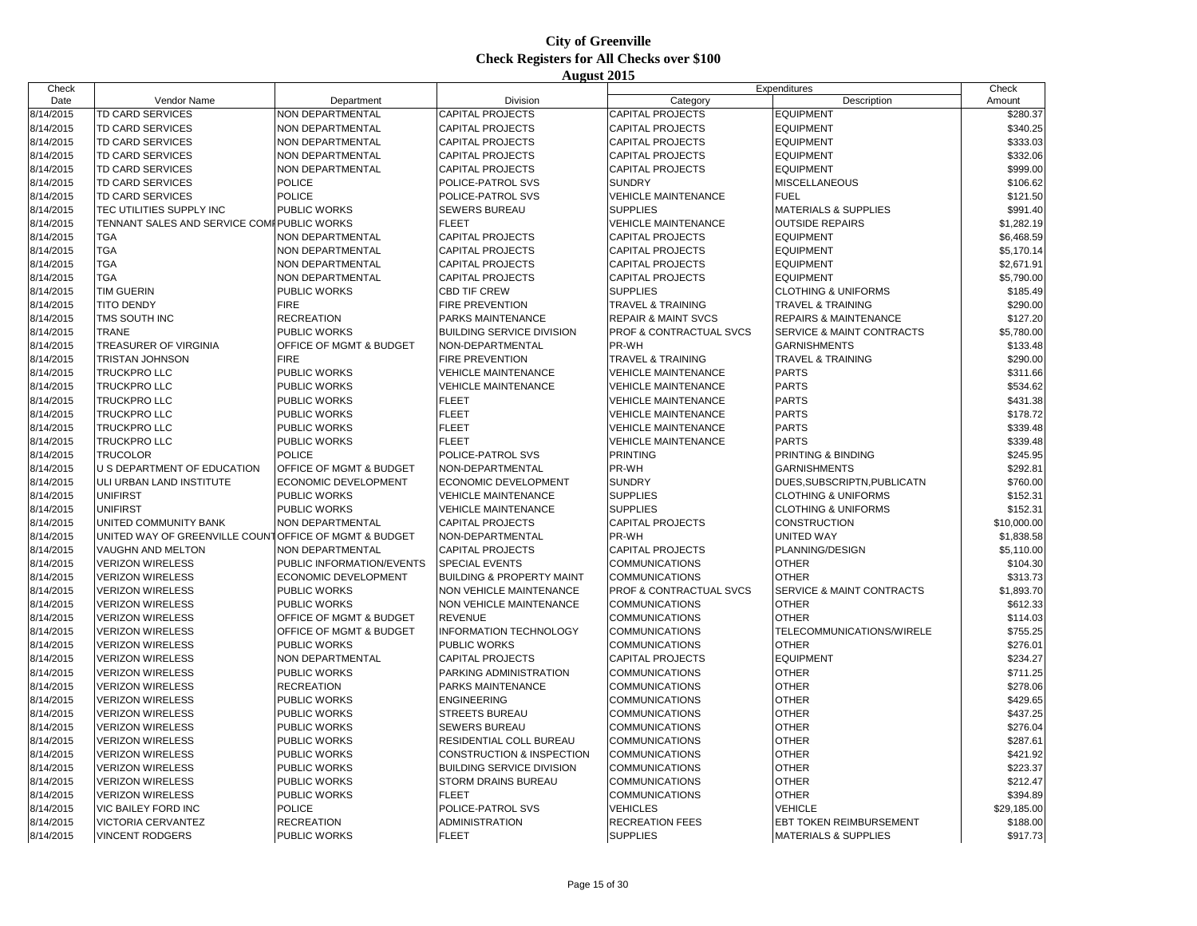# City of Greenville
## Check Registers for All Checks over $100
### August 2015

| Check Date | Vendor Name | Department | Division | Expenditures Category | Expenditures Description | Check Amount |
|---|---|---|---|---|---|---|
| 8/14/2015 | TD CARD SERVICES | NON DEPARTMENTAL | CAPITAL PROJECTS | CAPITAL PROJECTS | EQUIPMENT | $280.37 |
| 8/14/2015 | TD CARD SERVICES | NON DEPARTMENTAL | CAPITAL PROJECTS | CAPITAL PROJECTS | EQUIPMENT | $340.25 |
| 8/14/2015 | TD CARD SERVICES | NON DEPARTMENTAL | CAPITAL PROJECTS | CAPITAL PROJECTS | EQUIPMENT | $333.03 |
| 8/14/2015 | TD CARD SERVICES | NON DEPARTMENTAL | CAPITAL PROJECTS | CAPITAL PROJECTS | EQUIPMENT | $332.06 |
| 8/14/2015 | TD CARD SERVICES | NON DEPARTMENTAL | CAPITAL PROJECTS | CAPITAL PROJECTS | EQUIPMENT | $999.00 |
| 8/14/2015 | TD CARD SERVICES | POLICE | POLICE-PATROL SVS | SUNDRY | MISCELLANEOUS | $106.62 |
| 8/14/2015 | TD CARD SERVICES | POLICE | POLICE-PATROL SVS | VEHICLE MAINTENANCE | FUEL | $121.50 |
| 8/14/2015 | TEC UTILITIES SUPPLY INC | PUBLIC WORKS | SEWERS BUREAU | SUPPLIES | MATERIALS & SUPPLIES | $991.40 |
| 8/14/2015 | TENNANT SALES AND SERVICE COMI | PUBLIC WORKS | FLEET | VEHICLE MAINTENANCE | OUTSIDE REPAIRS | $1,282.19 |
| 8/14/2015 | TGA | NON DEPARTMENTAL | CAPITAL PROJECTS | CAPITAL PROJECTS | EQUIPMENT | $6,468.59 |
| 8/14/2015 | TGA | NON DEPARTMENTAL | CAPITAL PROJECTS | CAPITAL PROJECTS | EQUIPMENT | $5,170.14 |
| 8/14/2015 | TGA | NON DEPARTMENTAL | CAPITAL PROJECTS | CAPITAL PROJECTS | EQUIPMENT | $2,671.91 |
| 8/14/2015 | TGA | NON DEPARTMENTAL | CAPITAL PROJECTS | CAPITAL PROJECTS | EQUIPMENT | $5,790.00 |
| 8/14/2015 | TIM GUERIN | PUBLIC WORKS | CBD TIF CREW | SUPPLIES | CLOTHING & UNIFORMS | $185.49 |
| 8/14/2015 | TITO DENDY | FIRE | FIRE PREVENTION | TRAVEL & TRAINING | TRAVEL & TRAINING | $290.00 |
| 8/14/2015 | TMS SOUTH INC | RECREATION | PARKS MAINTENANCE | REPAIR & MAINT SVCS | REPAIRS & MAINTENANCE | $127.20 |
| 8/14/2015 | TRANE | PUBLIC WORKS | BUILDING SERVICE DIVISION | PROF & CONTRACTUAL SVCS | SERVICE & MAINT CONTRACTS | $5,780.00 |
| 8/14/2015 | TREASURER OF VIRGINIA | OFFICE OF MGMT & BUDGET | NON-DEPARTMENTAL | PR-WH | GARNISHMENTS | $133.48 |
| 8/14/2015 | TRISTAN JOHNSON | FIRE | FIRE PREVENTION | TRAVEL & TRAINING | TRAVEL & TRAINING | $290.00 |
| 8/14/2015 | TRUCKPRO LLC | PUBLIC WORKS | VEHICLE MAINTENANCE | VEHICLE MAINTENANCE | PARTS | $311.66 |
| 8/14/2015 | TRUCKPRO LLC | PUBLIC WORKS | VEHICLE MAINTENANCE | VEHICLE MAINTENANCE | PARTS | $534.62 |
| 8/14/2015 | TRUCKPRO LLC | PUBLIC WORKS | FLEET | VEHICLE MAINTENANCE | PARTS | $431.38 |
| 8/14/2015 | TRUCKPRO LLC | PUBLIC WORKS | FLEET | VEHICLE MAINTENANCE | PARTS | $178.72 |
| 8/14/2015 | TRUCKPRO LLC | PUBLIC WORKS | FLEET | VEHICLE MAINTENANCE | PARTS | $339.48 |
| 8/14/2015 | TRUCKPRO LLC | PUBLIC WORKS | FLEET | VEHICLE MAINTENANCE | PARTS | $339.48 |
| 8/14/2015 | TRUCOLOR | POLICE | POLICE-PATROL SVS | PRINTING | PRINTING & BINDING | $245.95 |
| 8/14/2015 | U S DEPARTMENT OF EDUCATION | OFFICE OF MGMT & BUDGET | NON-DEPARTMENTAL | PR-WH | GARNISHMENTS | $292.81 |
| 8/14/2015 | ULI URBAN LAND INSTITUTE | ECONOMIC DEVELOPMENT | ECONOMIC DEVELOPMENT | SUNDRY | DUES,SUBSCRIPTN,PUBLICATN | $760.00 |
| 8/14/2015 | UNIFIRST | PUBLIC WORKS | VEHICLE MAINTENANCE | SUPPLIES | CLOTHING & UNIFORMS | $152.31 |
| 8/14/2015 | UNIFIRST | PUBLIC WORKS | VEHICLE MAINTENANCE | SUPPLIES | CLOTHING & UNIFORMS | $152.31 |
| 8/14/2015 | UNITED COMMUNITY BANK | NON DEPARTMENTAL | CAPITAL PROJECTS | CAPITAL PROJECTS | CONSTRUCTION | $10,000.00 |
| 8/14/2015 | UNITED WAY OF GREENVILLE COUNT | OFFICE OF MGMT & BUDGET | NON-DEPARTMENTAL | PR-WH | UNITED WAY | $1,838.58 |
| 8/14/2015 | VAUGHN AND MELTON | NON DEPARTMENTAL | CAPITAL PROJECTS | CAPITAL PROJECTS | PLANNING/DESIGN | $5,110.00 |
| 8/14/2015 | VERIZON WIRELESS | PUBLIC INFORMATION/EVENTS | SPECIAL EVENTS | COMMUNICATIONS | OTHER | $104.30 |
| 8/14/2015 | VERIZON WIRELESS | ECONOMIC DEVELOPMENT | BUILDING & PROPERTY MAINT | COMMUNICATIONS | OTHER | $313.73 |
| 8/14/2015 | VERIZON WIRELESS | PUBLIC WORKS | NON VEHICLE MAINTENANCE | PROF & CONTRACTUAL SVCS | SERVICE & MAINT CONTRACTS | $1,893.70 |
| 8/14/2015 | VERIZON WIRELESS | PUBLIC WORKS | NON VEHICLE MAINTENANCE | COMMUNICATIONS | OTHER | $612.33 |
| 8/14/2015 | VERIZON WIRELESS | OFFICE OF MGMT & BUDGET | REVENUE | COMMUNICATIONS | OTHER | $114.03 |
| 8/14/2015 | VERIZON WIRELESS | OFFICE OF MGMT & BUDGET | INFORMATION TECHNOLOGY | COMMUNICATIONS | TELECOMMUNICATIONS/WIRELE | $755.25 |
| 8/14/2015 | VERIZON WIRELESS | PUBLIC WORKS | PUBLIC WORKS | COMMUNICATIONS | OTHER | $276.01 |
| 8/14/2015 | VERIZON WIRELESS | NON DEPARTMENTAL | CAPITAL PROJECTS | CAPITAL PROJECTS | EQUIPMENT | $234.27 |
| 8/14/2015 | VERIZON WIRELESS | PUBLIC WORKS | PARKING ADMINISTRATION | COMMUNICATIONS | OTHER | $711.25 |
| 8/14/2015 | VERIZON WIRELESS | RECREATION | PARKS MAINTENANCE | COMMUNICATIONS | OTHER | $278.06 |
| 8/14/2015 | VERIZON WIRELESS | PUBLIC WORKS | ENGINEERING | COMMUNICATIONS | OTHER | $429.65 |
| 8/14/2015 | VERIZON WIRELESS | PUBLIC WORKS | STREETS BUREAU | COMMUNICATIONS | OTHER | $437.25 |
| 8/14/2015 | VERIZON WIRELESS | PUBLIC WORKS | SEWERS BUREAU | COMMUNICATIONS | OTHER | $276.04 |
| 8/14/2015 | VERIZON WIRELESS | PUBLIC WORKS | RESIDENTIAL COLL BUREAU | COMMUNICATIONS | OTHER | $287.61 |
| 8/14/2015 | VERIZON WIRELESS | PUBLIC WORKS | CONSTRUCTION & INSPECTION | COMMUNICATIONS | OTHER | $421.92 |
| 8/14/2015 | VERIZON WIRELESS | PUBLIC WORKS | BUILDING SERVICE DIVISION | COMMUNICATIONS | OTHER | $223.37 |
| 8/14/2015 | VERIZON WIRELESS | PUBLIC WORKS | STORM DRAINS BUREAU | COMMUNICATIONS | OTHER | $212.47 |
| 8/14/2015 | VERIZON WIRELESS | PUBLIC WORKS | FLEET | COMMUNICATIONS | OTHER | $394.89 |
| 8/14/2015 | VIC BAILEY FORD INC | POLICE | POLICE-PATROL SVS | VEHICLES | VEHICLE | $29,185.00 |
| 8/14/2015 | VICTORIA CERVANTEZ | RECREATION | ADMINISTRATION | RECREATION FEES | EBT TOKEN REIMBURSEMENT | $188.00 |
| 8/14/2015 | VINCENT RODGERS | PUBLIC WORKS | FLEET | SUPPLIES | MATERIALS & SUPPLIES | $917.73 |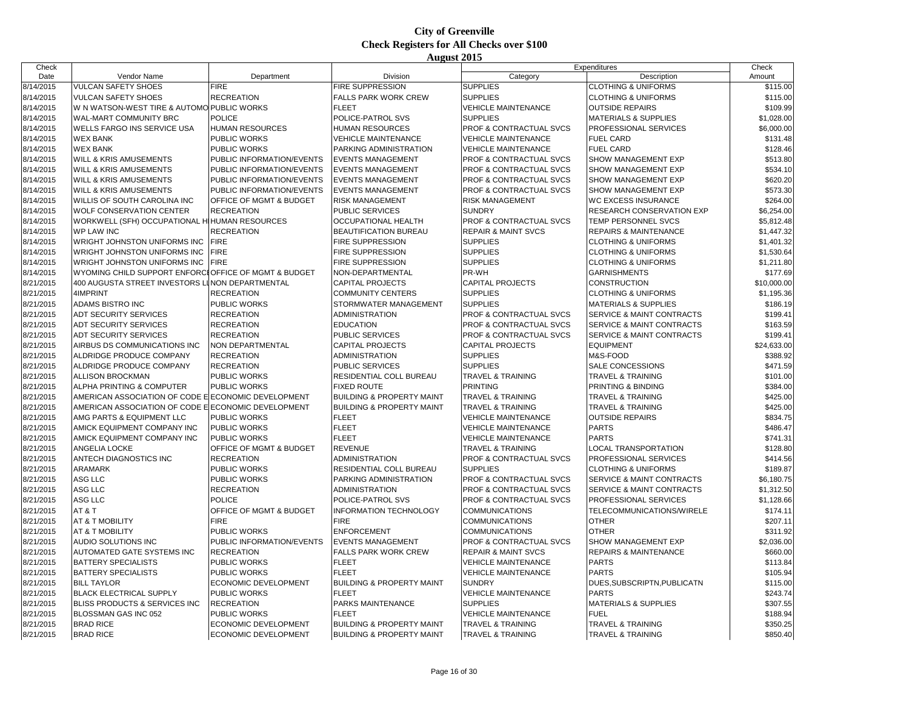# City of Greenville
## Check Registers for All Checks over $100
### August 2015

| Check Date | Vendor Name | Department | Division | Expenditures Category | Expenditures Description | Check Amount |
|---|---|---|---|---|---|---|
| 8/14/2015 | VULCAN SAFETY SHOES | FIRE | FIRE SUPPRESSION | SUPPLIES | CLOTHING & UNIFORMS | $115.00 |
| 8/14/2015 | VULCAN SAFETY SHOES | RECREATION | FALLS PARK WORK CREW | SUPPLIES | CLOTHING & UNIFORMS | $115.00 |
| 8/14/2015 | W N WATSON-WEST TIRE & AUTOMO | PUBLIC WORKS | FLEET | VEHICLE MAINTENANCE | OUTSIDE REPAIRS | $109.99 |
| 8/14/2015 | WAL-MART COMMUNITY BRC | POLICE | POLICE-PATROL SVS | SUPPLIES | MATERIALS & SUPPLIES | $1,028.00 |
| 8/14/2015 | WELLS FARGO INS SERVICE USA | HUMAN RESOURCES | HUMAN RESOURCES | PROF & CONTRACTUAL SVCS | PROFESSIONAL SERVICES | $6,000.00 |
| 8/14/2015 | WEX BANK | PUBLIC WORKS | VEHICLE MAINTENANCE | VEHICLE MAINTENANCE | FUEL CARD | $131.48 |
| 8/14/2015 | WEX BANK | PUBLIC WORKS | PARKING ADMINISTRATION | VEHICLE MAINTENANCE | FUEL CARD | $128.46 |
| 8/14/2015 | WILL & KRIS AMUSEMENTS | PUBLIC INFORMATION/EVENTS | EVENTS MANAGEMENT | PROF & CONTRACTUAL SVCS | SHOW MANAGEMENT EXP | $513.80 |
| 8/14/2015 | WILL & KRIS AMUSEMENTS | PUBLIC INFORMATION/EVENTS | EVENTS MANAGEMENT | PROF & CONTRACTUAL SVCS | SHOW MANAGEMENT EXP | $534.10 |
| 8/14/2015 | WILL & KRIS AMUSEMENTS | PUBLIC INFORMATION/EVENTS | EVENTS MANAGEMENT | PROF & CONTRACTUAL SVCS | SHOW MANAGEMENT EXP | $620.20 |
| 8/14/2015 | WILL & KRIS AMUSEMENTS | PUBLIC INFORMATION/EVENTS | EVENTS MANAGEMENT | PROF & CONTRACTUAL SVCS | SHOW MANAGEMENT EXP | $573.30 |
| 8/14/2015 | WILLIS OF SOUTH CAROLINA INC | OFFICE OF MGMT & BUDGET | RISK MANAGEMENT | RISK MANAGEMENT | WC EXCESS INSURANCE | $264.00 |
| 8/14/2015 | WOLF CONSERVATION CENTER | RECREATION | PUBLIC SERVICES | SUNDRY | RESEARCH CONSERVATION EXP | $6,254.00 |
| 8/14/2015 | WORKWELL (SFH) OCCUPATIONAL H | HUMAN RESOURCES | OCCUPATIONAL HEALTH | PROF & CONTRACTUAL SVCS | TEMP PERSONNEL SVCS | $5,812.48 |
| 8/14/2015 | WP LAW INC | RECREATION | BEAUTIFICATION BUREAU | REPAIR & MAINT SVCS | REPAIRS & MAINTENANCE | $1,447.32 |
| 8/14/2015 | WRIGHT JOHNSTON UNIFORMS INC | FIRE | FIRE SUPPRESSION | SUPPLIES | CLOTHING & UNIFORMS | $1,401.32 |
| 8/14/2015 | WRIGHT JOHNSTON UNIFORMS INC | FIRE | FIRE SUPPRESSION | SUPPLIES | CLOTHING & UNIFORMS | $1,530.64 |
| 8/14/2015 | WRIGHT JOHNSTON UNIFORMS INC | FIRE | FIRE SUPPRESSION | SUPPLIES | CLOTHING & UNIFORMS | $1,211.80 |
| 8/14/2015 | WYOMING CHILD SUPPORT ENFORCE | OFFICE OF MGMT & BUDGET | NON-DEPARTMENTAL | PR-WH | GARNISHMENTS | $177.69 |
| 8/21/2015 | 400 AUGUSTA STREET INVESTORS LL | NON DEPARTMENTAL | CAPITAL PROJECTS | CAPITAL PROJECTS | CONSTRUCTION | $10,000.00 |
| 8/21/2015 | 4IMPRINT | RECREATION | COMMUNITY CENTERS | SUPPLIES | CLOTHING & UNIFORMS | $1,195.36 |
| 8/21/2015 | ADAMS BISTRO INC | PUBLIC WORKS | STORMWATER MANAGEMENT | SUPPLIES | MATERIALS & SUPPLIES | $186.19 |
| 8/21/2015 | ADT SECURITY SERVICES | RECREATION | ADMINISTRATION | PROF & CONTRACTUAL SVCS | SERVICE & MAINT CONTRACTS | $199.41 |
| 8/21/2015 | ADT SECURITY SERVICES | RECREATION | EDUCATION | PROF & CONTRACTUAL SVCS | SERVICE & MAINT CONTRACTS | $163.59 |
| 8/21/2015 | ADT SECURITY SERVICES | RECREATION | PUBLIC SERVICES | PROF & CONTRACTUAL SVCS | SERVICE & MAINT CONTRACTS | $199.41 |
| 8/21/2015 | AIRBUS DS COMMUNICATIONS INC | NON DEPARTMENTAL | CAPITAL PROJECTS | CAPITAL PROJECTS | EQUIPMENT | $24,633.00 |
| 8/21/2015 | ALDRIDGE PRODUCE COMPANY | RECREATION | ADMINISTRATION | SUPPLIES | M&S-FOOD | $388.92 |
| 8/21/2015 | ALDRIDGE PRODUCE COMPANY | RECREATION | PUBLIC SERVICES | SUPPLIES | SALE CONCESSIONS | $471.59 |
| 8/21/2015 | ALLISON BROCKMAN | PUBLIC WORKS | RESIDENTIAL COLL BUREAU | TRAVEL & TRAINING | TRAVEL & TRAINING | $101.00 |
| 8/21/2015 | ALPHA PRINTING & COMPUTER | PUBLIC WORKS | FIXED ROUTE | PRINTING | PRINTING & BINDING | $384.00 |
| 8/21/2015 | AMERICAN ASSOCIATION OF CODE E | ECONOMIC DEVELOPMENT | BUILDING & PROPERTY MAINT | TRAVEL & TRAINING | TRAVEL & TRAINING | $425.00 |
| 8/21/2015 | AMERICAN ASSOCIATION OF CODE E | ECONOMIC DEVELOPMENT | BUILDING & PROPERTY MAINT | TRAVEL & TRAINING | TRAVEL & TRAINING | $425.00 |
| 8/21/2015 | AMG PARTS & EQUIPMENT LLC | PUBLIC WORKS | FLEET | VEHICLE MAINTENANCE | OUTSIDE REPAIRS | $834.75 |
| 8/21/2015 | AMICK EQUIPMENT COMPANY INC | PUBLIC WORKS | FLEET | VEHICLE MAINTENANCE | PARTS | $486.47 |
| 8/21/2015 | AMICK EQUIPMENT COMPANY INC | PUBLIC WORKS | FLEET | VEHICLE MAINTENANCE | PARTS | $741.31 |
| 8/21/2015 | ANGELIA LOCKE | OFFICE OF MGMT & BUDGET | REVENUE | TRAVEL & TRAINING | LOCAL TRANSPORTATION | $128.80 |
| 8/21/2015 | ANTECH DIAGNOSTICS INC | RECREATION | ADMINISTRATION | PROF & CONTRACTUAL SVCS | PROFESSIONAL SERVICES | $414.56 |
| 8/21/2015 | ARAMARK | PUBLIC WORKS | RESIDENTIAL COLL BUREAU | SUPPLIES | CLOTHING & UNIFORMS | $189.87 |
| 8/21/2015 | ASG LLC | PUBLIC WORKS | PARKING ADMINISTRATION | PROF & CONTRACTUAL SVCS | SERVICE & MAINT CONTRACTS | $6,180.75 |
| 8/21/2015 | ASG LLC | RECREATION | ADMINISTRATION | PROF & CONTRACTUAL SVCS | SERVICE & MAINT CONTRACTS | $1,312.50 |
| 8/21/2015 | ASG LLC | POLICE | POLICE-PATROL SVS | PROF & CONTRACTUAL SVCS | PROFESSIONAL SERVICES | $1,128.66 |
| 8/21/2015 | AT & T | OFFICE OF MGMT & BUDGET | INFORMATION TECHNOLOGY | COMMUNICATIONS | TELECOMMUNICATIONS/WIRELE | $174.11 |
| 8/21/2015 | AT & T MOBILITY | FIRE | FIRE | COMMUNICATIONS | OTHER | $207.11 |
| 8/21/2015 | AT & T MOBILITY | PUBLIC WORKS | ENFORCEMENT | COMMUNICATIONS | OTHER | $311.92 |
| 8/21/2015 | AUDIO SOLUTIONS INC | PUBLIC INFORMATION/EVENTS | EVENTS MANAGEMENT | PROF & CONTRACTUAL SVCS | SHOW MANAGEMENT EXP | $2,036.00 |
| 8/21/2015 | AUTOMATED GATE SYSTEMS INC | RECREATION | FALLS PARK WORK CREW | REPAIR & MAINT SVCS | REPAIRS & MAINTENANCE | $660.00 |
| 8/21/2015 | BATTERY SPECIALISTS | PUBLIC WORKS | FLEET | VEHICLE MAINTENANCE | PARTS | $113.84 |
| 8/21/2015 | BATTERY SPECIALISTS | PUBLIC WORKS | FLEET | VEHICLE MAINTENANCE | PARTS | $105.94 |
| 8/21/2015 | BILL TAYLOR | ECONOMIC DEVELOPMENT | BUILDING & PROPERTY MAINT | SUNDRY | DUES,SUBSCRIPTN,PUBLICATN | $115.00 |
| 8/21/2015 | BLACK ELECTRICAL SUPPLY | PUBLIC WORKS | FLEET | VEHICLE MAINTENANCE | PARTS | $243.74 |
| 8/21/2015 | BLISS PRODUCTS & SERVICES INC | RECREATION | PARKS MAINTENANCE | SUPPLIES | MATERIALS & SUPPLIES | $307.55 |
| 8/21/2015 | BLOSSMAN GAS INC 052 | PUBLIC WORKS | FLEET | VEHICLE MAINTENANCE | FUEL | $188.94 |
| 8/21/2015 | BRAD RICE | ECONOMIC DEVELOPMENT | BUILDING & PROPERTY MAINT | TRAVEL & TRAINING | TRAVEL & TRAINING | $350.25 |
| 8/21/2015 | BRAD RICE | ECONOMIC DEVELOPMENT | BUILDING & PROPERTY MAINT | TRAVEL & TRAINING | TRAVEL & TRAINING | $850.40 |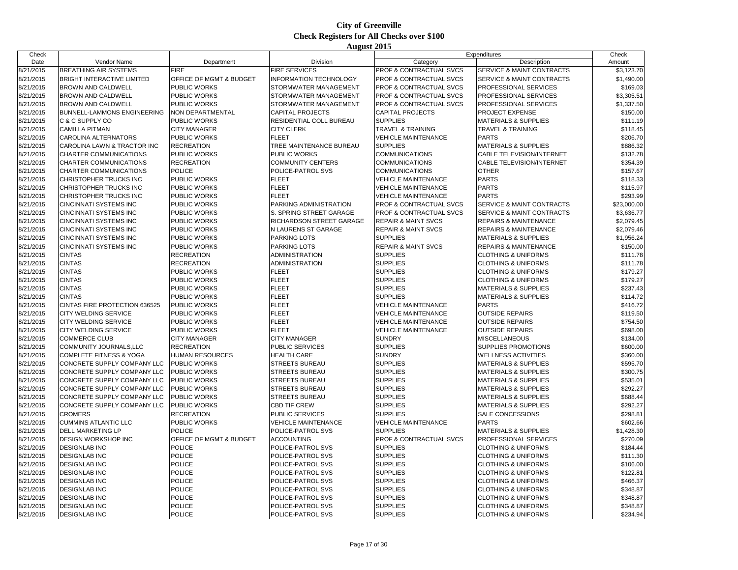# City of Greenville
## Check Registers for All Checks over $100
### August 2015

| Check Date | Vendor Name | Department | Division | Expenditures Category | Description | Check Amount |
|---|---|---|---|---|---|---|
| 8/21/2015 | BREATHING AIR SYSTEMS | FIRE | FIRE SERVICES | PROF & CONTRACTUAL SVCS | SERVICE & MAINT CONTRACTS | $3,123.70 |
| 8/21/2015 | BRIGHT INTERACTIVE LIMITED | OFFICE OF MGMT & BUDGET | INFORMATION TECHNOLOGY | PROF & CONTRACTUAL SVCS | SERVICE & MAINT CONTRACTS | $1,490.00 |
| 8/21/2015 | BROWN AND CALDWELL | PUBLIC WORKS | STORMWATER MANAGEMENT | PROF & CONTRACTUAL SVCS | PROFESSIONAL SERVICES | $169.03 |
| 8/21/2015 | BROWN AND CALDWELL | PUBLIC WORKS | STORMWATER MANAGEMENT | PROF & CONTRACTUAL SVCS | PROFESSIONAL SERVICES | $3,305.51 |
| 8/21/2015 | BROWN AND CALDWELL | PUBLIC WORKS | STORMWATER MANAGEMENT | PROF & CONTRACTUAL SVCS | PROFESSIONAL SERVICES | $1,337.50 |
| 8/21/2015 | BUNNELL-LAMMONS ENGINEERING | NON DEPARTMENTAL | CAPITAL PROJECTS | CAPITAL PROJECTS | PROJECT EXPENSE | $150.00 |
| 8/21/2015 | C & C SUPPLY CO | PUBLIC WORKS | RESIDENTIAL COLL BUREAU | SUPPLIES | MATERIALS & SUPPLIES | $111.19 |
| 8/21/2015 | CAMILLA PITMAN | CITY MANAGER | CITY CLERK | TRAVEL & TRAINING | TRAVEL & TRAINING | $118.45 |
| 8/21/2015 | CAROLINA ALTERNATORS | PUBLIC WORKS | FLEET | VEHICLE MAINTENANCE | PARTS | $206.70 |
| 8/21/2015 | CAROLINA LAWN & TRACTOR INC | RECREATION | TREE MAINTENANCE BUREAU | SUPPLIES | MATERIALS & SUPPLIES | $886.32 |
| 8/21/2015 | CHARTER COMMUNICATIONS | PUBLIC WORKS | PUBLIC WORKS | COMMUNICATIONS | CABLE TELEVISION/INTERNET | $132.78 |
| 8/21/2015 | CHARTER COMMUNICATIONS | RECREATION | COMMUNITY CENTERS | COMMUNICATIONS | CABLE TELEVISION/INTERNET | $354.39 |
| 8/21/2015 | CHARTER COMMUNICATIONS | POLICE | POLICE-PATROL SVS | COMMUNICATIONS | OTHER | $157.67 |
| 8/21/2015 | CHRISTOPHER TRUCKS INC | PUBLIC WORKS | FLEET | VEHICLE MAINTENANCE | PARTS | $118.33 |
| 8/21/2015 | CHRISTOPHER TRUCKS INC | PUBLIC WORKS | FLEET | VEHICLE MAINTENANCE | PARTS | $115.97 |
| 8/21/2015 | CHRISTOPHER TRUCKS INC | PUBLIC WORKS | FLEET | VEHICLE MAINTENANCE | PARTS | $293.99 |
| 8/21/2015 | CINCINNATI SYSTEMS INC | PUBLIC WORKS | PARKING ADMINISTRATION | PROF & CONTRACTUAL SVCS | SERVICE & MAINT CONTRACTS | $23,000.00 |
| 8/21/2015 | CINCINNATI SYSTEMS INC | PUBLIC WORKS | S. SPRING STREET GARAGE | PROF & CONTRACTUAL SVCS | SERVICE & MAINT CONTRACTS | $3,636.77 |
| 8/21/2015 | CINCINNATI SYSTEMS INC | PUBLIC WORKS | RICHARDSON STREET GARAGE | REPAIR & MAINT SVCS | REPAIRS & MAINTENANCE | $2,079.45 |
| 8/21/2015 | CINCINNATI SYSTEMS INC | PUBLIC WORKS | N LAURENS ST GARAGE | REPAIR & MAINT SVCS | REPAIRS & MAINTENANCE | $2,079.46 |
| 8/21/2015 | CINCINNATI SYSTEMS INC | PUBLIC WORKS | PARKING LOTS | SUPPLIES | MATERIALS & SUPPLIES | $1,956.24 |
| 8/21/2015 | CINCINNATI SYSTEMS INC | PUBLIC WORKS | PARKING LOTS | REPAIR & MAINT SVCS | REPAIRS & MAINTENANCE | $150.00 |
| 8/21/2015 | CINTAS | RECREATION | ADMINISTRATION | SUPPLIES | CLOTHING & UNIFORMS | $111.78 |
| 8/21/2015 | CINTAS | RECREATION | ADMINISTRATION | SUPPLIES | CLOTHING & UNIFORMS | $111.78 |
| 8/21/2015 | CINTAS | PUBLIC WORKS | FLEET | SUPPLIES | CLOTHING & UNIFORMS | $179.27 |
| 8/21/2015 | CINTAS | PUBLIC WORKS | FLEET | SUPPLIES | CLOTHING & UNIFORMS | $179.27 |
| 8/21/2015 | CINTAS | PUBLIC WORKS | FLEET | SUPPLIES | MATERIALS & SUPPLIES | $237.43 |
| 8/21/2015 | CINTAS | PUBLIC WORKS | FLEET | SUPPLIES | MATERIALS & SUPPLIES | $114.72 |
| 8/21/2015 | CINTAS FIRE PROTECTION 636525 | PUBLIC WORKS | FLEET | VEHICLE MAINTENANCE | PARTS | $416.72 |
| 8/21/2015 | CITY WELDING SERVICE | PUBLIC WORKS | FLEET | VEHICLE MAINTENANCE | OUTSIDE REPAIRS | $119.50 |
| 8/21/2015 | CITY WELDING SERVICE | PUBLIC WORKS | FLEET | VEHICLE MAINTENANCE | OUTSIDE REPAIRS | $754.50 |
| 8/21/2015 | CITY WELDING SERVICE | PUBLIC WORKS | FLEET | VEHICLE MAINTENANCE | OUTSIDE REPAIRS | $698.00 |
| 8/21/2015 | COMMERCE CLUB | CITY MANAGER | CITY MANAGER | SUNDRY | MISCELLANEOUS | $134.00 |
| 8/21/2015 | COMMUNITY JOURNALS,LLC | RECREATION | PUBLIC SERVICES | SUPPLIES | SUPPLIES PROMOTIONS | $600.00 |
| 8/21/2015 | COMPLETE FITNESS & YOGA | HUMAN RESOURCES | HEALTH CARE | SUNDRY | WELLNESS ACTIVITIES | $360.00 |
| 8/21/2015 | CONCRETE SUPPLY COMPANY LLC | PUBLIC WORKS | STREETS BUREAU | SUPPLIES | MATERIALS & SUPPLIES | $595.70 |
| 8/21/2015 | CONCRETE SUPPLY COMPANY LLC | PUBLIC WORKS | STREETS BUREAU | SUPPLIES | MATERIALS & SUPPLIES | $300.75 |
| 8/21/2015 | CONCRETE SUPPLY COMPANY LLC | PUBLIC WORKS | STREETS BUREAU | SUPPLIES | MATERIALS & SUPPLIES | $535.01 |
| 8/21/2015 | CONCRETE SUPPLY COMPANY LLC | PUBLIC WORKS | STREETS BUREAU | SUPPLIES | MATERIALS & SUPPLIES | $292.27 |
| 8/21/2015 | CONCRETE SUPPLY COMPANY LLC | PUBLIC WORKS | STREETS BUREAU | SUPPLIES | MATERIALS & SUPPLIES | $688.44 |
| 8/21/2015 | CONCRETE SUPPLY COMPANY LLC | PUBLIC WORKS | CBD TIF CREW | SUPPLIES | MATERIALS & SUPPLIES | $292.27 |
| 8/21/2015 | CROMERS | RECREATION | PUBLIC SERVICES | SUPPLIES | SALE CONCESSIONS | $298.81 |
| 8/21/2015 | CUMMINS ATLANTIC LLC | PUBLIC WORKS | VEHICLE MAINTENANCE | VEHICLE MAINTENANCE | PARTS | $602.66 |
| 8/21/2015 | DELL MARKETING LP | POLICE | POLICE-PATROL SVS | SUPPLIES | MATERIALS & SUPPLIES | $1,428.30 |
| 8/21/2015 | DESIGN WORKSHOP INC | OFFICE OF MGMT & BUDGET | ACCOUNTING | PROF & CONTRACTUAL SVCS | PROFESSIONAL SERVICES | $270.09 |
| 8/21/2015 | DESIGNLAB INC | POLICE | POLICE-PATROL SVS | SUPPLIES | CLOTHING & UNIFORMS | $184.44 |
| 8/21/2015 | DESIGNLAB INC | POLICE | POLICE-PATROL SVS | SUPPLIES | CLOTHING & UNIFORMS | $111.30 |
| 8/21/2015 | DESIGNLAB INC | POLICE | POLICE-PATROL SVS | SUPPLIES | CLOTHING & UNIFORMS | $106.00 |
| 8/21/2015 | DESIGNLAB INC | POLICE | POLICE-PATROL SVS | SUPPLIES | CLOTHING & UNIFORMS | $122.81 |
| 8/21/2015 | DESIGNLAB INC | POLICE | POLICE-PATROL SVS | SUPPLIES | CLOTHING & UNIFORMS | $466.37 |
| 8/21/2015 | DESIGNLAB INC | POLICE | POLICE-PATROL SVS | SUPPLIES | CLOTHING & UNIFORMS | $348.87 |
| 8/21/2015 | DESIGNLAB INC | POLICE | POLICE-PATROL SVS | SUPPLIES | CLOTHING & UNIFORMS | $348.87 |
| 8/21/2015 | DESIGNLAB INC | POLICE | POLICE-PATROL SVS | SUPPLIES | CLOTHING & UNIFORMS | $348.87 |
| 8/21/2015 | DESIGNLAB INC | POLICE | POLICE-PATROL SVS | SUPPLIES | CLOTHING & UNIFORMS | $234.94 |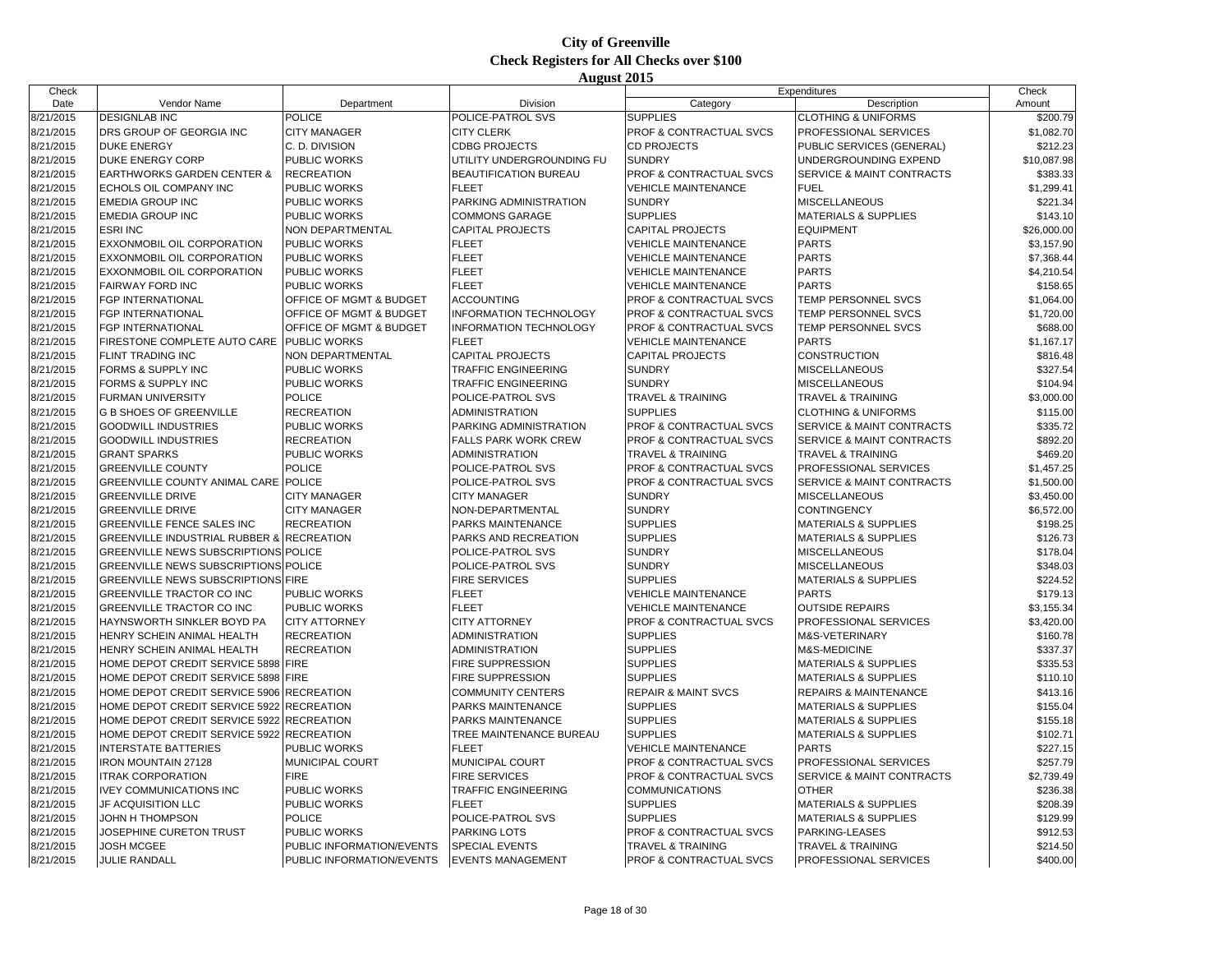# City of Greenville
## Check Registers for All Checks over $100
### August 2015

| Check Date | Vendor Name | Department | Division | Expenditures Category | Expenditures Description | Check Amount |
|---|---|---|---|---|---|---|
| 8/21/2015 | DESIGNLAB INC | POLICE | POLICE-PATROL SVS | SUPPLIES | CLOTHING & UNIFORMS | $200.79 |
| 8/21/2015 | DRS GROUP OF GEORGIA INC | CITY MANAGER | CITY CLERK | PROF & CONTRACTUAL SVCS | PROFESSIONAL SERVICES | $1,082.70 |
| 8/21/2015 | DUKE ENERGY | C. D. DIVISION | CDBG PROJECTS | CD PROJECTS | PUBLIC SERVICES (GENERAL) | $212.23 |
| 8/21/2015 | DUKE ENERGY CORP | PUBLIC WORKS | UTILITY UNDERGROUNDING FU | SUNDRY | UNDERGROUNDING EXPEND | $10,087.98 |
| 8/21/2015 | EARTHWORKS GARDEN CENTER & | RECREATION | BEAUTIFICATION BUREAU | PROF & CONTRACTUAL SVCS | SERVICE & MAINT CONTRACTS | $383.33 |
| 8/21/2015 | ECHOLS OIL COMPANY INC | PUBLIC WORKS | FLEET | VEHICLE MAINTENANCE | FUEL | $1,299.41 |
| 8/21/2015 | EMEDIA GROUP INC | PUBLIC WORKS | PARKING ADMINISTRATION | SUNDRY | MISCELLANEOUS | $221.34 |
| 8/21/2015 | EMEDIA GROUP INC | PUBLIC WORKS | COMMONS GARAGE | SUPPLIES | MATERIALS & SUPPLIES | $143.10 |
| 8/21/2015 | ESRI INC | NON DEPARTMENTAL | CAPITAL PROJECTS | CAPITAL PROJECTS | EQUIPMENT | $26,000.00 |
| 8/21/2015 | EXXONMOBIL OIL CORPORATION | PUBLIC WORKS | FLEET | VEHICLE MAINTENANCE | PARTS | $3,157.90 |
| 8/21/2015 | EXXONMOBIL OIL CORPORATION | PUBLIC WORKS | FLEET | VEHICLE MAINTENANCE | PARTS | $7,368.44 |
| 8/21/2015 | EXXONMOBIL OIL CORPORATION | PUBLIC WORKS | FLEET | VEHICLE MAINTENANCE | PARTS | $4,210.54 |
| 8/21/2015 | FAIRWAY FORD INC | PUBLIC WORKS | FLEET | VEHICLE MAINTENANCE | PARTS | $158.65 |
| 8/21/2015 | FGP INTERNATIONAL | OFFICE OF MGMT & BUDGET | ACCOUNTING | PROF & CONTRACTUAL SVCS | TEMP PERSONNEL SVCS | $1,064.00 |
| 8/21/2015 | FGP INTERNATIONAL | OFFICE OF MGMT & BUDGET | INFORMATION TECHNOLOGY | PROF & CONTRACTUAL SVCS | TEMP PERSONNEL SVCS | $1,720.00 |
| 8/21/2015 | FGP INTERNATIONAL | OFFICE OF MGMT & BUDGET | INFORMATION TECHNOLOGY | PROF & CONTRACTUAL SVCS | TEMP PERSONNEL SVCS | $688.00 |
| 8/21/2015 | FIRESTONE COMPLETE AUTO CARE | PUBLIC WORKS | FLEET | VEHICLE MAINTENANCE | PARTS | $1,167.17 |
| 8/21/2015 | FLINT TRADING INC | NON DEPARTMENTAL | CAPITAL PROJECTS | CAPITAL PROJECTS | CONSTRUCTION | $816.48 |
| 8/21/2015 | FORMS & SUPPLY INC | PUBLIC WORKS | TRAFFIC ENGINEERING | SUNDRY | MISCELLANEOUS | $327.54 |
| 8/21/2015 | FORMS & SUPPLY INC | PUBLIC WORKS | TRAFFIC ENGINEERING | SUNDRY | MISCELLANEOUS | $104.94 |
| 8/21/2015 | FURMAN UNIVERSITY | POLICE | POLICE-PATROL SVS | TRAVEL & TRAINING | TRAVEL & TRAINING | $3,000.00 |
| 8/21/2015 | G B SHOES OF GREENVILLE | RECREATION | ADMINISTRATION | SUPPLIES | CLOTHING & UNIFORMS | $115.00 |
| 8/21/2015 | GOODWILL INDUSTRIES | PUBLIC WORKS | PARKING ADMINISTRATION | PROF & CONTRACTUAL SVCS | SERVICE & MAINT CONTRACTS | $335.72 |
| 8/21/2015 | GOODWILL INDUSTRIES | RECREATION | FALLS PARK WORK CREW | PROF & CONTRACTUAL SVCS | SERVICE & MAINT CONTRACTS | $892.20 |
| 8/21/2015 | GRANT SPARKS | PUBLIC WORKS | ADMINISTRATION | TRAVEL & TRAINING | TRAVEL & TRAINING | $469.20 |
| 8/21/2015 | GREENVILLE COUNTY | POLICE | POLICE-PATROL SVS | PROF & CONTRACTUAL SVCS | PROFESSIONAL SERVICES | $1,457.25 |
| 8/21/2015 | GREENVILLE COUNTY ANIMAL CARE | POLICE | POLICE-PATROL SVS | PROF & CONTRACTUAL SVCS | SERVICE & MAINT CONTRACTS | $1,500.00 |
| 8/21/2015 | GREENVILLE DRIVE | CITY MANAGER | CITY MANAGER | SUNDRY | MISCELLANEOUS | $3,450.00 |
| 8/21/2015 | GREENVILLE DRIVE | CITY MANAGER | NON-DEPARTMENTAL | SUNDRY | CONTINGENCY | $6,572.00 |
| 8/21/2015 | GREENVILLE FENCE SALES INC | RECREATION | PARKS MAINTENANCE | SUPPLIES | MATERIALS & SUPPLIES | $198.25 |
| 8/21/2015 | GREENVILLE INDUSTRIAL RUBBER & | RECREATION | PARKS AND RECREATION | SUPPLIES | MATERIALS & SUPPLIES | $126.73 |
| 8/21/2015 | GREENVILLE NEWS SUBSCRIPTIONS | POLICE | POLICE-PATROL SVS | SUNDRY | MISCELLANEOUS | $178.04 |
| 8/21/2015 | GREENVILLE NEWS SUBSCRIPTIONS | POLICE | POLICE-PATROL SVS | SUNDRY | MISCELLANEOUS | $348.03 |
| 8/21/2015 | GREENVILLE NEWS SUBSCRIPTIONS | FIRE | FIRE SERVICES | SUPPLIES | MATERIALS & SUPPLIES | $224.52 |
| 8/21/2015 | GREENVILLE TRACTOR CO INC | PUBLIC WORKS | FLEET | VEHICLE MAINTENANCE | PARTS | $179.13 |
| 8/21/2015 | GREENVILLE TRACTOR CO INC | PUBLIC WORKS | FLEET | VEHICLE MAINTENANCE | OUTSIDE REPAIRS | $3,155.34 |
| 8/21/2015 | HAYNSWORTH SINKLER BOYD PA | CITY ATTORNEY | CITY ATTORNEY | PROF & CONTRACTUAL SVCS | PROFESSIONAL SERVICES | $3,420.00 |
| 8/21/2015 | HENRY SCHEIN ANIMAL HEALTH | RECREATION | ADMINISTRATION | SUPPLIES | M&S-VETERINARY | $160.78 |
| 8/21/2015 | HENRY SCHEIN ANIMAL HEALTH | RECREATION | ADMINISTRATION | SUPPLIES | M&S-MEDICINE | $337.37 |
| 8/21/2015 | HOME DEPOT CREDIT SERVICE 5898 | FIRE | FIRE SUPPRESSION | SUPPLIES | MATERIALS & SUPPLIES | $335.53 |
| 8/21/2015 | HOME DEPOT CREDIT SERVICE 5898 | FIRE | FIRE SUPPRESSION | SUPPLIES | MATERIALS & SUPPLIES | $110.10 |
| 8/21/2015 | HOME DEPOT CREDIT SERVICE 5906 | RECREATION | COMMUNITY CENTERS | REPAIR & MAINT SVCS | REPAIRS & MAINTENANCE | $413.16 |
| 8/21/2015 | HOME DEPOT CREDIT SERVICE 5922 | RECREATION | PARKS MAINTENANCE | SUPPLIES | MATERIALS & SUPPLIES | $155.04 |
| 8/21/2015 | HOME DEPOT CREDIT SERVICE 5922 | RECREATION | PARKS MAINTENANCE | SUPPLIES | MATERIALS & SUPPLIES | $155.18 |
| 8/21/2015 | HOME DEPOT CREDIT SERVICE 5922 | RECREATION | TREE MAINTENANCE BUREAU | SUPPLIES | MATERIALS & SUPPLIES | $102.71 |
| 8/21/2015 | INTERSTATE BATTERIES | PUBLIC WORKS | FLEET | VEHICLE MAINTENANCE | PARTS | $227.15 |
| 8/21/2015 | IRON MOUNTAIN 27128 | MUNICIPAL COURT | MUNICIPAL COURT | PROF & CONTRACTUAL SVCS | PROFESSIONAL SERVICES | $257.79 |
| 8/21/2015 | ITRAK CORPORATION | FIRE | FIRE SERVICES | PROF & CONTRACTUAL SVCS | SERVICE & MAINT CONTRACTS | $2,739.49 |
| 8/21/2015 | IVEY COMMUNICATIONS INC | PUBLIC WORKS | TRAFFIC ENGINEERING | COMMUNICATIONS | OTHER | $236.38 |
| 8/21/2015 | JF ACQUISITION LLC | PUBLIC WORKS | FLEET | SUPPLIES | MATERIALS & SUPPLIES | $208.39 |
| 8/21/2015 | JOHN H THOMPSON | POLICE | POLICE-PATROL SVS | SUPPLIES | MATERIALS & SUPPLIES | $129.99 |
| 8/21/2015 | JOSEPHINE CURETON TRUST | PUBLIC WORKS | PARKING LOTS | PROF & CONTRACTUAL SVCS | PARKING-LEASES | $912.53 |
| 8/21/2015 | JOSH MCGEE | PUBLIC INFORMATION/EVENTS | SPECIAL EVENTS | TRAVEL & TRAINING | TRAVEL & TRAINING | $214.50 |
| 8/21/2015 | JULIE RANDALL | PUBLIC INFORMATION/EVENTS | EVENTS MANAGEMENT | PROF & CONTRACTUAL SVCS | PROFESSIONAL SERVICES | $400.00 |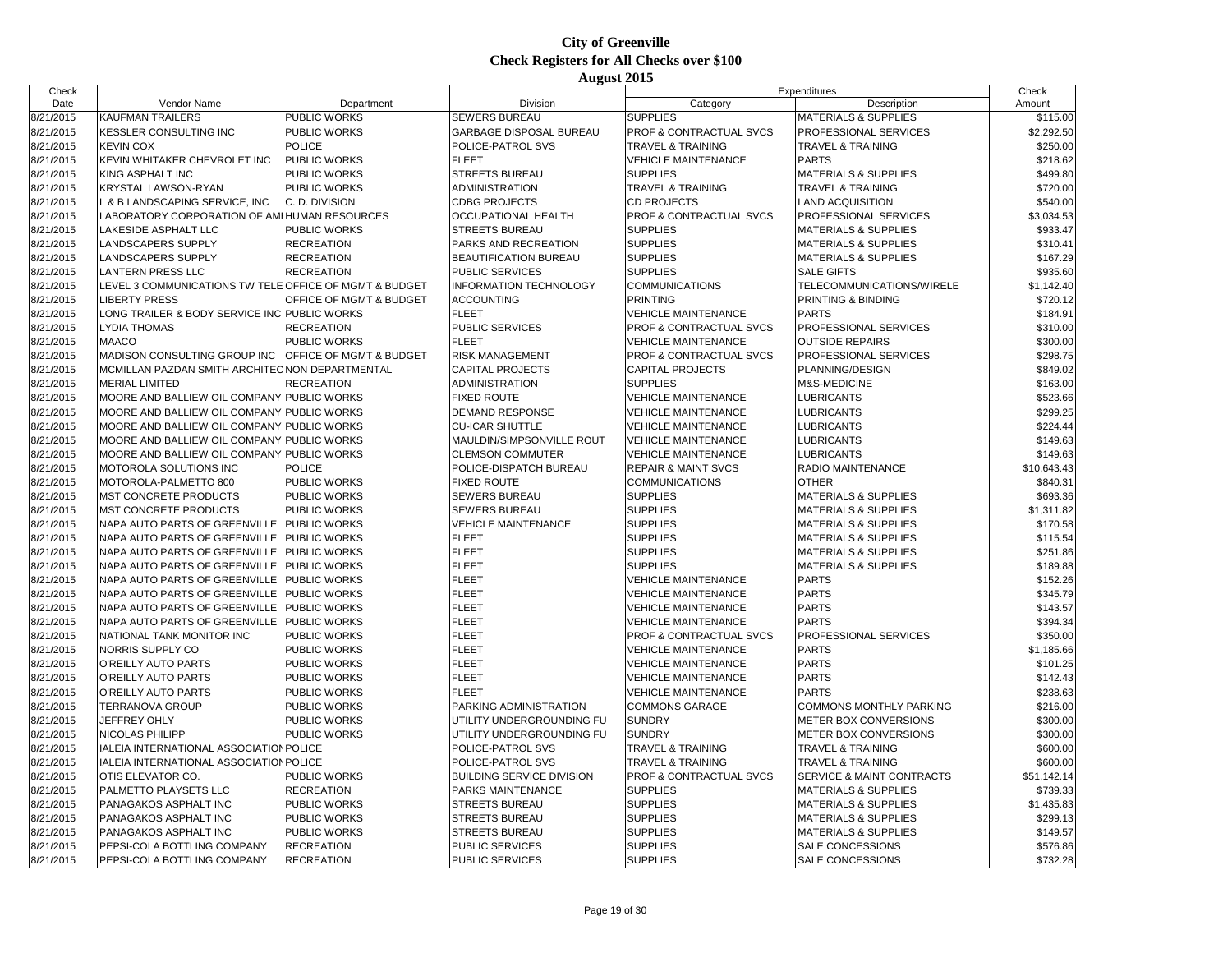# City of Greenville
## Check Registers for All Checks over $100
### August 2015

| Check Date | Vendor Name | Department | Division | Expenditures Category | Expenditures Description | Check Amount |
|---|---|---|---|---|---|---|
| 8/21/2015 | KAUFMAN TRAILERS | PUBLIC WORKS | SEWERS BUREAU | SUPPLIES | MATERIALS & SUPPLIES | $115.00 |
| 8/21/2015 | KESSLER CONSULTING INC | PUBLIC WORKS | GARBAGE DISPOSAL BUREAU | PROF & CONTRACTUAL SVCS | PROFESSIONAL SERVICES | $2,292.50 |
| 8/21/2015 | KEVIN COX | POLICE | POLICE-PATROL SVS | TRAVEL & TRAINING | TRAVEL & TRAINING | $250.00 |
| 8/21/2015 | KEVIN WHITAKER CHEVROLET INC | PUBLIC WORKS | FLEET | VEHICLE MAINTENANCE | PARTS | $218.62 |
| 8/21/2015 | KING ASPHALT INC | PUBLIC WORKS | STREETS BUREAU | SUPPLIES | MATERIALS & SUPPLIES | $499.80 |
| 8/21/2015 | KRYSTAL LAWSON-RYAN | PUBLIC WORKS | ADMINISTRATION | TRAVEL & TRAINING | TRAVEL & TRAINING | $720.00 |
| 8/21/2015 | L & B LANDSCAPING SERVICE, INC | C. D. DIVISION | CDBG PROJECTS | CD PROJECTS | LAND ACQUISITION | $540.00 |
| 8/21/2015 | LABORATORY CORPORATION OF AMI | HUMAN RESOURCES | OCCUPATIONAL HEALTH | PROF & CONTRACTUAL SVCS | PROFESSIONAL SERVICES | $3,034.53 |
| 8/21/2015 | LAKESIDE ASPHALT LLC | PUBLIC WORKS | STREETS BUREAU | SUPPLIES | MATERIALS & SUPPLIES | $933.47 |
| 8/21/2015 | LANDSCAPERS SUPPLY | RECREATION | PARKS AND RECREATION | SUPPLIES | MATERIALS & SUPPLIES | $310.41 |
| 8/21/2015 | LANDSCAPERS SUPPLY | RECREATION | BEAUTIFICATION BUREAU | SUPPLIES | MATERIALS & SUPPLIES | $167.29 |
| 8/21/2015 | LANTERN PRESS LLC | RECREATION | PUBLIC SERVICES | SUPPLIES | SALE GIFTS | $935.60 |
| 8/21/2015 | LEVEL 3 COMMUNICATIONS TW TELE | OFFICE OF MGMT & BUDGET | INFORMATION TECHNOLOGY | COMMUNICATIONS | TELECOMMUNICATIONS/WIRELE | $1,142.40 |
| 8/21/2015 | LIBERTY PRESS | OFFICE OF MGMT & BUDGET | ACCOUNTING | PRINTING | PRINTING & BINDING | $720.12 |
| 8/21/2015 | LONG TRAILER & BODY SERVICE INC | PUBLIC WORKS | FLEET | VEHICLE MAINTENANCE | PARTS | $184.91 |
| 8/21/2015 | LYDIA THOMAS | RECREATION | PUBLIC SERVICES | PROF & CONTRACTUAL SVCS | PROFESSIONAL SERVICES | $310.00 |
| 8/21/2015 | MAACO | PUBLIC WORKS | FLEET | VEHICLE MAINTENANCE | OUTSIDE REPAIRS | $300.00 |
| 8/21/2015 | MADISON CONSULTING GROUP INC | OFFICE OF MGMT & BUDGET | RISK MANAGEMENT | PROF & CONTRACTUAL SVCS | PROFESSIONAL SERVICES | $298.75 |
| 8/21/2015 | MCMILLAN PAZDAN SMITH ARCHITEC | NON DEPARTMENTAL | CAPITAL PROJECTS | CAPITAL PROJECTS | PLANNING/DESIGN | $849.02 |
| 8/21/2015 | MERIAL LIMITED | RECREATION | ADMINISTRATION | SUPPLIES | M&S-MEDICINE | $163.00 |
| 8/21/2015 | MOORE AND BALLIEW OIL COMPANY | PUBLIC WORKS | FIXED ROUTE | VEHICLE MAINTENANCE | LUBRICANTS | $523.66 |
| 8/21/2015 | MOORE AND BALLIEW OIL COMPANY | PUBLIC WORKS | DEMAND RESPONSE | VEHICLE MAINTENANCE | LUBRICANTS | $299.25 |
| 8/21/2015 | MOORE AND BALLIEW OIL COMPANY | PUBLIC WORKS | CU-ICAR SHUTTLE | VEHICLE MAINTENANCE | LUBRICANTS | $224.44 |
| 8/21/2015 | MOORE AND BALLIEW OIL COMPANY | PUBLIC WORKS | MAULDIN/SIMPSONVILLE ROUT | VEHICLE MAINTENANCE | LUBRICANTS | $149.63 |
| 8/21/2015 | MOORE AND BALLIEW OIL COMPANY | PUBLIC WORKS | CLEMSON COMMUTER | VEHICLE MAINTENANCE | LUBRICANTS | $149.63 |
| 8/21/2015 | MOTOROLA SOLUTIONS INC | POLICE | POLICE-DISPATCH BUREAU | REPAIR & MAINT SVCS | RADIO MAINTENANCE | $10,643.43 |
| 8/21/2015 | MOTOROLA-PALMETTO 800 | PUBLIC WORKS | FIXED ROUTE | COMMUNICATIONS | OTHER | $840.31 |
| 8/21/2015 | MST CONCRETE PRODUCTS | PUBLIC WORKS | SEWERS BUREAU | SUPPLIES | MATERIALS & SUPPLIES | $693.36 |
| 8/21/2015 | MST CONCRETE PRODUCTS | PUBLIC WORKS | SEWERS BUREAU | SUPPLIES | MATERIALS & SUPPLIES | $1,311.82 |
| 8/21/2015 | NAPA AUTO PARTS OF GREENVILLE | PUBLIC WORKS | VEHICLE MAINTENANCE | SUPPLIES | MATERIALS & SUPPLIES | $170.58 |
| 8/21/2015 | NAPA AUTO PARTS OF GREENVILLE | PUBLIC WORKS | FLEET | SUPPLIES | MATERIALS & SUPPLIES | $115.54 |
| 8/21/2015 | NAPA AUTO PARTS OF GREENVILLE | PUBLIC WORKS | FLEET | SUPPLIES | MATERIALS & SUPPLIES | $251.86 |
| 8/21/2015 | NAPA AUTO PARTS OF GREENVILLE | PUBLIC WORKS | FLEET | SUPPLIES | MATERIALS & SUPPLIES | $189.88 |
| 8/21/2015 | NAPA AUTO PARTS OF GREENVILLE | PUBLIC WORKS | FLEET | VEHICLE MAINTENANCE | PARTS | $152.26 |
| 8/21/2015 | NAPA AUTO PARTS OF GREENVILLE | PUBLIC WORKS | FLEET | VEHICLE MAINTENANCE | PARTS | $345.79 |
| 8/21/2015 | NAPA AUTO PARTS OF GREENVILLE | PUBLIC WORKS | FLEET | VEHICLE MAINTENANCE | PARTS | $143.57 |
| 8/21/2015 | NAPA AUTO PARTS OF GREENVILLE | PUBLIC WORKS | FLEET | VEHICLE MAINTENANCE | PARTS | $394.34 |
| 8/21/2015 | NATIONAL TANK MONITOR INC | PUBLIC WORKS | FLEET | PROF & CONTRACTUAL SVCS | PROFESSIONAL SERVICES | $350.00 |
| 8/21/2015 | NORRIS SUPPLY CO | PUBLIC WORKS | FLEET | VEHICLE MAINTENANCE | PARTS | $1,185.66 |
| 8/21/2015 | O'REILLY AUTO PARTS | PUBLIC WORKS | FLEET | VEHICLE MAINTENANCE | PARTS | $101.25 |
| 8/21/2015 | O'REILLY AUTO PARTS | PUBLIC WORKS | FLEET | VEHICLE MAINTENANCE | PARTS | $142.43 |
| 8/21/2015 | O'REILLY AUTO PARTS | PUBLIC WORKS | FLEET | VEHICLE MAINTENANCE | PARTS | $238.63 |
| 8/21/2015 | TERRANOVA GROUP | PUBLIC WORKS | PARKING ADMINISTRATION | COMMONS GARAGE | COMMONS MONTHLY PARKING | $216.00 |
| 8/21/2015 | JEFFREY OHLY | PUBLIC WORKS | UTILITY UNDERGROUNDING FU | SUNDRY | METER BOX CONVERSIONS | $300.00 |
| 8/21/2015 | NICOLAS PHILIPP | PUBLIC WORKS | UTILITY UNDERGROUNDING FU | SUNDRY | METER BOX CONVERSIONS | $300.00 |
| 8/21/2015 | IALEIA INTERNATIONAL ASSOCIATION | POLICE | POLICE-PATROL SVS | TRAVEL & TRAINING | TRAVEL & TRAINING | $600.00 |
| 8/21/2015 | IALEIA INTERNATIONAL ASSOCIATION | POLICE | POLICE-PATROL SVS | TRAVEL & TRAINING | TRAVEL & TRAINING | $600.00 |
| 8/21/2015 | OTIS ELEVATOR CO. | PUBLIC WORKS | BUILDING SERVICE DIVISION | PROF & CONTRACTUAL SVCS | SERVICE & MAINT CONTRACTS | $51,142.14 |
| 8/21/2015 | PALMETTO PLAYSETS LLC | RECREATION | PARKS MAINTENANCE | SUPPLIES | MATERIALS & SUPPLIES | $739.33 |
| 8/21/2015 | PANAGAKOS ASPHALT INC | PUBLIC WORKS | STREETS BUREAU | SUPPLIES | MATERIALS & SUPPLIES | $1,435.83 |
| 8/21/2015 | PANAGAKOS ASPHALT INC | PUBLIC WORKS | STREETS BUREAU | SUPPLIES | MATERIALS & SUPPLIES | $299.13 |
| 8/21/2015 | PANAGAKOS ASPHALT INC | PUBLIC WORKS | STREETS BUREAU | SUPPLIES | MATERIALS & SUPPLIES | $149.57 |
| 8/21/2015 | PEPSI-COLA BOTTLING COMPANY | RECREATION | PUBLIC SERVICES | SUPPLIES | SALE CONCESSIONS | $576.86 |
| 8/21/2015 | PEPSI-COLA BOTTLING COMPANY | RECREATION | PUBLIC SERVICES | SUPPLIES | SALE CONCESSIONS | $732.28 |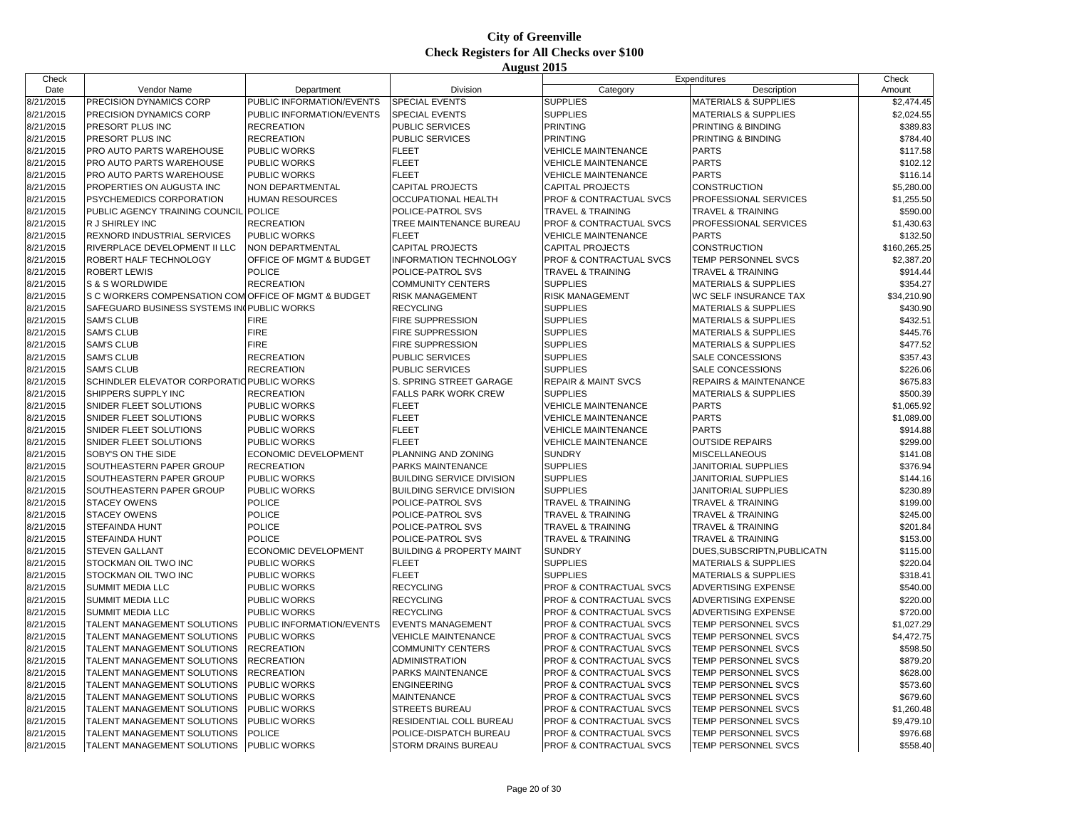# City of Greenville
## Check Registers for All Checks over $100
### August 2015

| Check Date | Vendor Name | Department | Division | Expenditures Category | Expenditures Description | Check Amount |
|---|---|---|---|---|---|---|
| 8/21/2015 | PRECISION DYNAMICS CORP | PUBLIC INFORMATION/EVENTS | SPECIAL EVENTS | SUPPLIES | MATERIALS & SUPPLIES | $2,474.45 |
| 8/21/2015 | PRECISION DYNAMICS CORP | PUBLIC INFORMATION/EVENTS | SPECIAL EVENTS | SUPPLIES | MATERIALS & SUPPLIES | $2,024.55 |
| 8/21/2015 | PRESORT PLUS INC | RECREATION | PUBLIC SERVICES | PRINTING | PRINTING & BINDING | $389.83 |
| 8/21/2015 | PRESORT PLUS INC | RECREATION | PUBLIC SERVICES | PRINTING | PRINTING & BINDING | $784.40 |
| 8/21/2015 | PRO AUTO PARTS WAREHOUSE | PUBLIC WORKS | FLEET | VEHICLE MAINTENANCE | PARTS | $117.58 |
| 8/21/2015 | PRO AUTO PARTS WAREHOUSE | PUBLIC WORKS | FLEET | VEHICLE MAINTENANCE | PARTS | $102.12 |
| 8/21/2015 | PRO AUTO PARTS WAREHOUSE | PUBLIC WORKS | FLEET | VEHICLE MAINTENANCE | PARTS | $116.14 |
| 8/21/2015 | PROPERTIES ON AUGUSTA INC | NON DEPARTMENTAL | CAPITAL PROJECTS | CAPITAL PROJECTS | CONSTRUCTION | $5,280.00 |
| 8/21/2015 | PSYCHEMEDICS CORPORATION | HUMAN RESOURCES | OCCUPATIONAL HEALTH | PROF & CONTRACTUAL SVCS | PROFESSIONAL SERVICES | $1,255.50 |
| 8/21/2015 | PUBLIC AGENCY TRAINING COUNCIL | POLICE | POLICE-PATROL SVS | TRAVEL & TRAINING | TRAVEL & TRAINING | $590.00 |
| 8/21/2015 | R J SHIRLEY INC | RECREATION | TREE MAINTENANCE BUREAU | PROF & CONTRACTUAL SVCS | PROFESSIONAL SERVICES | $1,430.63 |
| 8/21/2015 | REXNORD INDUSTRIAL SERVICES | PUBLIC WORKS | FLEET | VEHICLE MAINTENANCE | PARTS | $132.50 |
| 8/21/2015 | RIVERPLACE DEVELOPMENT II LLC | NON DEPARTMENTAL | CAPITAL PROJECTS | CAPITAL PROJECTS | CONSTRUCTION | $160,265.25 |
| 8/21/2015 | ROBERT HALF TECHNOLOGY | OFFICE OF MGMT & BUDGET | INFORMATION TECHNOLOGY | PROF & CONTRACTUAL SVCS | TEMP PERSONNEL SVCS | $2,387.20 |
| 8/21/2015 | ROBERT LEWIS | POLICE | POLICE-PATROL SVS | TRAVEL & TRAINING | TRAVEL & TRAINING | $914.44 |
| 8/21/2015 | S & S WORLDWIDE | RECREATION | COMMUNITY CENTERS | SUPPLIES | MATERIALS & SUPPLIES | $354.27 |
| 8/21/2015 | S C WORKERS COMPENSATION COM | OFFICE OF MGMT & BUDGET | RISK MANAGEMENT | RISK MANAGEMENT | WC SELF INSURANCE TAX | $34,210.90 |
| 8/21/2015 | SAFEGUARD BUSINESS SYSTEMS IN | PUBLIC WORKS | RECYCLING | SUPPLIES | MATERIALS & SUPPLIES | $430.90 |
| 8/21/2015 | SAM'S CLUB | FIRE | FIRE SUPPRESSION | SUPPLIES | MATERIALS & SUPPLIES | $432.51 |
| 8/21/2015 | SAM'S CLUB | FIRE | FIRE SUPPRESSION | SUPPLIES | MATERIALS & SUPPLIES | $445.76 |
| 8/21/2015 | SAM'S CLUB | FIRE | FIRE SUPPRESSION | SUPPLIES | MATERIALS & SUPPLIES | $477.52 |
| 8/21/2015 | SAM'S CLUB | RECREATION | PUBLIC SERVICES | SUPPLIES | SALE CONCESSIONS | $357.43 |
| 8/21/2015 | SAM'S CLUB | RECREATION | PUBLIC SERVICES | SUPPLIES | SALE CONCESSIONS | $226.06 |
| 8/21/2015 | SCHINDLER ELEVATOR CORPORATIO | PUBLIC WORKS | S. SPRING STREET GARAGE | REPAIR & MAINT SVCS | REPAIRS & MAINTENANCE | $675.83 |
| 8/21/2015 | SHIPPERS SUPPLY INC | RECREATION | FALLS PARK WORK CREW | SUPPLIES | MATERIALS & SUPPLIES | $500.39 |
| 8/21/2015 | SNIDER FLEET SOLUTIONS | PUBLIC WORKS | FLEET | VEHICLE MAINTENANCE | PARTS | $1,065.92 |
| 8/21/2015 | SNIDER FLEET SOLUTIONS | PUBLIC WORKS | FLEET | VEHICLE MAINTENANCE | PARTS | $1,089.00 |
| 8/21/2015 | SNIDER FLEET SOLUTIONS | PUBLIC WORKS | FLEET | VEHICLE MAINTENANCE | PARTS | $914.88 |
| 8/21/2015 | SNIDER FLEET SOLUTIONS | PUBLIC WORKS | FLEET | VEHICLE MAINTENANCE | OUTSIDE REPAIRS | $299.00 |
| 8/21/2015 | SOBY'S ON THE SIDE | ECONOMIC DEVELOPMENT | PLANNING AND ZONING | SUNDRY | MISCELLANEOUS | $141.08 |
| 8/21/2015 | SOUTHEASTERN PAPER GROUP | RECREATION | PARKS MAINTENANCE | SUPPLIES | JANITORIAL SUPPLIES | $376.94 |
| 8/21/2015 | SOUTHEASTERN PAPER GROUP | PUBLIC WORKS | BUILDING SERVICE DIVISION | SUPPLIES | JANITORIAL SUPPLIES | $144.16 |
| 8/21/2015 | SOUTHEASTERN PAPER GROUP | PUBLIC WORKS | BUILDING SERVICE DIVISION | SUPPLIES | JANITORIAL SUPPLIES | $230.89 |
| 8/21/2015 | STACEY OWENS | POLICE | POLICE-PATROL SVS | TRAVEL & TRAINING | TRAVEL & TRAINING | $199.00 |
| 8/21/2015 | STACEY OWENS | POLICE | POLICE-PATROL SVS | TRAVEL & TRAINING | TRAVEL & TRAINING | $245.00 |
| 8/21/2015 | STEFAINDA HUNT | POLICE | POLICE-PATROL SVS | TRAVEL & TRAINING | TRAVEL & TRAINING | $201.84 |
| 8/21/2015 | STEFAINDA HUNT | POLICE | POLICE-PATROL SVS | TRAVEL & TRAINING | TRAVEL & TRAINING | $153.00 |
| 8/21/2015 | STEVEN GALLANT | ECONOMIC DEVELOPMENT | BUILDING & PROPERTY MAINT | SUNDRY | DUES,SUBSCRIPTN,PUBLICATN | $115.00 |
| 8/21/2015 | STOCKMAN OIL TWO INC | PUBLIC WORKS | FLEET | SUPPLIES | MATERIALS & SUPPLIES | $220.04 |
| 8/21/2015 | STOCKMAN OIL TWO INC | PUBLIC WORKS | FLEET | SUPPLIES | MATERIALS & SUPPLIES | $318.41 |
| 8/21/2015 | SUMMIT MEDIA LLC | PUBLIC WORKS | RECYCLING | PROF & CONTRACTUAL SVCS | ADVERTISING EXPENSE | $540.00 |
| 8/21/2015 | SUMMIT MEDIA LLC | PUBLIC WORKS | RECYCLING | PROF & CONTRACTUAL SVCS | ADVERTISING EXPENSE | $220.00 |
| 8/21/2015 | SUMMIT MEDIA LLC | PUBLIC WORKS | RECYCLING | PROF & CONTRACTUAL SVCS | ADVERTISING EXPENSE | $720.00 |
| 8/21/2015 | TALENT MANAGEMENT SOLUTIONS | PUBLIC INFORMATION/EVENTS | EVENTS MANAGEMENT | PROF & CONTRACTUAL SVCS | TEMP PERSONNEL SVCS | $1,027.29 |
| 8/21/2015 | TALENT MANAGEMENT SOLUTIONS | PUBLIC WORKS | VEHICLE MAINTENANCE | PROF & CONTRACTUAL SVCS | TEMP PERSONNEL SVCS | $4,472.75 |
| 8/21/2015 | TALENT MANAGEMENT SOLUTIONS | RECREATION | COMMUNITY CENTERS | PROF & CONTRACTUAL SVCS | TEMP PERSONNEL SVCS | $598.50 |
| 8/21/2015 | TALENT MANAGEMENT SOLUTIONS | RECREATION | ADMINISTRATION | PROF & CONTRACTUAL SVCS | TEMP PERSONNEL SVCS | $879.20 |
| 8/21/2015 | TALENT MANAGEMENT SOLUTIONS | RECREATION | PARKS MAINTENANCE | PROF & CONTRACTUAL SVCS | TEMP PERSONNEL SVCS | $628.00 |
| 8/21/2015 | TALENT MANAGEMENT SOLUTIONS | PUBLIC WORKS | ENGINEERING | PROF & CONTRACTUAL SVCS | TEMP PERSONNEL SVCS | $573.60 |
| 8/21/2015 | TALENT MANAGEMENT SOLUTIONS | PUBLIC WORKS | MAINTENANCE | PROF & CONTRACTUAL SVCS | TEMP PERSONNEL SVCS | $679.60 |
| 8/21/2015 | TALENT MANAGEMENT SOLUTIONS | PUBLIC WORKS | STREETS BUREAU | PROF & CONTRACTUAL SVCS | TEMP PERSONNEL SVCS | $1,260.48 |
| 8/21/2015 | TALENT MANAGEMENT SOLUTIONS | PUBLIC WORKS | RESIDENTIAL COLL BUREAU | PROF & CONTRACTUAL SVCS | TEMP PERSONNEL SVCS | $9,479.10 |
| 8/21/2015 | TALENT MANAGEMENT SOLUTIONS | POLICE | POLICE-DISPATCH BUREAU | PROF & CONTRACTUAL SVCS | TEMP PERSONNEL SVCS | $976.68 |
| 8/21/2015 | TALENT MANAGEMENT SOLUTIONS | PUBLIC WORKS | STORM DRAINS BUREAU | PROF & CONTRACTUAL SVCS | TEMP PERSONNEL SVCS | $558.40 |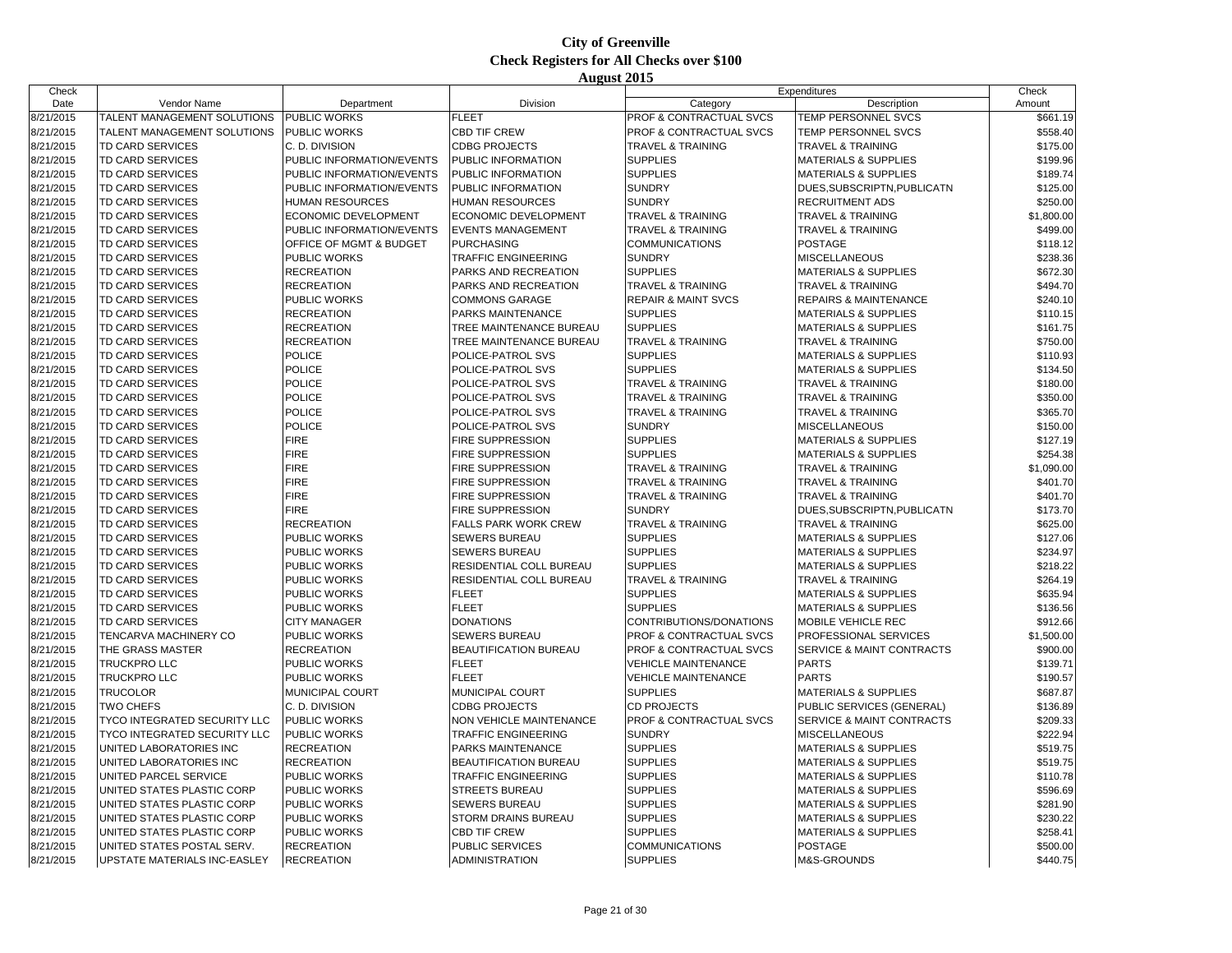# City of Greenville
## Check Registers for All Checks over $100
### August 2015

| Check Date | Vendor Name | Department | Division | Expenditures Category | Expenditures Description | Check Amount |
|---|---|---|---|---|---|---|
| 8/21/2015 | TALENT MANAGEMENT SOLUTIONS | PUBLIC WORKS | FLEET | PROF & CONTRACTUAL SVCS | TEMP PERSONNEL SVCS | $661.19 |
| 8/21/2015 | TALENT MANAGEMENT SOLUTIONS | PUBLIC WORKS | CBD TIF CREW | PROF & CONTRACTUAL SVCS | TEMP PERSONNEL SVCS | $558.40 |
| 8/21/2015 | TD CARD SERVICES | C. D. DIVISION | CDBG PROJECTS | TRAVEL & TRAINING | TRAVEL & TRAINING | $175.00 |
| 8/21/2015 | TD CARD SERVICES | PUBLIC INFORMATION/EVENTS | PUBLIC INFORMATION | SUPPLIES | MATERIALS & SUPPLIES | $199.96 |
| 8/21/2015 | TD CARD SERVICES | PUBLIC INFORMATION/EVENTS | PUBLIC INFORMATION | SUPPLIES | MATERIALS & SUPPLIES | $189.74 |
| 8/21/2015 | TD CARD SERVICES | PUBLIC INFORMATION/EVENTS | PUBLIC INFORMATION | SUNDRY | DUES,SUBSCRIPTN,PUBLICATN | $125.00 |
| 8/21/2015 | TD CARD SERVICES | HUMAN RESOURCES | HUMAN RESOURCES | SUNDRY | RECRUITMENT ADS | $250.00 |
| 8/21/2015 | TD CARD SERVICES | ECONOMIC DEVELOPMENT | ECONOMIC DEVELOPMENT | TRAVEL & TRAINING | TRAVEL & TRAINING | $1,800.00 |
| 8/21/2015 | TD CARD SERVICES | PUBLIC INFORMATION/EVENTS | EVENTS MANAGEMENT | TRAVEL & TRAINING | TRAVEL & TRAINING | $499.00 |
| 8/21/2015 | TD CARD SERVICES | OFFICE OF MGMT & BUDGET | PURCHASING | COMMUNICATIONS | POSTAGE | $118.12 |
| 8/21/2015 | TD CARD SERVICES | PUBLIC WORKS | TRAFFIC ENGINEERING | SUNDRY | MISCELLANEOUS | $238.36 |
| 8/21/2015 | TD CARD SERVICES | RECREATION | PARKS AND RECREATION | SUPPLIES | MATERIALS & SUPPLIES | $672.30 |
| 8/21/2015 | TD CARD SERVICES | RECREATION | PARKS AND RECREATION | TRAVEL & TRAINING | TRAVEL & TRAINING | $494.70 |
| 8/21/2015 | TD CARD SERVICES | PUBLIC WORKS | COMMONS GARAGE | REPAIR & MAINT SVCS | REPAIRS & MAINTENANCE | $240.10 |
| 8/21/2015 | TD CARD SERVICES | RECREATION | PARKS MAINTENANCE | SUPPLIES | MATERIALS & SUPPLIES | $110.15 |
| 8/21/2015 | TD CARD SERVICES | RECREATION | TREE MAINTENANCE BUREAU | SUPPLIES | MATERIALS & SUPPLIES | $161.75 |
| 8/21/2015 | TD CARD SERVICES | RECREATION | TREE MAINTENANCE BUREAU | TRAVEL & TRAINING | TRAVEL & TRAINING | $750.00 |
| 8/21/2015 | TD CARD SERVICES | POLICE | POLICE-PATROL SVS | SUPPLIES | MATERIALS & SUPPLIES | $110.93 |
| 8/21/2015 | TD CARD SERVICES | POLICE | POLICE-PATROL SVS | SUPPLIES | MATERIALS & SUPPLIES | $134.50 |
| 8/21/2015 | TD CARD SERVICES | POLICE | POLICE-PATROL SVS | TRAVEL & TRAINING | TRAVEL & TRAINING | $180.00 |
| 8/21/2015 | TD CARD SERVICES | POLICE | POLICE-PATROL SVS | TRAVEL & TRAINING | TRAVEL & TRAINING | $350.00 |
| 8/21/2015 | TD CARD SERVICES | POLICE | POLICE-PATROL SVS | TRAVEL & TRAINING | TRAVEL & TRAINING | $365.70 |
| 8/21/2015 | TD CARD SERVICES | POLICE | POLICE-PATROL SVS | SUNDRY | MISCELLANEOUS | $150.00 |
| 8/21/2015 | TD CARD SERVICES | FIRE | FIRE SUPPRESSION | SUPPLIES | MATERIALS & SUPPLIES | $127.19 |
| 8/21/2015 | TD CARD SERVICES | FIRE | FIRE SUPPRESSION | SUPPLIES | MATERIALS & SUPPLIES | $254.38 |
| 8/21/2015 | TD CARD SERVICES | FIRE | FIRE SUPPRESSION | TRAVEL & TRAINING | TRAVEL & TRAINING | $1,090.00 |
| 8/21/2015 | TD CARD SERVICES | FIRE | FIRE SUPPRESSION | TRAVEL & TRAINING | TRAVEL & TRAINING | $401.70 |
| 8/21/2015 | TD CARD SERVICES | FIRE | FIRE SUPPRESSION | TRAVEL & TRAINING | TRAVEL & TRAINING | $401.70 |
| 8/21/2015 | TD CARD SERVICES | FIRE | FIRE SUPPRESSION | SUNDRY | DUES,SUBSCRIPTN,PUBLICATN | $173.70 |
| 8/21/2015 | TD CARD SERVICES | RECREATION | FALLS PARK WORK CREW | TRAVEL & TRAINING | TRAVEL & TRAINING | $625.00 |
| 8/21/2015 | TD CARD SERVICES | PUBLIC WORKS | SEWERS BUREAU | SUPPLIES | MATERIALS & SUPPLIES | $127.06 |
| 8/21/2015 | TD CARD SERVICES | PUBLIC WORKS | SEWERS BUREAU | SUPPLIES | MATERIALS & SUPPLIES | $234.97 |
| 8/21/2015 | TD CARD SERVICES | PUBLIC WORKS | RESIDENTIAL COLL BUREAU | SUPPLIES | MATERIALS & SUPPLIES | $218.22 |
| 8/21/2015 | TD CARD SERVICES | PUBLIC WORKS | RESIDENTIAL COLL BUREAU | TRAVEL & TRAINING | TRAVEL & TRAINING | $264.19 |
| 8/21/2015 | TD CARD SERVICES | PUBLIC WORKS | FLEET | SUPPLIES | MATERIALS & SUPPLIES | $635.94 |
| 8/21/2015 | TD CARD SERVICES | PUBLIC WORKS | FLEET | SUPPLIES | MATERIALS & SUPPLIES | $136.56 |
| 8/21/2015 | TD CARD SERVICES | CITY MANAGER | DONATIONS | CONTRIBUTIONS/DONATIONS | MOBILE VEHICLE REC | $912.66 |
| 8/21/2015 | TENCARVA MACHINERY CO | PUBLIC WORKS | SEWERS BUREAU | PROF & CONTRACTUAL SVCS | PROFESSIONAL SERVICES | $1,500.00 |
| 8/21/2015 | THE GRASS MASTER | RECREATION | BEAUTIFICATION BUREAU | PROF & CONTRACTUAL SVCS | SERVICE & MAINT CONTRACTS | $900.00 |
| 8/21/2015 | TRUCKPRO LLC | PUBLIC WORKS | FLEET | VEHICLE MAINTENANCE | PARTS | $139.71 |
| 8/21/2015 | TRUCKPRO LLC | PUBLIC WORKS | FLEET | VEHICLE MAINTENANCE | PARTS | $190.57 |
| 8/21/2015 | TRUCOLOR | MUNICIPAL COURT | MUNICIPAL COURT | SUPPLIES | MATERIALS & SUPPLIES | $687.87 |
| 8/21/2015 | TWO CHEFS | C. D. DIVISION | CDBG PROJECTS | CD PROJECTS | PUBLIC SERVICES (GENERAL) | $136.89 |
| 8/21/2015 | TYCO INTEGRATED SECURITY LLC | PUBLIC WORKS | NON VEHICLE MAINTENANCE | PROF & CONTRACTUAL SVCS | SERVICE & MAINT CONTRACTS | $209.33 |
| 8/21/2015 | TYCO INTEGRATED SECURITY LLC | PUBLIC WORKS | TRAFFIC ENGINEERING | SUNDRY | MISCELLANEOUS | $222.94 |
| 8/21/2015 | UNITED LABORATORIES INC | RECREATION | PARKS MAINTENANCE | SUPPLIES | MATERIALS & SUPPLIES | $519.75 |
| 8/21/2015 | UNITED LABORATORIES INC | RECREATION | BEAUTIFICATION BUREAU | SUPPLIES | MATERIALS & SUPPLIES | $519.75 |
| 8/21/2015 | UNITED PARCEL SERVICE | PUBLIC WORKS | TRAFFIC ENGINEERING | SUPPLIES | MATERIALS & SUPPLIES | $110.78 |
| 8/21/2015 | UNITED STATES PLASTIC CORP | PUBLIC WORKS | STREETS BUREAU | SUPPLIES | MATERIALS & SUPPLIES | $596.69 |
| 8/21/2015 | UNITED STATES PLASTIC CORP | PUBLIC WORKS | SEWERS BUREAU | SUPPLIES | MATERIALS & SUPPLIES | $281.90 |
| 8/21/2015 | UNITED STATES PLASTIC CORP | PUBLIC WORKS | STORM DRAINS BUREAU | SUPPLIES | MATERIALS & SUPPLIES | $230.22 |
| 8/21/2015 | UNITED STATES PLASTIC CORP | PUBLIC WORKS | CBD TIF CREW | SUPPLIES | MATERIALS & SUPPLIES | $258.41 |
| 8/21/2015 | UNITED STATES POSTAL SERV. | RECREATION | PUBLIC SERVICES | COMMUNICATIONS | POSTAGE | $500.00 |
| 8/21/2015 | UPSTATE MATERIALS INC-EASLEY | RECREATION | ADMINISTRATION | SUPPLIES | M&S-GROUNDS | $440.75 |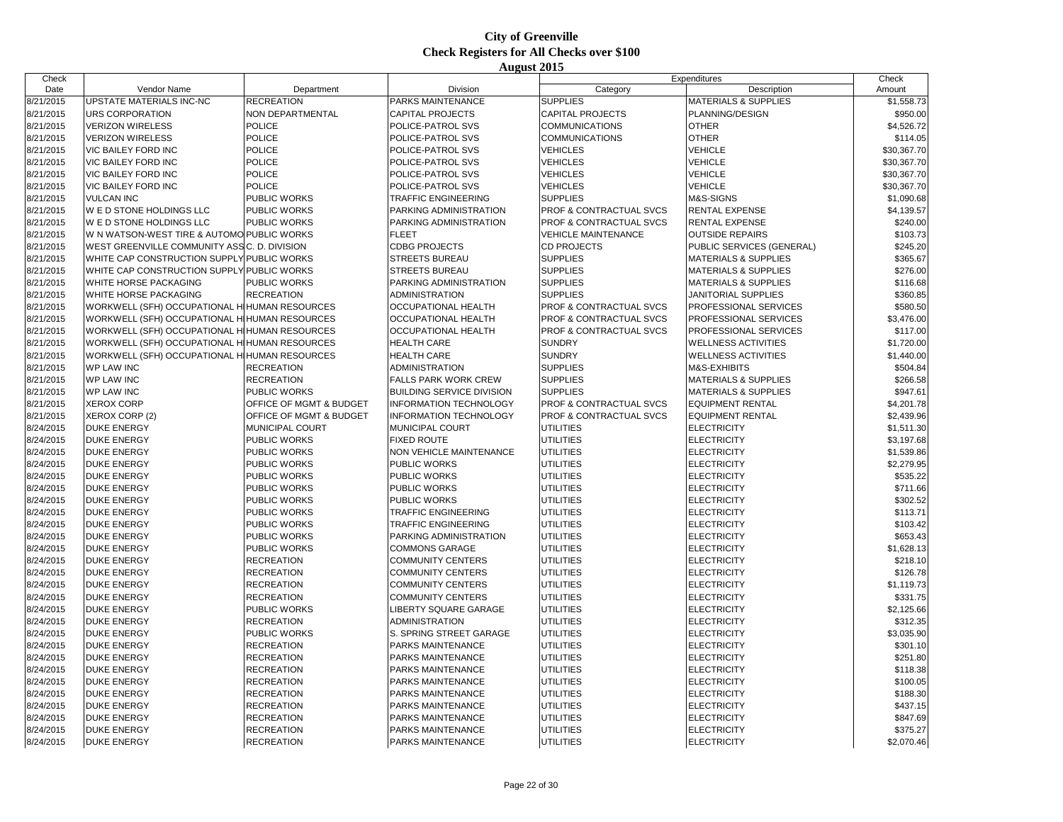# City of Greenville
## Check Registers for All Checks over $100
### August 2015

| Check Date | Vendor Name | Department | Division | Expenditures Category | Expenditures Description | Check Amount |
|---|---|---|---|---|---|---|
| 8/21/2015 | UPSTATE MATERIALS INC-NC | RECREATION | PARKS MAINTENANCE | SUPPLIES | MATERIALS & SUPPLIES | $1,558.73 |
| 8/21/2015 | URS CORPORATION | NON DEPARTMENTAL | CAPITAL PROJECTS | CAPITAL PROJECTS | PLANNING/DESIGN | $950.00 |
| 8/21/2015 | VERIZON WIRELESS | POLICE | POLICE-PATROL SVS | COMMUNICATIONS | OTHER | $4,526.72 |
| 8/21/2015 | VERIZON WIRELESS | POLICE | POLICE-PATROL SVS | COMMUNICATIONS | OTHER | $114.05 |
| 8/21/2015 | VIC BAILEY FORD INC | POLICE | POLICE-PATROL SVS | VEHICLES | VEHICLE | $30,367.70 |
| 8/21/2015 | VIC BAILEY FORD INC | POLICE | POLICE-PATROL SVS | VEHICLES | VEHICLE | $30,367.70 |
| 8/21/2015 | VIC BAILEY FORD INC | POLICE | POLICE-PATROL SVS | VEHICLES | VEHICLE | $30,367.70 |
| 8/21/2015 | VIC BAILEY FORD INC | POLICE | POLICE-PATROL SVS | VEHICLES | VEHICLE | $30,367.70 |
| 8/21/2015 | VULCAN INC | PUBLIC WORKS | TRAFFIC ENGINEERING | SUPPLIES | M&S-SIGNS | $1,090.68 |
| 8/21/2015 | W E D STONE HOLDINGS LLC | PUBLIC WORKS | PARKING ADMINISTRATION | PROF & CONTRACTUAL SVCS | RENTAL EXPENSE | $4,139.57 |
| 8/21/2015 | W E D STONE HOLDINGS LLC | PUBLIC WORKS | PARKING ADMINISTRATION | PROF & CONTRACTUAL SVCS | RENTAL EXPENSE | $240.00 |
| 8/21/2015 | W N WATSON-WEST TIRE & AUTOMO | PUBLIC WORKS | FLEET | VEHICLE MAINTENANCE | OUTSIDE REPAIRS | $103.73 |
| 8/21/2015 | WEST GREENVILLE COMMUNITY ASS | C. D. DIVISION | CDBG PROJECTS | CD PROJECTS | PUBLIC SERVICES (GENERAL) | $245.20 |
| 8/21/2015 | WHITE CAP CONSTRUCTION SUPPLY | PUBLIC WORKS | STREETS BUREAU | SUPPLIES | MATERIALS & SUPPLIES | $365.67 |
| 8/21/2015 | WHITE CAP CONSTRUCTION SUPPLY | PUBLIC WORKS | STREETS BUREAU | SUPPLIES | MATERIALS & SUPPLIES | $276.00 |
| 8/21/2015 | WHITE HORSE PACKAGING | PUBLIC WORKS | PARKING ADMINISTRATION | SUPPLIES | MATERIALS & SUPPLIES | $116.68 |
| 8/21/2015 | WHITE HORSE PACKAGING | RECREATION | ADMINISTRATION | SUPPLIES | JANITORIAL SUPPLIES | $360.85 |
| 8/21/2015 | WORKWELL (SFH) OCCUPATIONAL H | HUMAN RESOURCES | OCCUPATIONAL HEALTH | PROF & CONTRACTUAL SVCS | PROFESSIONAL SERVICES | $580.50 |
| 8/21/2015 | WORKWELL (SFH) OCCUPATIONAL H | HUMAN RESOURCES | OCCUPATIONAL HEALTH | PROF & CONTRACTUAL SVCS | PROFESSIONAL SERVICES | $3,476.00 |
| 8/21/2015 | WORKWELL (SFH) OCCUPATIONAL H | HUMAN RESOURCES | OCCUPATIONAL HEALTH | PROF & CONTRACTUAL SVCS | PROFESSIONAL SERVICES | $117.00 |
| 8/21/2015 | WORKWELL (SFH) OCCUPATIONAL H | HUMAN RESOURCES | HEALTH CARE | SUNDRY | WELLNESS ACTIVITIES | $1,720.00 |
| 8/21/2015 | WORKWELL (SFH) OCCUPATIONAL H | HUMAN RESOURCES | HEALTH CARE | SUNDRY | WELLNESS ACTIVITIES | $1,440.00 |
| 8/21/2015 | WP LAW INC | RECREATION | ADMINISTRATION | SUPPLIES | M&S-EXHIBITS | $504.84 |
| 8/21/2015 | WP LAW INC | RECREATION | FALLS PARK WORK CREW | SUPPLIES | MATERIALS & SUPPLIES | $266.58 |
| 8/21/2015 | WP LAW INC | PUBLIC WORKS | BUILDING SERVICE DIVISION | SUPPLIES | MATERIALS & SUPPLIES | $947.61 |
| 8/21/2015 | XEROX CORP | OFFICE OF MGMT & BUDGET | INFORMATION TECHNOLOGY | PROF & CONTRACTUAL SVCS | EQUIPMENT RENTAL | $4,201.78 |
| 8/21/2015 | XEROX CORP (2) | OFFICE OF MGMT & BUDGET | INFORMATION TECHNOLOGY | PROF & CONTRACTUAL SVCS | EQUIPMENT RENTAL | $2,439.96 |
| 8/24/2015 | DUKE ENERGY | MUNICIPAL COURT | MUNICIPAL COURT | UTILITIES | ELECTRICITY | $1,511.30 |
| 8/24/2015 | DUKE ENERGY | PUBLIC WORKS | FIXED ROUTE | UTILITIES | ELECTRICITY | $3,197.68 |
| 8/24/2015 | DUKE ENERGY | PUBLIC WORKS | NON VEHICLE MAINTENANCE | UTILITIES | ELECTRICITY | $1,539.86 |
| 8/24/2015 | DUKE ENERGY | PUBLIC WORKS | PUBLIC WORKS | UTILITIES | ELECTRICITY | $2,279.95 |
| 8/24/2015 | DUKE ENERGY | PUBLIC WORKS | PUBLIC WORKS | UTILITIES | ELECTRICITY | $535.22 |
| 8/24/2015 | DUKE ENERGY | PUBLIC WORKS | PUBLIC WORKS | UTILITIES | ELECTRICITY | $711.66 |
| 8/24/2015 | DUKE ENERGY | PUBLIC WORKS | PUBLIC WORKS | UTILITIES | ELECTRICITY | $302.52 |
| 8/24/2015 | DUKE ENERGY | PUBLIC WORKS | TRAFFIC ENGINEERING | UTILITIES | ELECTRICITY | $113.71 |
| 8/24/2015 | DUKE ENERGY | PUBLIC WORKS | TRAFFIC ENGINEERING | UTILITIES | ELECTRICITY | $103.42 |
| 8/24/2015 | DUKE ENERGY | PUBLIC WORKS | PARKING ADMINISTRATION | UTILITIES | ELECTRICITY | $653.43 |
| 8/24/2015 | DUKE ENERGY | PUBLIC WORKS | COMMONS GARAGE | UTILITIES | ELECTRICITY | $1,628.13 |
| 8/24/2015 | DUKE ENERGY | RECREATION | COMMUNITY CENTERS | UTILITIES | ELECTRICITY | $218.10 |
| 8/24/2015 | DUKE ENERGY | RECREATION | COMMUNITY CENTERS | UTILITIES | ELECTRICITY | $126.78 |
| 8/24/2015 | DUKE ENERGY | RECREATION | COMMUNITY CENTERS | UTILITIES | ELECTRICITY | $1,119.73 |
| 8/24/2015 | DUKE ENERGY | RECREATION | COMMUNITY CENTERS | UTILITIES | ELECTRICITY | $331.75 |
| 8/24/2015 | DUKE ENERGY | PUBLIC WORKS | LIBERTY SQUARE GARAGE | UTILITIES | ELECTRICITY | $2,125.66 |
| 8/24/2015 | DUKE ENERGY | RECREATION | ADMINISTRATION | UTILITIES | ELECTRICITY | $312.35 |
| 8/24/2015 | DUKE ENERGY | PUBLIC WORKS | S. SPRING STREET GARAGE | UTILITIES | ELECTRICITY | $3,035.90 |
| 8/24/2015 | DUKE ENERGY | RECREATION | PARKS MAINTENANCE | UTILITIES | ELECTRICITY | $301.10 |
| 8/24/2015 | DUKE ENERGY | RECREATION | PARKS MAINTENANCE | UTILITIES | ELECTRICITY | $251.80 |
| 8/24/2015 | DUKE ENERGY | RECREATION | PARKS MAINTENANCE | UTILITIES | ELECTRICITY | $118.38 |
| 8/24/2015 | DUKE ENERGY | RECREATION | PARKS MAINTENANCE | UTILITIES | ELECTRICITY | $100.05 |
| 8/24/2015 | DUKE ENERGY | RECREATION | PARKS MAINTENANCE | UTILITIES | ELECTRICITY | $188.30 |
| 8/24/2015 | DUKE ENERGY | RECREATION | PARKS MAINTENANCE | UTILITIES | ELECTRICITY | $437.15 |
| 8/24/2015 | DUKE ENERGY | RECREATION | PARKS MAINTENANCE | UTILITIES | ELECTRICITY | $847.69 |
| 8/24/2015 | DUKE ENERGY | RECREATION | PARKS MAINTENANCE | UTILITIES | ELECTRICITY | $375.27 |
| 8/24/2015 | DUKE ENERGY | RECREATION | PARKS MAINTENANCE | UTILITIES | ELECTRICITY | $2,070.46 |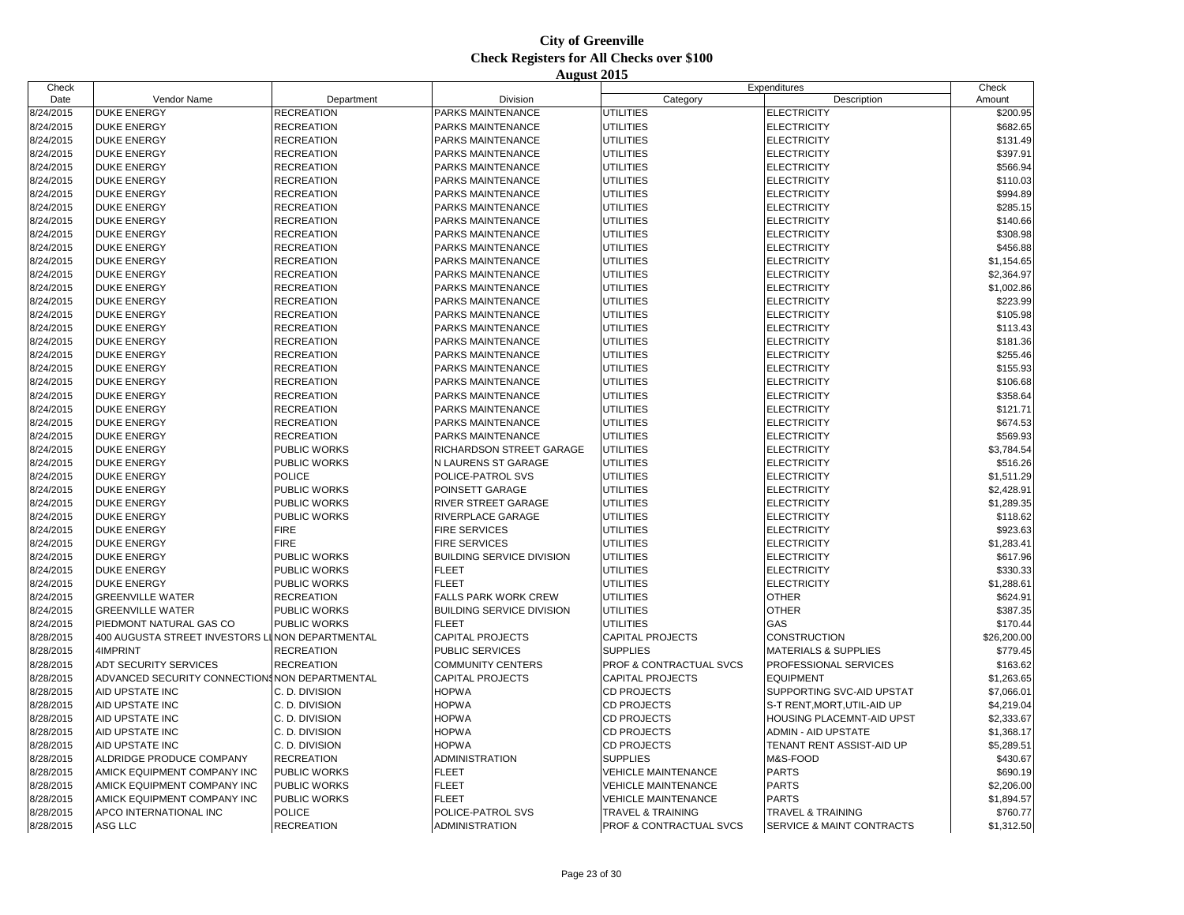# City of Greenville
## Check Registers for All Checks over $100
### August 2015

| Check Date | Vendor Name | Department | Division | Expenditures Category | Expenditures Description | Check Amount |
|---|---|---|---|---|---|---|
| 8/24/2015 | DUKE ENERGY | RECREATION | PARKS MAINTENANCE | UTILITIES | ELECTRICITY | $200.95 |
| 8/24/2015 | DUKE ENERGY | RECREATION | PARKS MAINTENANCE | UTILITIES | ELECTRICITY | $682.65 |
| 8/24/2015 | DUKE ENERGY | RECREATION | PARKS MAINTENANCE | UTILITIES | ELECTRICITY | $131.49 |
| 8/24/2015 | DUKE ENERGY | RECREATION | PARKS MAINTENANCE | UTILITIES | ELECTRICITY | $397.91 |
| 8/24/2015 | DUKE ENERGY | RECREATION | PARKS MAINTENANCE | UTILITIES | ELECTRICITY | $566.94 |
| 8/24/2015 | DUKE ENERGY | RECREATION | PARKS MAINTENANCE | UTILITIES | ELECTRICITY | $110.03 |
| 8/24/2015 | DUKE ENERGY | RECREATION | PARKS MAINTENANCE | UTILITIES | ELECTRICITY | $994.89 |
| 8/24/2015 | DUKE ENERGY | RECREATION | PARKS MAINTENANCE | UTILITIES | ELECTRICITY | $285.15 |
| 8/24/2015 | DUKE ENERGY | RECREATION | PARKS MAINTENANCE | UTILITIES | ELECTRICITY | $140.66 |
| 8/24/2015 | DUKE ENERGY | RECREATION | PARKS MAINTENANCE | UTILITIES | ELECTRICITY | $308.98 |
| 8/24/2015 | DUKE ENERGY | RECREATION | PARKS MAINTENANCE | UTILITIES | ELECTRICITY | $456.88 |
| 8/24/2015 | DUKE ENERGY | RECREATION | PARKS MAINTENANCE | UTILITIES | ELECTRICITY | $1,154.65 |
| 8/24/2015 | DUKE ENERGY | RECREATION | PARKS MAINTENANCE | UTILITIES | ELECTRICITY | $2,364.97 |
| 8/24/2015 | DUKE ENERGY | RECREATION | PARKS MAINTENANCE | UTILITIES | ELECTRICITY | $1,002.86 |
| 8/24/2015 | DUKE ENERGY | RECREATION | PARKS MAINTENANCE | UTILITIES | ELECTRICITY | $223.99 |
| 8/24/2015 | DUKE ENERGY | RECREATION | PARKS MAINTENANCE | UTILITIES | ELECTRICITY | $105.98 |
| 8/24/2015 | DUKE ENERGY | RECREATION | PARKS MAINTENANCE | UTILITIES | ELECTRICITY | $113.43 |
| 8/24/2015 | DUKE ENERGY | RECREATION | PARKS MAINTENANCE | UTILITIES | ELECTRICITY | $181.36 |
| 8/24/2015 | DUKE ENERGY | RECREATION | PARKS MAINTENANCE | UTILITIES | ELECTRICITY | $255.46 |
| 8/24/2015 | DUKE ENERGY | RECREATION | PARKS MAINTENANCE | UTILITIES | ELECTRICITY | $155.93 |
| 8/24/2015 | DUKE ENERGY | RECREATION | PARKS MAINTENANCE | UTILITIES | ELECTRICITY | $106.68 |
| 8/24/2015 | DUKE ENERGY | RECREATION | PARKS MAINTENANCE | UTILITIES | ELECTRICITY | $358.64 |
| 8/24/2015 | DUKE ENERGY | RECREATION | PARKS MAINTENANCE | UTILITIES | ELECTRICITY | $121.71 |
| 8/24/2015 | DUKE ENERGY | RECREATION | PARKS MAINTENANCE | UTILITIES | ELECTRICITY | $674.53 |
| 8/24/2015 | DUKE ENERGY | RECREATION | PARKS MAINTENANCE | UTILITIES | ELECTRICITY | $569.93 |
| 8/24/2015 | DUKE ENERGY | PUBLIC WORKS | RICHARDSON STREET GARAGE | UTILITIES | ELECTRICITY | $3,784.54 |
| 8/24/2015 | DUKE ENERGY | PUBLIC WORKS | N LAURENS ST GARAGE | UTILITIES | ELECTRICITY | $516.26 |
| 8/24/2015 | DUKE ENERGY | POLICE | POLICE-PATROL SVS | UTILITIES | ELECTRICITY | $1,511.29 |
| 8/24/2015 | DUKE ENERGY | PUBLIC WORKS | POINSETT GARAGE | UTILITIES | ELECTRICITY | $2,428.91 |
| 8/24/2015 | DUKE ENERGY | PUBLIC WORKS | RIVER STREET GARAGE | UTILITIES | ELECTRICITY | $1,289.35 |
| 8/24/2015 | DUKE ENERGY | PUBLIC WORKS | RIVERPLACE GARAGE | UTILITIES | ELECTRICITY | $118.62 |
| 8/24/2015 | DUKE ENERGY | FIRE | FIRE SERVICES | UTILITIES | ELECTRICITY | $923.63 |
| 8/24/2015 | DUKE ENERGY | FIRE | FIRE SERVICES | UTILITIES | ELECTRICITY | $1,283.41 |
| 8/24/2015 | DUKE ENERGY | PUBLIC WORKS | BUILDING SERVICE DIVISION | UTILITIES | ELECTRICITY | $617.96 |
| 8/24/2015 | DUKE ENERGY | PUBLIC WORKS | FLEET | UTILITIES | ELECTRICITY | $330.33 |
| 8/24/2015 | DUKE ENERGY | PUBLIC WORKS | FLEET | UTILITIES | ELECTRICITY | $1,288.61 |
| 8/24/2015 | GREENVILLE WATER | RECREATION | FALLS PARK WORK CREW | UTILITIES | OTHER | $624.91 |
| 8/24/2015 | GREENVILLE WATER | PUBLIC WORKS | BUILDING SERVICE DIVISION | UTILITIES | OTHER | $387.35 |
| 8/24/2015 | PIEDMONT NATURAL GAS CO | PUBLIC WORKS | FLEET | UTILITIES | GAS | $170.44 |
| 8/28/2015 | 400 AUGUSTA STREET INVESTORS LI | NON DEPARTMENTAL | CAPITAL PROJECTS | CAPITAL PROJECTS | CONSTRUCTION | $26,200.00 |
| 8/28/2015 | 4IMPRINT | RECREATION | PUBLIC SERVICES | SUPPLIES | MATERIALS & SUPPLIES | $779.45 |
| 8/28/2015 | ADT SECURITY SERVICES | RECREATION | COMMUNITY CENTERS | PROF & CONTRACTUAL SVCS | PROFESSIONAL SERVICES | $163.62 |
| 8/28/2015 | ADVANCED SECURITY CONNECTIONS | NON DEPARTMENTAL | CAPITAL PROJECTS | CAPITAL PROJECTS | EQUIPMENT | $1,263.65 |
| 8/28/2015 | AID UPSTATE INC | C. D. DIVISION | HOPWA | CD PROJECTS | SUPPORTING SVC-AID UPSTAT | $7,066.01 |
| 8/28/2015 | AID UPSTATE INC | C. D. DIVISION | HOPWA | CD PROJECTS | S-T RENT,MORT,UTIL-AID UP | $4,219.04 |
| 8/28/2015 | AID UPSTATE INC | C. D. DIVISION | HOPWA | CD PROJECTS | HOUSING PLACEMNT-AID UPST | $2,333.67 |
| 8/28/2015 | AID UPSTATE INC | C. D. DIVISION | HOPWA | CD PROJECTS | ADMIN - AID UPSTATE | $1,368.17 |
| 8/28/2015 | AID UPSTATE INC | C. D. DIVISION | HOPWA | CD PROJECTS | TENANT RENT ASSIST-AID UP | $5,289.51 |
| 8/28/2015 | ALDRIDGE PRODUCE COMPANY | RECREATION | ADMINISTRATION | SUPPLIES | M&S-FOOD | $430.67 |
| 8/28/2015 | AMICK EQUIPMENT COMPANY INC | PUBLIC WORKS | FLEET | VEHICLE MAINTENANCE | PARTS | $690.19 |
| 8/28/2015 | AMICK EQUIPMENT COMPANY INC | PUBLIC WORKS | FLEET | VEHICLE MAINTENANCE | PARTS | $2,206.00 |
| 8/28/2015 | AMICK EQUIPMENT COMPANY INC | PUBLIC WORKS | FLEET | VEHICLE MAINTENANCE | PARTS | $1,894.57 |
| 8/28/2015 | APCO INTERNATIONAL INC | POLICE | POLICE-PATROL SVS | TRAVEL & TRAINING | TRAVEL & TRAINING | $760.77 |
| 8/28/2015 | ASG LLC | RECREATION | ADMINISTRATION | PROF & CONTRACTUAL SVCS | SERVICE & MAINT CONTRACTS | $1,312.50 |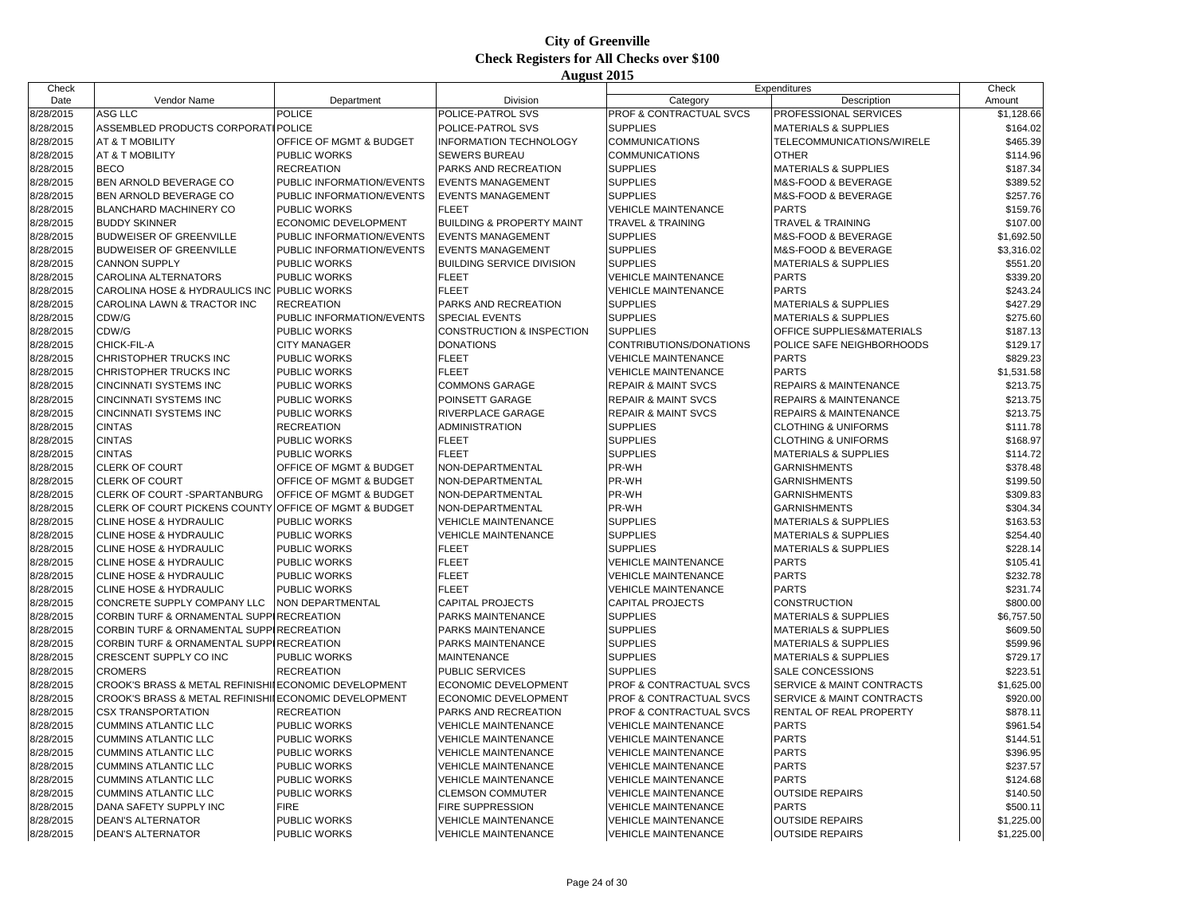# City of Greenville
## Check Registers for All Checks over $100
### August 2015

| Check Date | Vendor Name | Department | Division | Expenditures Category | Expenditures Description | Check Amount |
|---|---|---|---|---|---|---|
| 8/28/2015 | ASG LLC | POLICE | POLICE-PATROL SVS | PROF & CONTRACTUAL SVCS | PROFESSIONAL SERVICES | $1,128.66 |
| 8/28/2015 | ASSEMBLED PRODUCTS CORPORATI | POLICE | POLICE-PATROL SVS | SUPPLIES | MATERIALS & SUPPLIES | $164.02 |
| 8/28/2015 | AT & T MOBILITY | OFFICE OF MGMT & BUDGET | INFORMATION TECHNOLOGY | COMMUNICATIONS | TELECOMMUNICATIONS/WIRELE | $465.39 |
| 8/28/2015 | AT & T MOBILITY | PUBLIC WORKS | SEWERS BUREAU | COMMUNICATIONS | OTHER | $114.96 |
| 8/28/2015 | BECO | RECREATION | PARKS AND RECREATION | SUPPLIES | MATERIALS & SUPPLIES | $187.34 |
| 8/28/2015 | BEN ARNOLD BEVERAGE CO | PUBLIC INFORMATION/EVENTS | EVENTS MANAGEMENT | SUPPLIES | M&S-FOOD & BEVERAGE | $389.52 |
| 8/28/2015 | BEN ARNOLD BEVERAGE CO | PUBLIC INFORMATION/EVENTS | EVENTS MANAGEMENT | SUPPLIES | M&S-FOOD & BEVERAGE | $257.76 |
| 8/28/2015 | BLANCHARD MACHINERY CO | PUBLIC WORKS | FLEET | VEHICLE MAINTENANCE | PARTS | $159.76 |
| 8/28/2015 | BUDDY SKINNER | ECONOMIC DEVELOPMENT | BUILDING & PROPERTY MAINT | TRAVEL & TRAINING | TRAVEL & TRAINING | $107.00 |
| 8/28/2015 | BUDWEISER OF GREENVILLE | PUBLIC INFORMATION/EVENTS | EVENTS MANAGEMENT | SUPPLIES | M&S-FOOD & BEVERAGE | $1,692.50 |
| 8/28/2015 | BUDWEISER OF GREENVILLE | PUBLIC INFORMATION/EVENTS | EVENTS MANAGEMENT | SUPPLIES | M&S-FOOD & BEVERAGE | $3,316.02 |
| 8/28/2015 | CANNON SUPPLY | PUBLIC WORKS | BUILDING SERVICE DIVISION | SUPPLIES | MATERIALS & SUPPLIES | $551.20 |
| 8/28/2015 | CAROLINA ALTERNATORS | PUBLIC WORKS | FLEET | VEHICLE MAINTENANCE | PARTS | $339.20 |
| 8/28/2015 | CAROLINA HOSE & HYDRAULICS INC | PUBLIC WORKS | FLEET | VEHICLE MAINTENANCE | PARTS | $243.24 |
| 8/28/2015 | CAROLINA LAWN & TRACTOR INC | RECREATION | PARKS AND RECREATION | SUPPLIES | MATERIALS & SUPPLIES | $427.29 |
| 8/28/2015 | CDW/G | PUBLIC INFORMATION/EVENTS | SPECIAL EVENTS | SUPPLIES | MATERIALS & SUPPLIES | $275.60 |
| 8/28/2015 | CDW/G | PUBLIC WORKS | CONSTRUCTION & INSPECTION | SUPPLIES | OFFICE SUPPLIES&MATERIALS | $187.13 |
| 8/28/2015 | CHICK-FIL-A | CITY MANAGER | DONATIONS | CONTRIBUTIONS/DONATIONS | POLICE SAFE NEIGHBORHOODS | $129.17 |
| 8/28/2015 | CHRISTOPHER TRUCKS INC | PUBLIC WORKS | FLEET | VEHICLE MAINTENANCE | PARTS | $829.23 |
| 8/28/2015 | CHRISTOPHER TRUCKS INC | PUBLIC WORKS | FLEET | VEHICLE MAINTENANCE | PARTS | $1,531.58 |
| 8/28/2015 | CINCINNATI SYSTEMS INC | PUBLIC WORKS | COMMONS GARAGE | REPAIR & MAINT SVCS | REPAIRS & MAINTENANCE | $213.75 |
| 8/28/2015 | CINCINNATI SYSTEMS INC | PUBLIC WORKS | POINSETT GARAGE | REPAIR & MAINT SVCS | REPAIRS & MAINTENANCE | $213.75 |
| 8/28/2015 | CINCINNATI SYSTEMS INC | PUBLIC WORKS | RIVERPLACE GARAGE | REPAIR & MAINT SVCS | REPAIRS & MAINTENANCE | $213.75 |
| 8/28/2015 | CINTAS | RECREATION | ADMINISTRATION | SUPPLIES | CLOTHING & UNIFORMS | $111.78 |
| 8/28/2015 | CINTAS | PUBLIC WORKS | FLEET | SUPPLIES | CLOTHING & UNIFORMS | $168.97 |
| 8/28/2015 | CINTAS | PUBLIC WORKS | FLEET | SUPPLIES | MATERIALS & SUPPLIES | $114.72 |
| 8/28/2015 | CLERK OF COURT | OFFICE OF MGMT & BUDGET | NON-DEPARTMENTAL | PR-WH | GARNISHMENTS | $378.48 |
| 8/28/2015 | CLERK OF COURT | OFFICE OF MGMT & BUDGET | NON-DEPARTMENTAL | PR-WH | GARNISHMENTS | $199.50 |
| 8/28/2015 | CLERK OF COURT -SPARTANBURG | OFFICE OF MGMT & BUDGET | NON-DEPARTMENTAL | PR-WH | GARNISHMENTS | $309.83 |
| 8/28/2015 | CLERK OF COURT PICKENS COUNTY | OFFICE OF MGMT & BUDGET | NON-DEPARTMENTAL | PR-WH | GARNISHMENTS | $304.34 |
| 8/28/2015 | CLINE HOSE & HYDRAULIC | PUBLIC WORKS | VEHICLE MAINTENANCE | SUPPLIES | MATERIALS & SUPPLIES | $163.53 |
| 8/28/2015 | CLINE HOSE & HYDRAULIC | PUBLIC WORKS | VEHICLE MAINTENANCE | SUPPLIES | MATERIALS & SUPPLIES | $254.40 |
| 8/28/2015 | CLINE HOSE & HYDRAULIC | PUBLIC WORKS | FLEET | SUPPLIES | MATERIALS & SUPPLIES | $228.14 |
| 8/28/2015 | CLINE HOSE & HYDRAULIC | PUBLIC WORKS | FLEET | VEHICLE MAINTENANCE | PARTS | $105.41 |
| 8/28/2015 | CLINE HOSE & HYDRAULIC | PUBLIC WORKS | FLEET | VEHICLE MAINTENANCE | PARTS | $232.78 |
| 8/28/2015 | CLINE HOSE & HYDRAULIC | PUBLIC WORKS | FLEET | VEHICLE MAINTENANCE | PARTS | $231.74 |
| 8/28/2015 | CONCRETE SUPPLY COMPANY LLC | NON DEPARTMENTAL | CAPITAL PROJECTS | CAPITAL PROJECTS | CONSTRUCTION | $800.00 |
| 8/28/2015 | CORBIN TURF & ORNAMENTAL SUPPI | RECREATION | PARKS MAINTENANCE | SUPPLIES | MATERIALS & SUPPLIES | $6,757.50 |
| 8/28/2015 | CORBIN TURF & ORNAMENTAL SUPPI | RECREATION | PARKS MAINTENANCE | SUPPLIES | MATERIALS & SUPPLIES | $609.50 |
| 8/28/2015 | CORBIN TURF & ORNAMENTAL SUPPI | RECREATION | PARKS MAINTENANCE | SUPPLIES | MATERIALS & SUPPLIES | $599.96 |
| 8/28/2015 | CRESCENT SUPPLY CO INC | PUBLIC WORKS | MAINTENANCE | SUPPLIES | MATERIALS & SUPPLIES | $729.17 |
| 8/28/2015 | CROMERS | RECREATION | PUBLIC SERVICES | SUPPLIES | SALE CONCESSIONS | $223.51 |
| 8/28/2015 | CROOK'S BRASS & METAL REFINISHI | ECONOMIC DEVELOPMENT | ECONOMIC DEVELOPMENT | PROF & CONTRACTUAL SVCS | SERVICE & MAINT CONTRACTS | $1,625.00 |
| 8/28/2015 | CROOK'S BRASS & METAL REFINISHI | ECONOMIC DEVELOPMENT | ECONOMIC DEVELOPMENT | PROF & CONTRACTUAL SVCS | SERVICE & MAINT CONTRACTS | $920.00 |
| 8/28/2015 | CSX TRANSPORTATION | RECREATION | PARKS AND RECREATION | PROF & CONTRACTUAL SVCS | RENTAL OF REAL PROPERTY | $878.11 |
| 8/28/2015 | CUMMINS ATLANTIC LLC | PUBLIC WORKS | VEHICLE MAINTENANCE | VEHICLE MAINTENANCE | PARTS | $961.54 |
| 8/28/2015 | CUMMINS ATLANTIC LLC | PUBLIC WORKS | VEHICLE MAINTENANCE | VEHICLE MAINTENANCE | PARTS | $144.51 |
| 8/28/2015 | CUMMINS ATLANTIC LLC | PUBLIC WORKS | VEHICLE MAINTENANCE | VEHICLE MAINTENANCE | PARTS | $396.95 |
| 8/28/2015 | CUMMINS ATLANTIC LLC | PUBLIC WORKS | VEHICLE MAINTENANCE | VEHICLE MAINTENANCE | PARTS | $237.57 |
| 8/28/2015 | CUMMINS ATLANTIC LLC | PUBLIC WORKS | VEHICLE MAINTENANCE | VEHICLE MAINTENANCE | PARTS | $124.68 |
| 8/28/2015 | CUMMINS ATLANTIC LLC | PUBLIC WORKS | CLEMSON COMMUTER | VEHICLE MAINTENANCE | OUTSIDE REPAIRS | $140.50 |
| 8/28/2015 | DANA SAFETY SUPPLY INC | FIRE | FIRE SUPPRESSION | VEHICLE MAINTENANCE | PARTS | $500.11 |
| 8/28/2015 | DEAN'S ALTERNATOR | PUBLIC WORKS | VEHICLE MAINTENANCE | VEHICLE MAINTENANCE | OUTSIDE REPAIRS | $1,225.00 |
| 8/28/2015 | DEAN'S ALTERNATOR | PUBLIC WORKS | VEHICLE MAINTENANCE | VEHICLE MAINTENANCE | OUTSIDE REPAIRS | $1,225.00 |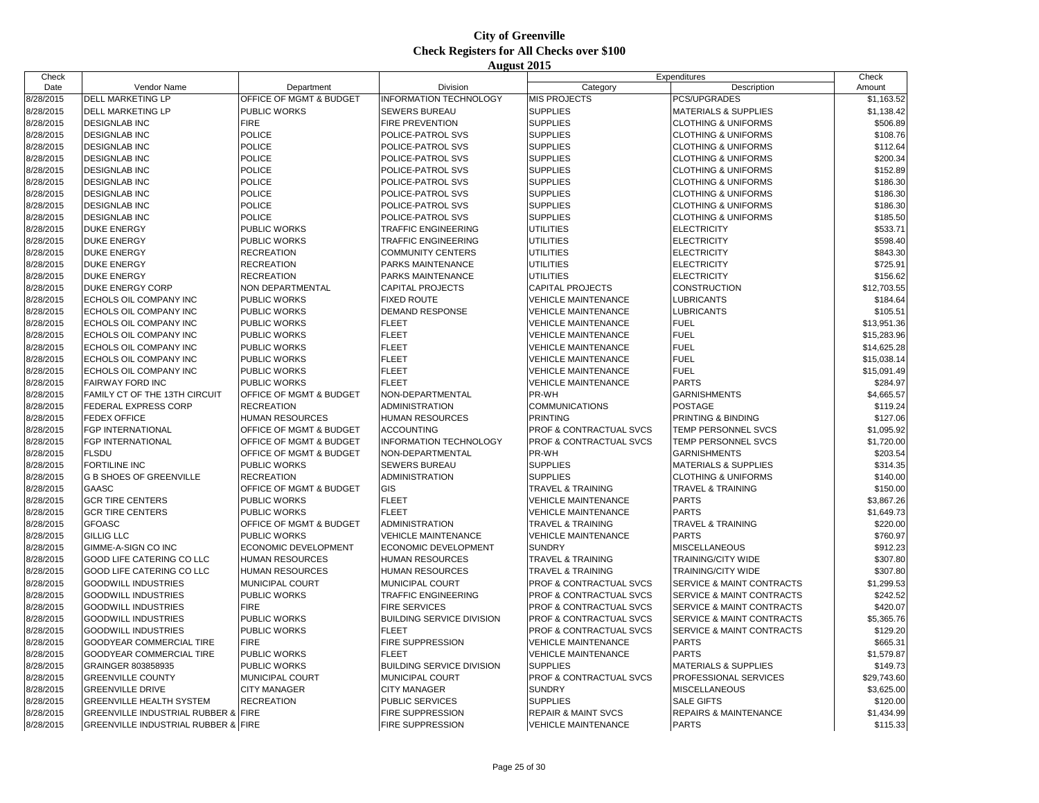# City of Greenville
## Check Registers for All Checks over $100
### August 2015

| Check Date | Vendor Name | Department | Division | Expenditures Category | Expenditures Description | Check Amount |
|---|---|---|---|---|---|---|
| 8/28/2015 | DELL MARKETING LP | OFFICE OF MGMT & BUDGET | INFORMATION TECHNOLOGY | MIS PROJECTS | PCS/UPGRADES | $1,163.52 |
| 8/28/2015 | DELL MARKETING LP | PUBLIC WORKS | SEWERS BUREAU | SUPPLIES | MATERIALS & SUPPLIES | $1,138.42 |
| 8/28/2015 | DESIGNLAB INC | FIRE | FIRE PREVENTION | SUPPLIES | CLOTHING & UNIFORMS | $506.89 |
| 8/28/2015 | DESIGNLAB INC | POLICE | POLICE-PATROL SVS | SUPPLIES | CLOTHING & UNIFORMS | $108.76 |
| 8/28/2015 | DESIGNLAB INC | POLICE | POLICE-PATROL SVS | SUPPLIES | CLOTHING & UNIFORMS | $112.64 |
| 8/28/2015 | DESIGNLAB INC | POLICE | POLICE-PATROL SVS | SUPPLIES | CLOTHING & UNIFORMS | $200.34 |
| 8/28/2015 | DESIGNLAB INC | POLICE | POLICE-PATROL SVS | SUPPLIES | CLOTHING & UNIFORMS | $152.89 |
| 8/28/2015 | DESIGNLAB INC | POLICE | POLICE-PATROL SVS | SUPPLIES | CLOTHING & UNIFORMS | $186.30 |
| 8/28/2015 | DESIGNLAB INC | POLICE | POLICE-PATROL SVS | SUPPLIES | CLOTHING & UNIFORMS | $186.30 |
| 8/28/2015 | DESIGNLAB INC | POLICE | POLICE-PATROL SVS | SUPPLIES | CLOTHING & UNIFORMS | $186.30 |
| 8/28/2015 | DESIGNLAB INC | POLICE | POLICE-PATROL SVS | SUPPLIES | CLOTHING & UNIFORMS | $185.50 |
| 8/28/2015 | DUKE ENERGY | PUBLIC WORKS | TRAFFIC ENGINEERING | UTILITIES | ELECTRICITY | $533.71 |
| 8/28/2015 | DUKE ENERGY | PUBLIC WORKS | TRAFFIC ENGINEERING | UTILITIES | ELECTRICITY | $598.40 |
| 8/28/2015 | DUKE ENERGY | RECREATION | COMMUNITY CENTERS | UTILITIES | ELECTRICITY | $843.30 |
| 8/28/2015 | DUKE ENERGY | RECREATION | PARKS MAINTENANCE | UTILITIES | ELECTRICITY | $725.91 |
| 8/28/2015 | DUKE ENERGY | RECREATION | PARKS MAINTENANCE | UTILITIES | ELECTRICITY | $156.62 |
| 8/28/2015 | DUKE ENERGY CORP | NON DEPARTMENTAL | CAPITAL PROJECTS | CAPITAL PROJECTS | CONSTRUCTION | $12,703.55 |
| 8/28/2015 | ECHOLS OIL COMPANY INC | PUBLIC WORKS | FIXED ROUTE | VEHICLE MAINTENANCE | LUBRICANTS | $184.64 |
| 8/28/2015 | ECHOLS OIL COMPANY INC | PUBLIC WORKS | DEMAND RESPONSE | VEHICLE MAINTENANCE | LUBRICANTS | $105.51 |
| 8/28/2015 | ECHOLS OIL COMPANY INC | PUBLIC WORKS | FLEET | VEHICLE MAINTENANCE | FUEL | $13,951.36 |
| 8/28/2015 | ECHOLS OIL COMPANY INC | PUBLIC WORKS | FLEET | VEHICLE MAINTENANCE | FUEL | $15,283.96 |
| 8/28/2015 | ECHOLS OIL COMPANY INC | PUBLIC WORKS | FLEET | VEHICLE MAINTENANCE | FUEL | $14,625.28 |
| 8/28/2015 | ECHOLS OIL COMPANY INC | PUBLIC WORKS | FLEET | VEHICLE MAINTENANCE | FUEL | $15,038.14 |
| 8/28/2015 | ECHOLS OIL COMPANY INC | PUBLIC WORKS | FLEET | VEHICLE MAINTENANCE | FUEL | $15,091.49 |
| 8/28/2015 | FAIRWAY FORD INC | PUBLIC WORKS | FLEET | VEHICLE MAINTENANCE | PARTS | $284.97 |
| 8/28/2015 | FAMILY CT OF THE 13TH CIRCUIT | OFFICE OF MGMT & BUDGET | NON-DEPARTMENTAL | PR-WH | GARNISHMENTS | $4,665.57 |
| 8/28/2015 | FEDERAL EXPRESS CORP | RECREATION | ADMINISTRATION | COMMUNICATIONS | POSTAGE | $119.24 |
| 8/28/2015 | FEDEX OFFICE | HUMAN RESOURCES | HUMAN RESOURCES | PRINTING | PRINTING & BINDING | $127.06 |
| 8/28/2015 | FGP INTERNATIONAL | OFFICE OF MGMT & BUDGET | ACCOUNTING | PROF & CONTRACTUAL SVCS | TEMP PERSONNEL SVCS | $1,095.92 |
| 8/28/2015 | FGP INTERNATIONAL | OFFICE OF MGMT & BUDGET | INFORMATION TECHNOLOGY | PROF & CONTRACTUAL SVCS | TEMP PERSONNEL SVCS | $1,720.00 |
| 8/28/2015 | FLSDU | OFFICE OF MGMT & BUDGET | NON-DEPARTMENTAL | PR-WH | GARNISHMENTS | $203.54 |
| 8/28/2015 | FORTILINE INC | PUBLIC WORKS | SEWERS BUREAU | SUPPLIES | MATERIALS & SUPPLIES | $314.35 |
| 8/28/2015 | G B SHOES OF GREENVILLE | RECREATION | ADMINISTRATION | SUPPLIES | CLOTHING & UNIFORMS | $140.00 |
| 8/28/2015 | GAASC | OFFICE OF MGMT & BUDGET | GIS | TRAVEL & TRAINING | TRAVEL & TRAINING | $150.00 |
| 8/28/2015 | GCR TIRE CENTERS | PUBLIC WORKS | FLEET | VEHICLE MAINTENANCE | PARTS | $3,867.26 |
| 8/28/2015 | GCR TIRE CENTERS | PUBLIC WORKS | FLEET | VEHICLE MAINTENANCE | PARTS | $1,649.73 |
| 8/28/2015 | GFOASC | OFFICE OF MGMT & BUDGET | ADMINISTRATION | TRAVEL & TRAINING | TRAVEL & TRAINING | $220.00 |
| 8/28/2015 | GILLIG LLC | PUBLIC WORKS | VEHICLE MAINTENANCE | VEHICLE MAINTENANCE | PARTS | $760.97 |
| 8/28/2015 | GIMME-A-SIGN CO INC | ECONOMIC DEVELOPMENT | ECONOMIC DEVELOPMENT | SUNDRY | MISCELLANEOUS | $912.23 |
| 8/28/2015 | GOOD LIFE CATERING CO LLC | HUMAN RESOURCES | HUMAN RESOURCES | TRAVEL & TRAINING | TRAINING/CITY WIDE | $307.80 |
| 8/28/2015 | GOOD LIFE CATERING CO LLC | HUMAN RESOURCES | HUMAN RESOURCES | TRAVEL & TRAINING | TRAINING/CITY WIDE | $307.80 |
| 8/28/2015 | GOODWILL INDUSTRIES | MUNICIPAL COURT | MUNICIPAL COURT | PROF & CONTRACTUAL SVCS | SERVICE & MAINT CONTRACTS | $1,299.53 |
| 8/28/2015 | GOODWILL INDUSTRIES | PUBLIC WORKS | TRAFFIC ENGINEERING | PROF & CONTRACTUAL SVCS | SERVICE & MAINT CONTRACTS | $242.52 |
| 8/28/2015 | GOODWILL INDUSTRIES | FIRE | FIRE SERVICES | PROF & CONTRACTUAL SVCS | SERVICE & MAINT CONTRACTS | $420.07 |
| 8/28/2015 | GOODWILL INDUSTRIES | PUBLIC WORKS | BUILDING SERVICE DIVISION | PROF & CONTRACTUAL SVCS | SERVICE & MAINT CONTRACTS | $5,365.76 |
| 8/28/2015 | GOODWILL INDUSTRIES | PUBLIC WORKS | FLEET | PROF & CONTRACTUAL SVCS | SERVICE & MAINT CONTRACTS | $129.20 |
| 8/28/2015 | GOODYEAR COMMERCIAL TIRE | FIRE | FIRE SUPPRESSION | VEHICLE MAINTENANCE | PARTS | $665.31 |
| 8/28/2015 | GOODYEAR COMMERCIAL TIRE | PUBLIC WORKS | FLEET | VEHICLE MAINTENANCE | PARTS | $1,579.87 |
| 8/28/2015 | GRAINGER 803858935 | PUBLIC WORKS | BUILDING SERVICE DIVISION | SUPPLIES | MATERIALS & SUPPLIES | $149.73 |
| 8/28/2015 | GREENVILLE COUNTY | MUNICIPAL COURT | MUNICIPAL COURT | PROF & CONTRACTUAL SVCS | PROFESSIONAL SERVICES | $29,743.60 |
| 8/28/2015 | GREENVILLE DRIVE | CITY MANAGER | CITY MANAGER | SUNDRY | MISCELLANEOUS | $3,625.00 |
| 8/28/2015 | GREENVILLE HEALTH SYSTEM | RECREATION | PUBLIC SERVICES | SUPPLIES | SALE GIFTS | $120.00 |
| 8/28/2015 | GREENVILLE INDUSTRIAL RUBBER & | FIRE | FIRE SUPPRESSION | REPAIR & MAINT SVCS | REPAIRS & MAINTENANCE | $1,434.99 |
| 8/28/2015 | GREENVILLE INDUSTRIAL RUBBER & | FIRE | FIRE SUPPRESSION | VEHICLE MAINTENANCE | PARTS | $115.33 |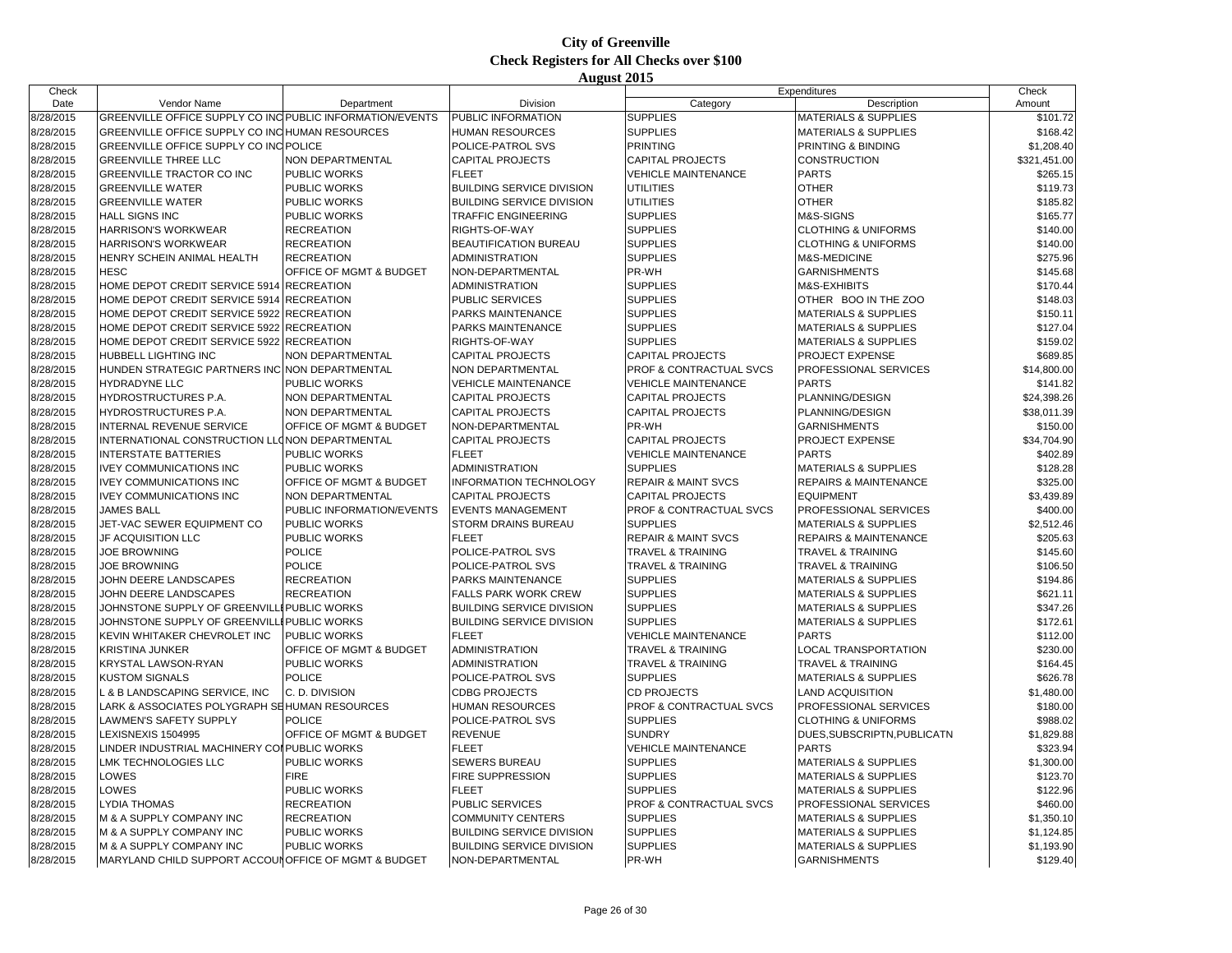# City of Greenville
## Check Registers for All Checks over $100
### August 2015

| Check Date | Vendor Name | Department | Division | Expenditures Category | Expenditures Description | Check Amount |
|---|---|---|---|---|---|---|
| 8/28/2015 | GREENVILLE OFFICE SUPPLY CO INC | PUBLIC INFORMATION/EVENTS | PUBLIC INFORMATION | SUPPLIES | MATERIALS & SUPPLIES | $101.72 |
| 8/28/2015 | GREENVILLE OFFICE SUPPLY CO INC | HUMAN RESOURCES | HUMAN RESOURCES | SUPPLIES | MATERIALS & SUPPLIES | $168.42 |
| 8/28/2015 | GREENVILLE OFFICE SUPPLY CO INC | POLICE | POLICE-PATROL SVS | PRINTING | PRINTING & BINDING | $1,208.40 |
| 8/28/2015 | GREENVILLE THREE LLC | NON DEPARTMENTAL | CAPITAL PROJECTS | CAPITAL PROJECTS | CONSTRUCTION | $321,451.00 |
| 8/28/2015 | GREENVILLE TRACTOR CO INC | PUBLIC WORKS | FLEET | VEHICLE MAINTENANCE | PARTS | $265.15 |
| 8/28/2015 | GREENVILLE WATER | PUBLIC WORKS | BUILDING SERVICE DIVISION | UTILITIES | OTHER | $119.73 |
| 8/28/2015 | GREENVILLE WATER | PUBLIC WORKS | BUILDING SERVICE DIVISION | UTILITIES | OTHER | $185.82 |
| 8/28/2015 | HALL SIGNS INC | PUBLIC WORKS | TRAFFIC ENGINEERING | SUPPLIES | M&S-SIGNS | $165.77 |
| 8/28/2015 | HARRISON'S WORKWEAR | RECREATION | RIGHTS-OF-WAY | SUPPLIES | CLOTHING & UNIFORMS | $140.00 |
| 8/28/2015 | HARRISON'S WORKWEAR | RECREATION | BEAUTIFICATION BUREAU | SUPPLIES | CLOTHING & UNIFORMS | $140.00 |
| 8/28/2015 | HENRY SCHEIN ANIMAL HEALTH | RECREATION | ADMINISTRATION | SUPPLIES | M&S-MEDICINE | $275.96 |
| 8/28/2015 | HESC | OFFICE OF MGMT & BUDGET | NON-DEPARTMENTAL | PR-WH | GARNISHMENTS | $145.68 |
| 8/28/2015 | HOME DEPOT CREDIT SERVICE 5914 | RECREATION | ADMINISTRATION | SUPPLIES | M&S-EXHIBITS | $170.44 |
| 8/28/2015 | HOME DEPOT CREDIT SERVICE 5914 | RECREATION | PUBLIC SERVICES | SUPPLIES | OTHER BOO IN THE ZOO | $148.03 |
| 8/28/2015 | HOME DEPOT CREDIT SERVICE 5922 | RECREATION | PARKS MAINTENANCE | SUPPLIES | MATERIALS & SUPPLIES | $150.11 |
| 8/28/2015 | HOME DEPOT CREDIT SERVICE 5922 | RECREATION | PARKS MAINTENANCE | SUPPLIES | MATERIALS & SUPPLIES | $127.04 |
| 8/28/2015 | HOME DEPOT CREDIT SERVICE 5922 | RECREATION | RIGHTS-OF-WAY | SUPPLIES | MATERIALS & SUPPLIES | $159.02 |
| 8/28/2015 | HUBBELL LIGHTING INC | NON DEPARTMENTAL | CAPITAL PROJECTS | CAPITAL PROJECTS | PROJECT EXPENSE | $689.85 |
| 8/28/2015 | HUNDEN STRATEGIC PARTNERS INC | NON DEPARTMENTAL | NON DEPARTMENTAL | PROF & CONTRACTUAL SVCS | PROFESSIONAL SERVICES | $14,800.00 |
| 8/28/2015 | HYDRADYNE LLC | PUBLIC WORKS | VEHICLE MAINTENANCE | VEHICLE MAINTENANCE | PARTS | $141.82 |
| 8/28/2015 | HYDROSTRUCTURES P.A. | NON DEPARTMENTAL | CAPITAL PROJECTS | CAPITAL PROJECTS | PLANNING/DESIGN | $24,398.26 |
| 8/28/2015 | HYDROSTRUCTURES P.A. | NON DEPARTMENTAL | CAPITAL PROJECTS | CAPITAL PROJECTS | PLANNING/DESIGN | $38,011.39 |
| 8/28/2015 | INTERNAL REVENUE SERVICE | OFFICE OF MGMT & BUDGET | NON-DEPARTMENTAL | PR-WH | GARNISHMENTS | $150.00 |
| 8/28/2015 | INTERNATIONAL CONSTRUCTION LLC | NON DEPARTMENTAL | CAPITAL PROJECTS | CAPITAL PROJECTS | PROJECT EXPENSE | $34,704.90 |
| 8/28/2015 | INTERSTATE BATTERIES | PUBLIC WORKS | FLEET | VEHICLE MAINTENANCE | PARTS | $402.89 |
| 8/28/2015 | IVEY COMMUNICATIONS INC | PUBLIC WORKS | ADMINISTRATION | SUPPLIES | MATERIALS & SUPPLIES | $128.28 |
| 8/28/2015 | IVEY COMMUNICATIONS INC | OFFICE OF MGMT & BUDGET | INFORMATION TECHNOLOGY | REPAIR & MAINT SVCS | REPAIRS & MAINTENANCE | $325.00 |
| 8/28/2015 | IVEY COMMUNICATIONS INC | NON DEPARTMENTAL | CAPITAL PROJECTS | CAPITAL PROJECTS | EQUIPMENT | $3,439.89 |
| 8/28/2015 | JAMES BALL | PUBLIC INFORMATION/EVENTS | EVENTS MANAGEMENT | PROF & CONTRACTUAL SVCS | PROFESSIONAL SERVICES | $400.00 |
| 8/28/2015 | JET-VAC SEWER EQUIPMENT CO | PUBLIC WORKS | STORM DRAINS BUREAU | SUPPLIES | MATERIALS & SUPPLIES | $2,512.46 |
| 8/28/2015 | JF ACQUISITION LLC | PUBLIC WORKS | FLEET | REPAIR & MAINT SVCS | REPAIRS & MAINTENANCE | $205.63 |
| 8/28/2015 | JOE BROWNING | POLICE | POLICE-PATROL SVS | TRAVEL & TRAINING | TRAVEL & TRAINING | $145.60 |
| 8/28/2015 | JOE BROWNING | POLICE | POLICE-PATROL SVS | TRAVEL & TRAINING | TRAVEL & TRAINING | $106.50 |
| 8/28/2015 | JOHN DEERE LANDSCAPES | RECREATION | PARKS MAINTENANCE | SUPPLIES | MATERIALS & SUPPLIES | $194.86 |
| 8/28/2015 | JOHN DEERE LANDSCAPES | RECREATION | FALLS PARK WORK CREW | SUPPLIES | MATERIALS & SUPPLIES | $621.11 |
| 8/28/2015 | JOHNSTONE SUPPLY OF GREENVILLE | PUBLIC WORKS | BUILDING SERVICE DIVISION | SUPPLIES | MATERIALS & SUPPLIES | $347.26 |
| 8/28/2015 | JOHNSTONE SUPPLY OF GREENVILLE | PUBLIC WORKS | BUILDING SERVICE DIVISION | SUPPLIES | MATERIALS & SUPPLIES | $172.61 |
| 8/28/2015 | KEVIN WHITAKER CHEVROLET INC | PUBLIC WORKS | FLEET | VEHICLE MAINTENANCE | PARTS | $112.00 |
| 8/28/2015 | KRISTINA JUNKER | OFFICE OF MGMT & BUDGET | ADMINISTRATION | TRAVEL & TRAINING | LOCAL TRANSPORTATION | $230.00 |
| 8/28/2015 | KRYSTAL LAWSON-RYAN | PUBLIC WORKS | ADMINISTRATION | TRAVEL & TRAINING | TRAVEL & TRAINING | $164.45 |
| 8/28/2015 | KUSTOM SIGNALS | POLICE | POLICE-PATROL SVS | SUPPLIES | MATERIALS & SUPPLIES | $626.78 |
| 8/28/2015 | L & B LANDSCAPING SERVICE, INC | C. D. DIVISION | CDBG PROJECTS | CD PROJECTS | LAND ACQUISITION | $1,480.00 |
| 8/28/2015 | LARK & ASSOCIATES POLYGRAPH SE | HUMAN RESOURCES | HUMAN RESOURCES | PROF & CONTRACTUAL SVCS | PROFESSIONAL SERVICES | $180.00 |
| 8/28/2015 | LAWMEN'S SAFETY SUPPLY | POLICE | POLICE-PATROL SVS | SUPPLIES | CLOTHING & UNIFORMS | $988.02 |
| 8/28/2015 | LEXISNEXIS 1504995 | OFFICE OF MGMT & BUDGET | REVENUE | SUNDRY | DUES,SUBSCRIPTN,PUBLICATN | $1,829.88 |
| 8/28/2015 | LINDER INDUSTRIAL MACHINERY CO | PUBLIC WORKS | FLEET | VEHICLE MAINTENANCE | PARTS | $323.94 |
| 8/28/2015 | LMK TECHNOLOGIES LLC | PUBLIC WORKS | SEWERS BUREAU | SUPPLIES | MATERIALS & SUPPLIES | $1,300.00 |
| 8/28/2015 | LOWES | FIRE | FIRE SUPPRESSION | SUPPLIES | MATERIALS & SUPPLIES | $123.70 |
| 8/28/2015 | LOWES | PUBLIC WORKS | FLEET | SUPPLIES | MATERIALS & SUPPLIES | $122.96 |
| 8/28/2015 | LYDIA THOMAS | RECREATION | PUBLIC SERVICES | PROF & CONTRACTUAL SVCS | PROFESSIONAL SERVICES | $460.00 |
| 8/28/2015 | M & A SUPPLY COMPANY INC | RECREATION | COMMUNITY CENTERS | SUPPLIES | MATERIALS & SUPPLIES | $1,350.10 |
| 8/28/2015 | M & A SUPPLY COMPANY INC | PUBLIC WORKS | BUILDING SERVICE DIVISION | SUPPLIES | MATERIALS & SUPPLIES | $1,124.85 |
| 8/28/2015 | M & A SUPPLY COMPANY INC | PUBLIC WORKS | BUILDING SERVICE DIVISION | SUPPLIES | MATERIALS & SUPPLIES | $1,193.90 |
| 8/28/2015 | MARYLAND CHILD SUPPORT ACCOUN | OFFICE OF MGMT & BUDGET | NON-DEPARTMENTAL | PR-WH | GARNISHMENTS | $129.40 |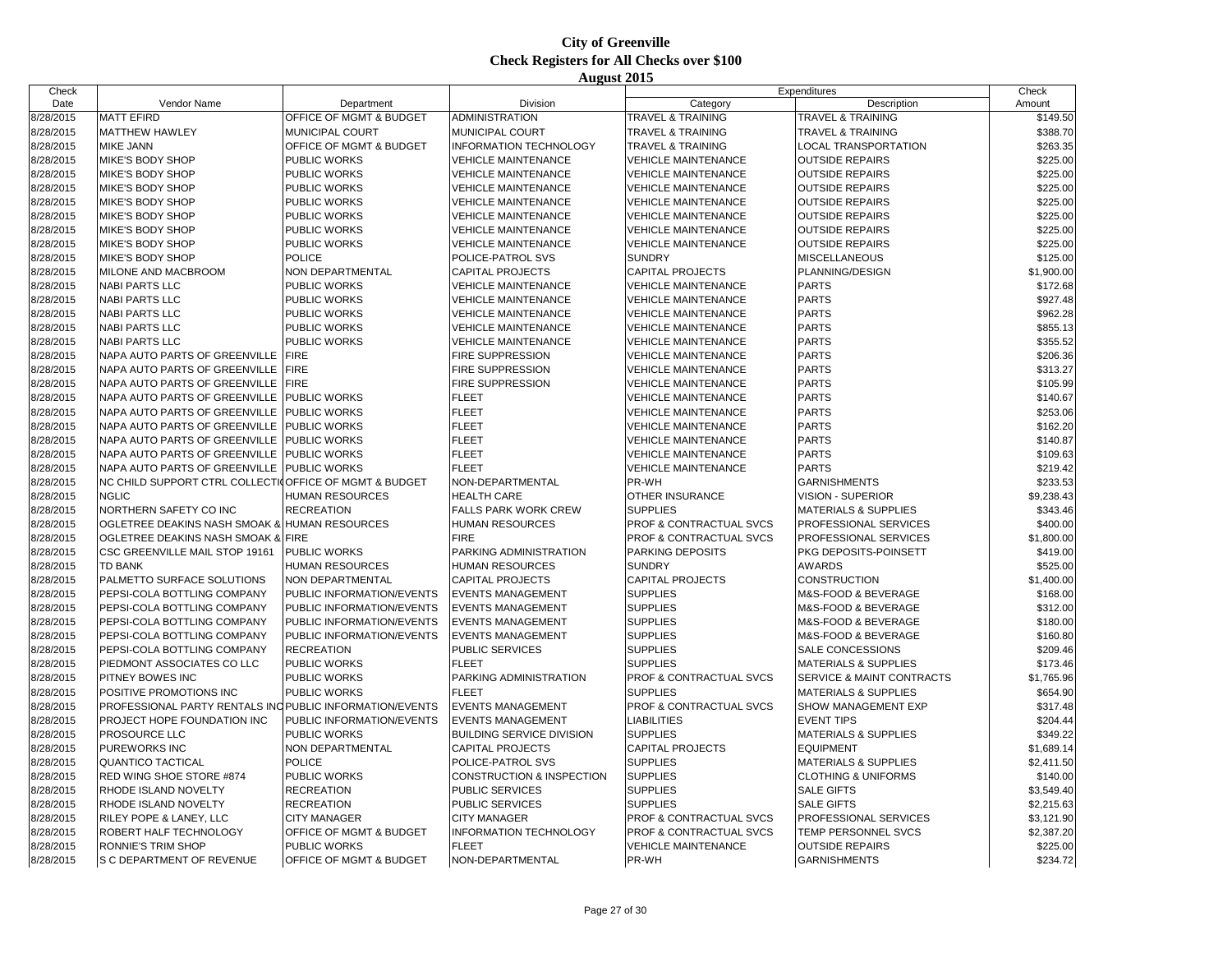# City of Greenville
## Check Registers for All Checks over $100
### August 2015

| Check Date | Vendor Name | Department | Division | Expenditures Category | Expenditures Description | Check Amount |
|---|---|---|---|---|---|---|
| 8/28/2015 | MATT EFIRD | OFFICE OF MGMT & BUDGET | ADMINISTRATION | TRAVEL & TRAINING | TRAVEL & TRAINING | $149.50 |
| 8/28/2015 | MATTHEW HAWLEY | MUNICIPAL COURT | MUNICIPAL COURT | TRAVEL & TRAINING | TRAVEL & TRAINING | $388.70 |
| 8/28/2015 | MIKE JANN | OFFICE OF MGMT & BUDGET | INFORMATION TECHNOLOGY | TRAVEL & TRAINING | LOCAL TRANSPORTATION | $263.35 |
| 8/28/2015 | MIKE'S BODY SHOP | PUBLIC WORKS | VEHICLE MAINTENANCE | VEHICLE MAINTENANCE | OUTSIDE REPAIRS | $225.00 |
| 8/28/2015 | MIKE'S BODY SHOP | PUBLIC WORKS | VEHICLE MAINTENANCE | VEHICLE MAINTENANCE | OUTSIDE REPAIRS | $225.00 |
| 8/28/2015 | MIKE'S BODY SHOP | PUBLIC WORKS | VEHICLE MAINTENANCE | VEHICLE MAINTENANCE | OUTSIDE REPAIRS | $225.00 |
| 8/28/2015 | MIKE'S BODY SHOP | PUBLIC WORKS | VEHICLE MAINTENANCE | VEHICLE MAINTENANCE | OUTSIDE REPAIRS | $225.00 |
| 8/28/2015 | MIKE'S BODY SHOP | PUBLIC WORKS | VEHICLE MAINTENANCE | VEHICLE MAINTENANCE | OUTSIDE REPAIRS | $225.00 |
| 8/28/2015 | MIKE'S BODY SHOP | PUBLIC WORKS | VEHICLE MAINTENANCE | VEHICLE MAINTENANCE | OUTSIDE REPAIRS | $225.00 |
| 8/28/2015 | MIKE'S BODY SHOP | PUBLIC WORKS | VEHICLE MAINTENANCE | VEHICLE MAINTENANCE | OUTSIDE REPAIRS | $225.00 |
| 8/28/2015 | MIKE'S BODY SHOP | POLICE | POLICE-PATROL SVS | SUNDRY | MISCELLANEOUS | $125.00 |
| 8/28/2015 | MILONE AND MACBROOM | NON DEPARTMENTAL | CAPITAL PROJECTS | CAPITAL PROJECTS | PLANNING/DESIGN | $1,900.00 |
| 8/28/2015 | NABI PARTS LLC | PUBLIC WORKS | VEHICLE MAINTENANCE | VEHICLE MAINTENANCE | PARTS | $172.68 |
| 8/28/2015 | NABI PARTS LLC | PUBLIC WORKS | VEHICLE MAINTENANCE | VEHICLE MAINTENANCE | PARTS | $927.48 |
| 8/28/2015 | NABI PARTS LLC | PUBLIC WORKS | VEHICLE MAINTENANCE | VEHICLE MAINTENANCE | PARTS | $962.28 |
| 8/28/2015 | NABI PARTS LLC | PUBLIC WORKS | VEHICLE MAINTENANCE | VEHICLE MAINTENANCE | PARTS | $855.13 |
| 8/28/2015 | NABI PARTS LLC | PUBLIC WORKS | VEHICLE MAINTENANCE | VEHICLE MAINTENANCE | PARTS | $355.52 |
| 8/28/2015 | NAPA AUTO PARTS OF GREENVILLE | FIRE | FIRE SUPPRESSION | VEHICLE MAINTENANCE | PARTS | $206.36 |
| 8/28/2015 | NAPA AUTO PARTS OF GREENVILLE | FIRE | FIRE SUPPRESSION | VEHICLE MAINTENANCE | PARTS | $313.27 |
| 8/28/2015 | NAPA AUTO PARTS OF GREENVILLE | FIRE | FIRE SUPPRESSION | VEHICLE MAINTENANCE | PARTS | $105.99 |
| 8/28/2015 | NAPA AUTO PARTS OF GREENVILLE | PUBLIC WORKS | FLEET | VEHICLE MAINTENANCE | PARTS | $140.67 |
| 8/28/2015 | NAPA AUTO PARTS OF GREENVILLE | PUBLIC WORKS | FLEET | VEHICLE MAINTENANCE | PARTS | $253.06 |
| 8/28/2015 | NAPA AUTO PARTS OF GREENVILLE | PUBLIC WORKS | FLEET | VEHICLE MAINTENANCE | PARTS | $162.20 |
| 8/28/2015 | NAPA AUTO PARTS OF GREENVILLE | PUBLIC WORKS | FLEET | VEHICLE MAINTENANCE | PARTS | $140.87 |
| 8/28/2015 | NAPA AUTO PARTS OF GREENVILLE | PUBLIC WORKS | FLEET | VEHICLE MAINTENANCE | PARTS | $109.63 |
| 8/28/2015 | NAPA AUTO PARTS OF GREENVILLE | PUBLIC WORKS | FLEET | VEHICLE MAINTENANCE | PARTS | $219.42 |
| 8/28/2015 | NC CHILD SUPPORT CTRL COLLECTI | OFFICE OF MGMT & BUDGET | NON-DEPARTMENTAL | PR-WH | GARNISHMENTS | $233.53 |
| 8/28/2015 | NGLIC | HUMAN RESOURCES | HEALTH CARE | OTHER INSURANCE | VISION - SUPERIOR | $9,238.43 |
| 8/28/2015 | NORTHERN SAFETY CO INC | RECREATION | FALLS PARK WORK CREW | SUPPLIES | MATERIALS & SUPPLIES | $343.46 |
| 8/28/2015 | OGLETREE DEAKINS NASH SMOAK & | HUMAN RESOURCES | HUMAN RESOURCES | PROF & CONTRACTUAL SVCS | PROFESSIONAL SERVICES | $400.00 |
| 8/28/2015 | OGLETREE DEAKINS NASH SMOAK & | FIRE | FIRE | PROF & CONTRACTUAL SVCS | PROFESSIONAL SERVICES | $1,800.00 |
| 8/28/2015 | CSC GREENVILLE MAIL STOP 19161 | PUBLIC WORKS | PARKING ADMINISTRATION | PARKING DEPOSITS | PKG DEPOSITS-POINSETT | $419.00 |
| 8/28/2015 | TD BANK | HUMAN RESOURCES | HUMAN RESOURCES | SUNDRY | AWARDS | $525.00 |
| 8/28/2015 | PALMETTO SURFACE SOLUTIONS | NON DEPARTMENTAL | CAPITAL PROJECTS | CAPITAL PROJECTS | CONSTRUCTION | $1,400.00 |
| 8/28/2015 | PEPSI-COLA BOTTLING COMPANY | PUBLIC INFORMATION/EVENTS | EVENTS MANAGEMENT | SUPPLIES | M&S-FOOD & BEVERAGE | $168.00 |
| 8/28/2015 | PEPSI-COLA BOTTLING COMPANY | PUBLIC INFORMATION/EVENTS | EVENTS MANAGEMENT | SUPPLIES | M&S-FOOD & BEVERAGE | $312.00 |
| 8/28/2015 | PEPSI-COLA BOTTLING COMPANY | PUBLIC INFORMATION/EVENTS | EVENTS MANAGEMENT | SUPPLIES | M&S-FOOD & BEVERAGE | $180.00 |
| 8/28/2015 | PEPSI-COLA BOTTLING COMPANY | PUBLIC INFORMATION/EVENTS | EVENTS MANAGEMENT | SUPPLIES | M&S-FOOD & BEVERAGE | $160.80 |
| 8/28/2015 | PEPSI-COLA BOTTLING COMPANY | RECREATION | PUBLIC SERVICES | SUPPLIES | SALE CONCESSIONS | $209.46 |
| 8/28/2015 | PIEDMONT ASSOCIATES CO LLC | PUBLIC WORKS | FLEET | SUPPLIES | MATERIALS & SUPPLIES | $173.46 |
| 8/28/2015 | PITNEY BOWES INC | PUBLIC WORKS | PARKING ADMINISTRATION | PROF & CONTRACTUAL SVCS | SERVICE & MAINT CONTRACTS | $1,765.96 |
| 8/28/2015 | POSITIVE PROMOTIONS INC | PUBLIC WORKS | FLEET | SUPPLIES | MATERIALS & SUPPLIES | $654.90 |
| 8/28/2015 | PROFESSIONAL PARTY RENTALS INC | PUBLIC INFORMATION/EVENTS | EVENTS MANAGEMENT | PROF & CONTRACTUAL SVCS | SHOW MANAGEMENT EXP | $317.48 |
| 8/28/2015 | PROJECT HOPE FOUNDATION INC | PUBLIC INFORMATION/EVENTS | EVENTS MANAGEMENT | LIABILITIES | EVENT TIPS | $204.44 |
| 8/28/2015 | PROSOURCE LLC | PUBLIC WORKS | BUILDING SERVICE DIVISION | SUPPLIES | MATERIALS & SUPPLIES | $349.22 |
| 8/28/2015 | PUREWORKS INC | NON DEPARTMENTAL | CAPITAL PROJECTS | CAPITAL PROJECTS | EQUIPMENT | $1,689.14 |
| 8/28/2015 | QUANTICO TACTICAL | POLICE | POLICE-PATROL SVS | SUPPLIES | MATERIALS & SUPPLIES | $2,411.50 |
| 8/28/2015 | RED WING SHOE STORE #874 | PUBLIC WORKS | CONSTRUCTION & INSPECTION | SUPPLIES | CLOTHING & UNIFORMS | $140.00 |
| 8/28/2015 | RHODE ISLAND NOVELTY | RECREATION | PUBLIC SERVICES | SUPPLIES | SALE GIFTS | $3,549.40 |
| 8/28/2015 | RHODE ISLAND NOVELTY | RECREATION | PUBLIC SERVICES | SUPPLIES | SALE GIFTS | $2,215.63 |
| 8/28/2015 | RILEY POPE & LANEY, LLC | CITY MANAGER | CITY MANAGER | PROF & CONTRACTUAL SVCS | PROFESSIONAL SERVICES | $3,121.90 |
| 8/28/2015 | ROBERT HALF TECHNOLOGY | OFFICE OF MGMT & BUDGET | INFORMATION TECHNOLOGY | PROF & CONTRACTUAL SVCS | TEMP PERSONNEL SVCS | $2,387.20 |
| 8/28/2015 | RONNIE'S TRIM SHOP | PUBLIC WORKS | FLEET | VEHICLE MAINTENANCE | OUTSIDE REPAIRS | $225.00 |
| 8/28/2015 | S C DEPARTMENT OF REVENUE | OFFICE OF MGMT & BUDGET | NON-DEPARTMENTAL | PR-WH | GARNISHMENTS | $234.72 |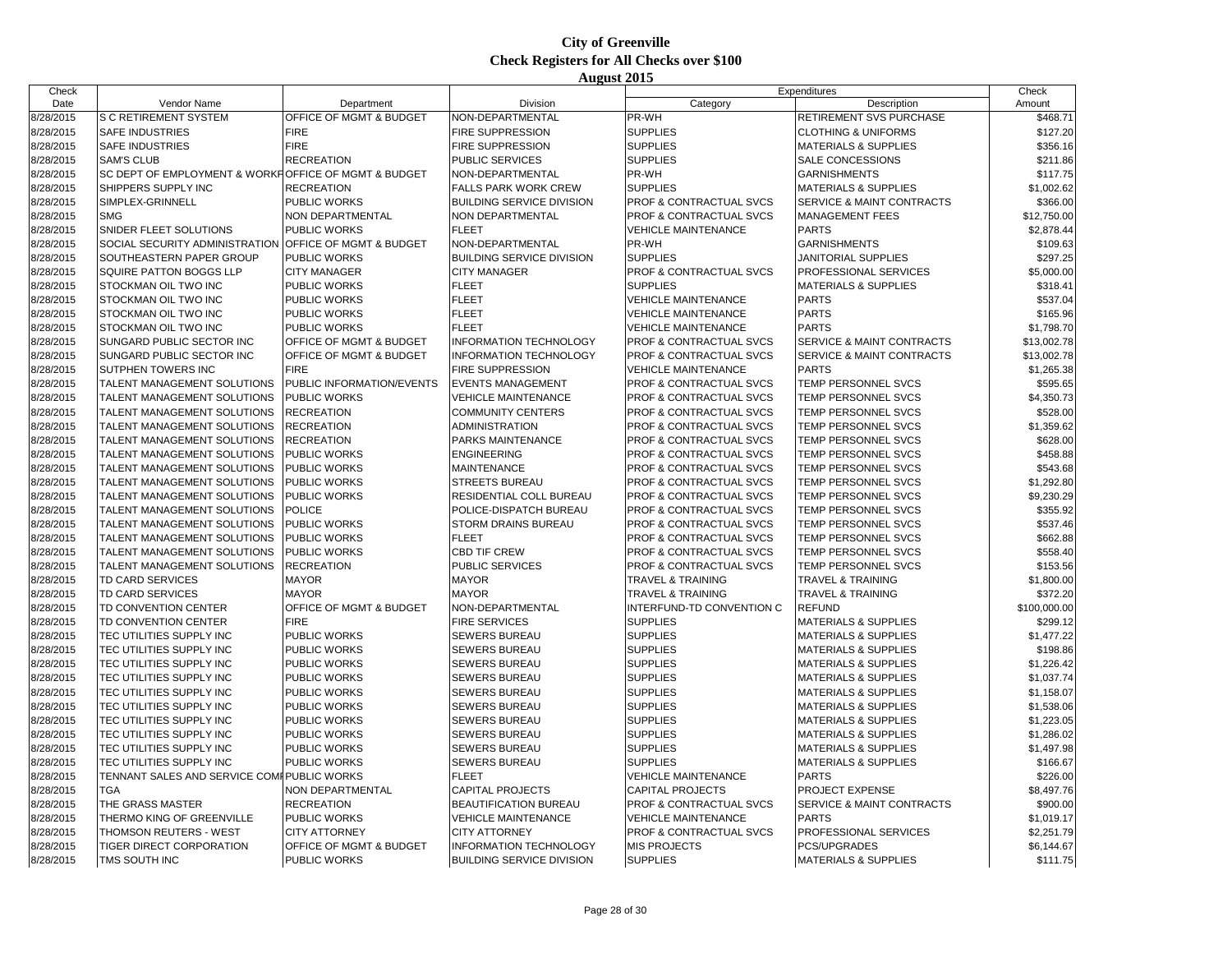# City of Greenville
## Check Registers for All Checks over $100
### August 2015

| Check Date | Vendor Name | Department | Division | Expenditures Category | Expenditures Description | Check Amount |
|---|---|---|---|---|---|---|
| 8/28/2015 | S C RETIREMENT SYSTEM | OFFICE OF MGMT & BUDGET | NON-DEPARTMENTAL | PR-WH | RETIREMENT SVS PURCHASE | $468.71 |
| 8/28/2015 | SAFE INDUSTRIES | FIRE | FIRE SUPPRESSION | SUPPLIES | CLOTHING & UNIFORMS | $127.20 |
| 8/28/2015 | SAFE INDUSTRIES | FIRE | FIRE SUPPRESSION | SUPPLIES | MATERIALS & SUPPLIES | $356.16 |
| 8/28/2015 | SAM'S CLUB | RECREATION | PUBLIC SERVICES | SUPPLIES | SALE CONCESSIONS | $211.86 |
| 8/28/2015 | SC DEPT OF EMPLOYMENT & WORKF | OFFICE OF MGMT & BUDGET | NON-DEPARTMENTAL | PR-WH | GARNISHMENTS | $117.75 |
| 8/28/2015 | SHIPPERS SUPPLY INC | RECREATION | FALLS PARK WORK CREW | SUPPLIES | MATERIALS & SUPPLIES | $1,002.62 |
| 8/28/2015 | SIMPLEX-GRINNELL | PUBLIC WORKS | BUILDING SERVICE DIVISION | PROF & CONTRACTUAL SVCS | SERVICE & MAINT CONTRACTS | $366.00 |
| 8/28/2015 | SMG | NON DEPARTMENTAL | NON DEPARTMENTAL | PROF & CONTRACTUAL SVCS | MANAGEMENT FEES | $12,750.00 |
| 8/28/2015 | SNIDER FLEET SOLUTIONS | PUBLIC WORKS | FLEET | VEHICLE MAINTENANCE | PARTS | $2,878.44 |
| 8/28/2015 | SOCIAL SECURITY ADMINISTRATION | OFFICE OF MGMT & BUDGET | NON-DEPARTMENTAL | PR-WH | GARNISHMENTS | $109.63 |
| 8/28/2015 | SOUTHEASTERN PAPER GROUP | PUBLIC WORKS | BUILDING SERVICE DIVISION | SUPPLIES | JANITORIAL SUPPLIES | $297.25 |
| 8/28/2015 | SQUIRE PATTON BOGGS LLP | CITY MANAGER | CITY MANAGER | PROF & CONTRACTUAL SVCS | PROFESSIONAL SERVICES | $5,000.00 |
| 8/28/2015 | STOCKMAN OIL TWO INC | PUBLIC WORKS | FLEET | SUPPLIES | MATERIALS & SUPPLIES | $318.41 |
| 8/28/2015 | STOCKMAN OIL TWO INC | PUBLIC WORKS | FLEET | VEHICLE MAINTENANCE | PARTS | $537.04 |
| 8/28/2015 | STOCKMAN OIL TWO INC | PUBLIC WORKS | FLEET | VEHICLE MAINTENANCE | PARTS | $165.96 |
| 8/28/2015 | STOCKMAN OIL TWO INC | PUBLIC WORKS | FLEET | VEHICLE MAINTENANCE | PARTS | $1,798.70 |
| 8/28/2015 | SUNGARD PUBLIC SECTOR INC | OFFICE OF MGMT & BUDGET | INFORMATION TECHNOLOGY | PROF & CONTRACTUAL SVCS | SERVICE & MAINT CONTRACTS | $13,002.78 |
| 8/28/2015 | SUNGARD PUBLIC SECTOR INC | OFFICE OF MGMT & BUDGET | INFORMATION TECHNOLOGY | PROF & CONTRACTUAL SVCS | SERVICE & MAINT CONTRACTS | $13,002.78 |
| 8/28/2015 | SUTPHEN TOWERS INC | FIRE | FIRE SUPPRESSION | VEHICLE MAINTENANCE | PARTS | $1,265.38 |
| 8/28/2015 | TALENT MANAGEMENT SOLUTIONS | PUBLIC INFORMATION/EVENTS | EVENTS MANAGEMENT | PROF & CONTRACTUAL SVCS | TEMP PERSONNEL SVCS | $595.65 |
| 8/28/2015 | TALENT MANAGEMENT SOLUTIONS | PUBLIC WORKS | VEHICLE MAINTENANCE | PROF & CONTRACTUAL SVCS | TEMP PERSONNEL SVCS | $4,350.73 |
| 8/28/2015 | TALENT MANAGEMENT SOLUTIONS | RECREATION | COMMUNITY CENTERS | PROF & CONTRACTUAL SVCS | TEMP PERSONNEL SVCS | $528.00 |
| 8/28/2015 | TALENT MANAGEMENT SOLUTIONS | RECREATION | ADMINISTRATION | PROF & CONTRACTUAL SVCS | TEMP PERSONNEL SVCS | $1,359.62 |
| 8/28/2015 | TALENT MANAGEMENT SOLUTIONS | RECREATION | PARKS MAINTENANCE | PROF & CONTRACTUAL SVCS | TEMP PERSONNEL SVCS | $628.00 |
| 8/28/2015 | TALENT MANAGEMENT SOLUTIONS | PUBLIC WORKS | ENGINEERING | PROF & CONTRACTUAL SVCS | TEMP PERSONNEL SVCS | $458.88 |
| 8/28/2015 | TALENT MANAGEMENT SOLUTIONS | PUBLIC WORKS | MAINTENANCE | PROF & CONTRACTUAL SVCS | TEMP PERSONNEL SVCS | $543.68 |
| 8/28/2015 | TALENT MANAGEMENT SOLUTIONS | PUBLIC WORKS | STREETS BUREAU | PROF & CONTRACTUAL SVCS | TEMP PERSONNEL SVCS | $1,292.80 |
| 8/28/2015 | TALENT MANAGEMENT SOLUTIONS | PUBLIC WORKS | RESIDENTIAL COLL BUREAU | PROF & CONTRACTUAL SVCS | TEMP PERSONNEL SVCS | $9,230.29 |
| 8/28/2015 | TALENT MANAGEMENT SOLUTIONS | POLICE | POLICE-DISPATCH BUREAU | PROF & CONTRACTUAL SVCS | TEMP PERSONNEL SVCS | $355.92 |
| 8/28/2015 | TALENT MANAGEMENT SOLUTIONS | PUBLIC WORKS | STORM DRAINS BUREAU | PROF & CONTRACTUAL SVCS | TEMP PERSONNEL SVCS | $537.46 |
| 8/28/2015 | TALENT MANAGEMENT SOLUTIONS | PUBLIC WORKS | FLEET | PROF & CONTRACTUAL SVCS | TEMP PERSONNEL SVCS | $662.88 |
| 8/28/2015 | TALENT MANAGEMENT SOLUTIONS | PUBLIC WORKS | CBD TIF CREW | PROF & CONTRACTUAL SVCS | TEMP PERSONNEL SVCS | $558.40 |
| 8/28/2015 | TALENT MANAGEMENT SOLUTIONS | RECREATION | PUBLIC SERVICES | PROF & CONTRACTUAL SVCS | TEMP PERSONNEL SVCS | $153.56 |
| 8/28/2015 | TD CARD SERVICES | MAYOR | MAYOR | TRAVEL & TRAINING | TRAVEL & TRAINING | $1,800.00 |
| 8/28/2015 | TD CARD SERVICES | MAYOR | MAYOR | TRAVEL & TRAINING | TRAVEL & TRAINING | $372.20 |
| 8/28/2015 | TD CONVENTION CENTER | OFFICE OF MGMT & BUDGET | NON-DEPARTMENTAL | INTERFUND-TD CONVENTION C | REFUND | $100,000.00 |
| 8/28/2015 | TD CONVENTION CENTER | FIRE | FIRE SERVICES | SUPPLIES | MATERIALS & SUPPLIES | $299.12 |
| 8/28/2015 | TEC UTILITIES SUPPLY INC | PUBLIC WORKS | SEWERS BUREAU | SUPPLIES | MATERIALS & SUPPLIES | $1,477.22 |
| 8/28/2015 | TEC UTILITIES SUPPLY INC | PUBLIC WORKS | SEWERS BUREAU | SUPPLIES | MATERIALS & SUPPLIES | $198.86 |
| 8/28/2015 | TEC UTILITIES SUPPLY INC | PUBLIC WORKS | SEWERS BUREAU | SUPPLIES | MATERIALS & SUPPLIES | $1,226.42 |
| 8/28/2015 | TEC UTILITIES SUPPLY INC | PUBLIC WORKS | SEWERS BUREAU | SUPPLIES | MATERIALS & SUPPLIES | $1,037.74 |
| 8/28/2015 | TEC UTILITIES SUPPLY INC | PUBLIC WORKS | SEWERS BUREAU | SUPPLIES | MATERIALS & SUPPLIES | $1,158.07 |
| 8/28/2015 | TEC UTILITIES SUPPLY INC | PUBLIC WORKS | SEWERS BUREAU | SUPPLIES | MATERIALS & SUPPLIES | $1,538.06 |
| 8/28/2015 | TEC UTILITIES SUPPLY INC | PUBLIC WORKS | SEWERS BUREAU | SUPPLIES | MATERIALS & SUPPLIES | $1,223.05 |
| 8/28/2015 | TEC UTILITIES SUPPLY INC | PUBLIC WORKS | SEWERS BUREAU | SUPPLIES | MATERIALS & SUPPLIES | $1,286.02 |
| 8/28/2015 | TEC UTILITIES SUPPLY INC | PUBLIC WORKS | SEWERS BUREAU | SUPPLIES | MATERIALS & SUPPLIES | $1,497.98 |
| 8/28/2015 | TEC UTILITIES SUPPLY INC | PUBLIC WORKS | SEWERS BUREAU | SUPPLIES | MATERIALS & SUPPLIES | $166.67 |
| 8/28/2015 | TENNANT SALES AND SERVICE COM | PUBLIC WORKS | FLEET | VEHICLE MAINTENANCE | PARTS | $226.00 |
| 8/28/2015 | TGA | NON DEPARTMENTAL | CAPITAL PROJECTS | CAPITAL PROJECTS | PROJECT EXPENSE | $8,497.76 |
| 8/28/2015 | THE GRASS MASTER | RECREATION | BEAUTIFICATION BUREAU | PROF & CONTRACTUAL SVCS | SERVICE & MAINT CONTRACTS | $900.00 |
| 8/28/2015 | THERMO KING OF GREENVILLE | PUBLIC WORKS | VEHICLE MAINTENANCE | VEHICLE MAINTENANCE | PARTS | $1,019.17 |
| 8/28/2015 | THOMSON REUTERS - WEST | CITY ATTORNEY | CITY ATTORNEY | PROF & CONTRACTUAL SVCS | PROFESSIONAL SERVICES | $2,251.79 |
| 8/28/2015 | TIGER DIRECT CORPORATION | OFFICE OF MGMT & BUDGET | INFORMATION TECHNOLOGY | MIS PROJECTS | PCS/UPGRADES | $6,144.67 |
| 8/28/2015 | TMS SOUTH INC | PUBLIC WORKS | BUILDING SERVICE DIVISION | SUPPLIES | MATERIALS & SUPPLIES | $111.75 |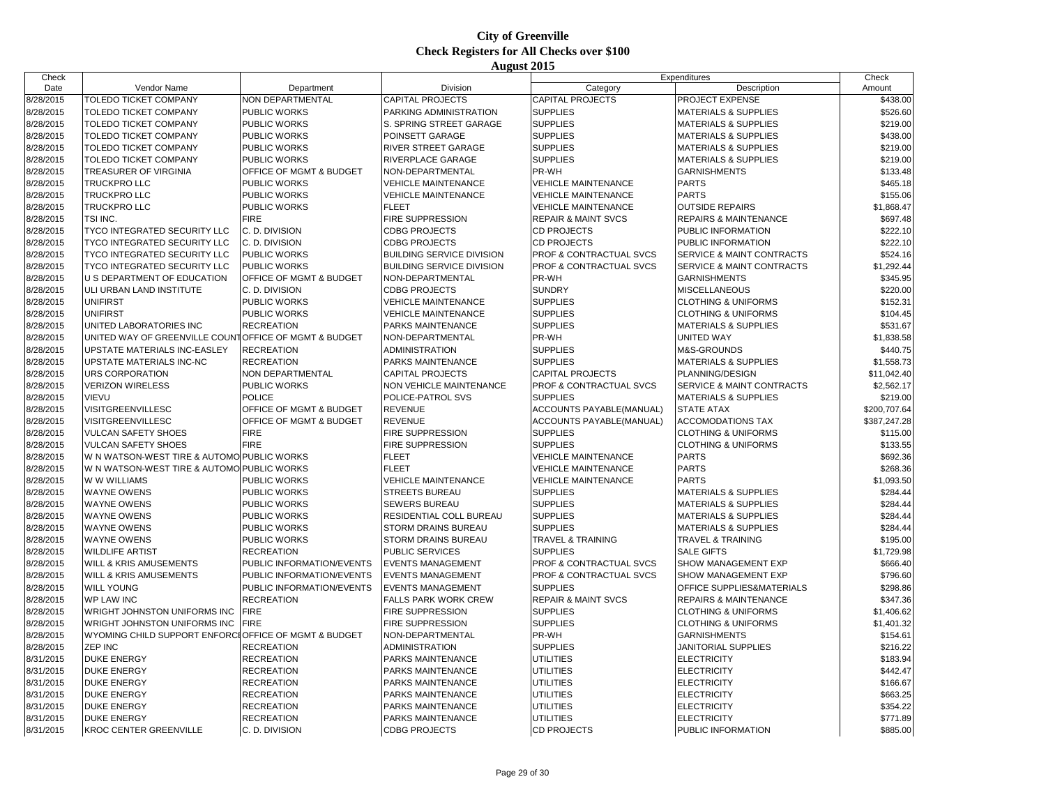# City of Greenville
## Check Registers for All Checks over $100
### August 2015

| Check Date | Vendor Name | Department | Division | Expenditures Category | Expenditures Description | Check Amount |
|---|---|---|---|---|---|---|
| 8/28/2015 | TOLEDO TICKET COMPANY | NON DEPARTMENTAL | CAPITAL PROJECTS | CAPITAL PROJECTS | PROJECT EXPENSE | $438.00 |
| 8/28/2015 | TOLEDO TICKET COMPANY | PUBLIC WORKS | PARKING ADMINISTRATION | SUPPLIES | MATERIALS & SUPPLIES | $526.60 |
| 8/28/2015 | TOLEDO TICKET COMPANY | PUBLIC WORKS | S. SPRING STREET GARAGE | SUPPLIES | MATERIALS & SUPPLIES | $219.00 |
| 8/28/2015 | TOLEDO TICKET COMPANY | PUBLIC WORKS | POINSETT GARAGE | SUPPLIES | MATERIALS & SUPPLIES | $438.00 |
| 8/28/2015 | TOLEDO TICKET COMPANY | PUBLIC WORKS | RIVER STREET GARAGE | SUPPLIES | MATERIALS & SUPPLIES | $219.00 |
| 8/28/2015 | TOLEDO TICKET COMPANY | PUBLIC WORKS | RIVERPLACE GARAGE | SUPPLIES | MATERIALS & SUPPLIES | $219.00 |
| 8/28/2015 | TREASURER OF VIRGINIA | OFFICE OF MGMT & BUDGET | NON-DEPARTMENTAL | PR-WH | GARNISHMENTS | $133.48 |
| 8/28/2015 | TRUCKPRO LLC | PUBLIC WORKS | VEHICLE MAINTENANCE | VEHICLE MAINTENANCE | PARTS | $465.18 |
| 8/28/2015 | TRUCKPRO LLC | PUBLIC WORKS | VEHICLE MAINTENANCE | VEHICLE MAINTENANCE | PARTS | $155.06 |
| 8/28/2015 | TRUCKPRO LLC | PUBLIC WORKS | FLEET | VEHICLE MAINTENANCE | OUTSIDE REPAIRS | $1,868.47 |
| 8/28/2015 | TSI INC. | FIRE | FIRE SUPPRESSION | REPAIR & MAINT SVCS | REPAIRS & MAINTENANCE | $697.48 |
| 8/28/2015 | TYCO INTEGRATED SECURITY LLC | C. D. DIVISION | CDBG PROJECTS | CD PROJECTS | PUBLIC INFORMATION | $222.10 |
| 8/28/2015 | TYCO INTEGRATED SECURITY LLC | C. D. DIVISION | CDBG PROJECTS | CD PROJECTS | PUBLIC INFORMATION | $222.10 |
| 8/28/2015 | TYCO INTEGRATED SECURITY LLC | PUBLIC WORKS | BUILDING SERVICE DIVISION | PROF & CONTRACTUAL SVCS | SERVICE & MAINT CONTRACTS | $524.16 |
| 8/28/2015 | TYCO INTEGRATED SECURITY LLC | PUBLIC WORKS | BUILDING SERVICE DIVISION | PROF & CONTRACTUAL SVCS | SERVICE & MAINT CONTRACTS | $1,292.44 |
| 8/28/2015 | U S DEPARTMENT OF EDUCATION | OFFICE OF MGMT & BUDGET | NON-DEPARTMENTAL | PR-WH | GARNISHMENTS | $345.95 |
| 8/28/2015 | ULI URBAN LAND INSTITUTE | C. D. DIVISION | CDBG PROJECTS | SUNDRY | MISCELLANEOUS | $220.00 |
| 8/28/2015 | UNIFIRST | PUBLIC WORKS | VEHICLE MAINTENANCE | SUPPLIES | CLOTHING & UNIFORMS | $152.31 |
| 8/28/2015 | UNIFIRST | PUBLIC WORKS | VEHICLE MAINTENANCE | SUPPLIES | CLOTHING & UNIFORMS | $104.45 |
| 8/28/2015 | UNITED LABORATORIES INC | RECREATION | PARKS MAINTENANCE | SUPPLIES | MATERIALS & SUPPLIES | $531.67 |
| 8/28/2015 | UNITED WAY OF GREENVILLE COUNT | OFFICE OF MGMT & BUDGET | NON-DEPARTMENTAL | PR-WH | UNITED WAY | $1,838.58 |
| 8/28/2015 | UPSTATE MATERIALS INC-EASLEY | RECREATION | ADMINISTRATION | SUPPLIES | M&S-GROUNDS | $440.75 |
| 8/28/2015 | UPSTATE MATERIALS INC-NC | RECREATION | PARKS MAINTENANCE | SUPPLIES | MATERIALS & SUPPLIES | $1,558.73 |
| 8/28/2015 | URS CORPORATION | NON DEPARTMENTAL | CAPITAL PROJECTS | CAPITAL PROJECTS | PLANNING/DESIGN | $11,042.40 |
| 8/28/2015 | VERIZON WIRELESS | PUBLIC WORKS | NON VEHICLE MAINTENANCE | PROF & CONTRACTUAL SVCS | SERVICE & MAINT CONTRACTS | $2,562.17 |
| 8/28/2015 | VIEVU | POLICE | POLICE-PATROL SVS | SUPPLIES | MATERIALS & SUPPLIES | $219.00 |
| 8/28/2015 | VISITGREENVILLESC | OFFICE OF MGMT & BUDGET | REVENUE | ACCOUNTS PAYABLE(MANUAL) | STATE ATAX | $200,707.64 |
| 8/28/2015 | VISITGREENVILLESC | OFFICE OF MGMT & BUDGET | REVENUE | ACCOUNTS PAYABLE(MANUAL) | ACCOMODATIONS TAX | $387,247.28 |
| 8/28/2015 | VULCAN SAFETY SHOES | FIRE | FIRE SUPPRESSION | SUPPLIES | CLOTHING & UNIFORMS | $115.00 |
| 8/28/2015 | VULCAN SAFETY SHOES | FIRE | FIRE SUPPRESSION | SUPPLIES | CLOTHING & UNIFORMS | $133.55 |
| 8/28/2015 | W N WATSON-WEST TIRE & AUTOMO | PUBLIC WORKS | FLEET | VEHICLE MAINTENANCE | PARTS | $692.36 |
| 8/28/2015 | W N WATSON-WEST TIRE & AUTOMO | PUBLIC WORKS | FLEET | VEHICLE MAINTENANCE | PARTS | $268.36 |
| 8/28/2015 | W W WILLIAMS | PUBLIC WORKS | VEHICLE MAINTENANCE | VEHICLE MAINTENANCE | PARTS | $1,093.50 |
| 8/28/2015 | WAYNE OWENS | PUBLIC WORKS | STREETS BUREAU | SUPPLIES | MATERIALS & SUPPLIES | $284.44 |
| 8/28/2015 | WAYNE OWENS | PUBLIC WORKS | SEWERS BUREAU | SUPPLIES | MATERIALS & SUPPLIES | $284.44 |
| 8/28/2015 | WAYNE OWENS | PUBLIC WORKS | RESIDENTIAL COLL BUREAU | SUPPLIES | MATERIALS & SUPPLIES | $284.44 |
| 8/28/2015 | WAYNE OWENS | PUBLIC WORKS | STORM DRAINS BUREAU | SUPPLIES | MATERIALS & SUPPLIES | $284.44 |
| 8/28/2015 | WAYNE OWENS | PUBLIC WORKS | STORM DRAINS BUREAU | TRAVEL & TRAINING | TRAVEL & TRAINING | $195.00 |
| 8/28/2015 | WILDLIFE ARTIST | RECREATION | PUBLIC SERVICES | SUPPLIES | SALE GIFTS | $1,729.98 |
| 8/28/2015 | WILL & KRIS AMUSEMENTS | PUBLIC INFORMATION/EVENTS | EVENTS MANAGEMENT | PROF & CONTRACTUAL SVCS | SHOW MANAGEMENT EXP | $666.40 |
| 8/28/2015 | WILL & KRIS AMUSEMENTS | PUBLIC INFORMATION/EVENTS | EVENTS MANAGEMENT | PROF & CONTRACTUAL SVCS | SHOW MANAGEMENT EXP | $796.60 |
| 8/28/2015 | WILL YOUNG | PUBLIC INFORMATION/EVENTS | EVENTS MANAGEMENT | SUPPLIES | OFFICE SUPPLIES&MATERIALS | $298.86 |
| 8/28/2015 | WP LAW INC | RECREATION | FALLS PARK WORK CREW | REPAIR & MAINT SVCS | REPAIRS & MAINTENANCE | $347.36 |
| 8/28/2015 | WRIGHT JOHNSTON UNIFORMS INC | FIRE | FIRE SUPPRESSION | SUPPLIES | CLOTHING & UNIFORMS | $1,406.62 |
| 8/28/2015 | WRIGHT JOHNSTON UNIFORMS INC | FIRE | FIRE SUPPRESSION | SUPPLIES | CLOTHING & UNIFORMS | $1,401.32 |
| 8/28/2015 | WYOMING CHILD SUPPORT ENFORCE | OFFICE OF MGMT & BUDGET | NON-DEPARTMENTAL | PR-WH | GARNISHMENTS | $154.61 |
| 8/28/2015 | ZEP INC | RECREATION | ADMINISTRATION | SUPPLIES | JANITORIAL SUPPLIES | $216.22 |
| 8/31/2015 | DUKE ENERGY | RECREATION | PARKS MAINTENANCE | UTILITIES | ELECTRICITY | $183.94 |
| 8/31/2015 | DUKE ENERGY | RECREATION | PARKS MAINTENANCE | UTILITIES | ELECTRICITY | $442.47 |
| 8/31/2015 | DUKE ENERGY | RECREATION | PARKS MAINTENANCE | UTILITIES | ELECTRICITY | $166.67 |
| 8/31/2015 | DUKE ENERGY | RECREATION | PARKS MAINTENANCE | UTILITIES | ELECTRICITY | $663.25 |
| 8/31/2015 | DUKE ENERGY | RECREATION | PARKS MAINTENANCE | UTILITIES | ELECTRICITY | $354.22 |
| 8/31/2015 | DUKE ENERGY | RECREATION | PARKS MAINTENANCE | UTILITIES | ELECTRICITY | $771.89 |
| 8/31/2015 | KROC CENTER GREENVILLE | C. D. DIVISION | CDBG PROJECTS | CD PROJECTS | PUBLIC INFORMATION | $885.00 |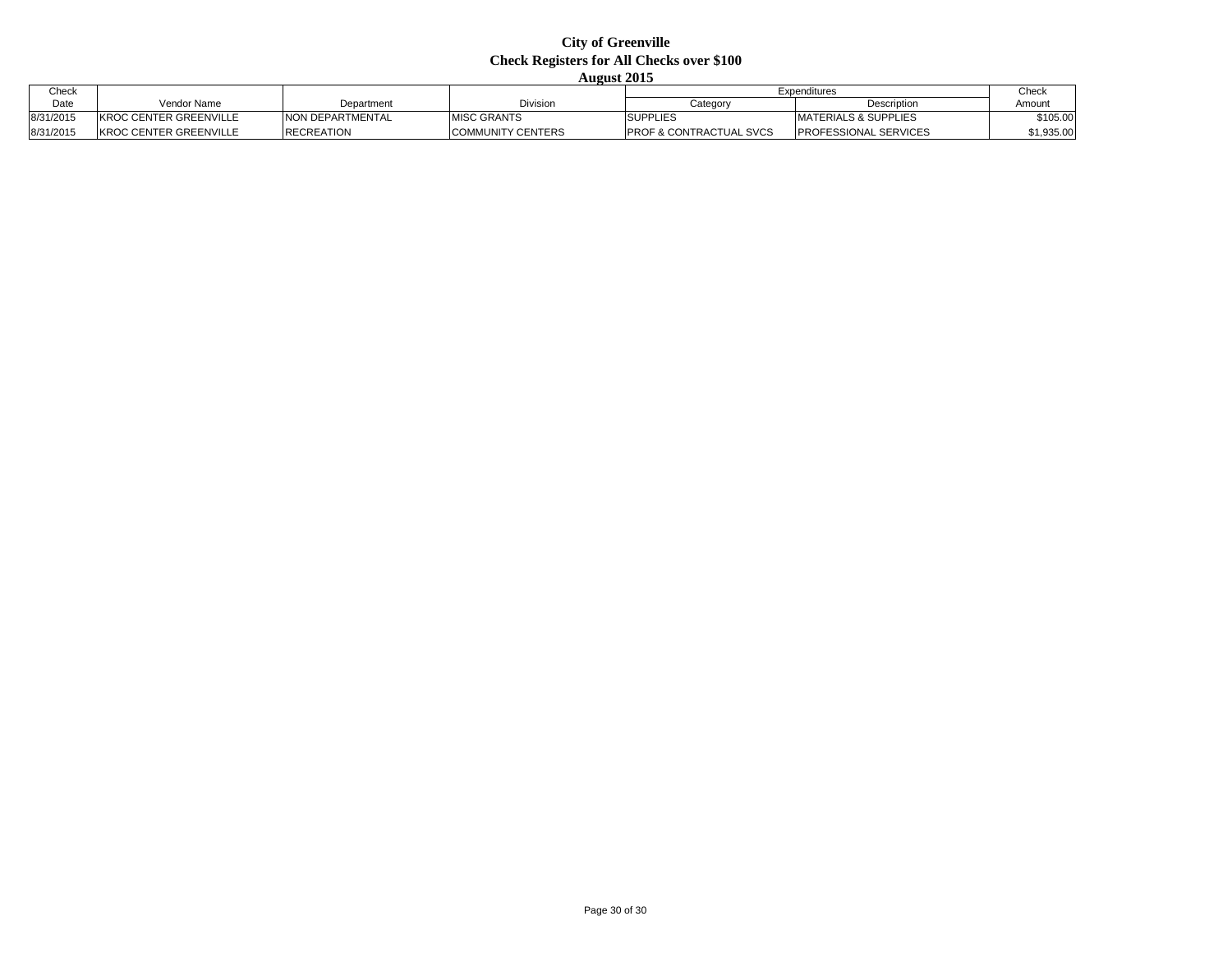# City of Greenville
## Check Registers for All Checks over $100
### August 2015

| Check | | | | Expenditures | | Check |
|---|---|---|---|---|---|---|
| Date | Vendor Name | Department | Division | Category | Description | Amount |
| 8/31/2015 | KROC CENTER GREENVILLE | NON DEPARTMENTAL | MISC GRANTS | SUPPLIES | MATERIALS & SUPPLIES | $105.00 |
| 8/31/2015 | KROC CENTER GREENVILLE | RECREATION | COMMUNITY CENTERS | PROF & CONTRACTUAL SVCS | PROFESSIONAL SERVICES | $1,935.00 |